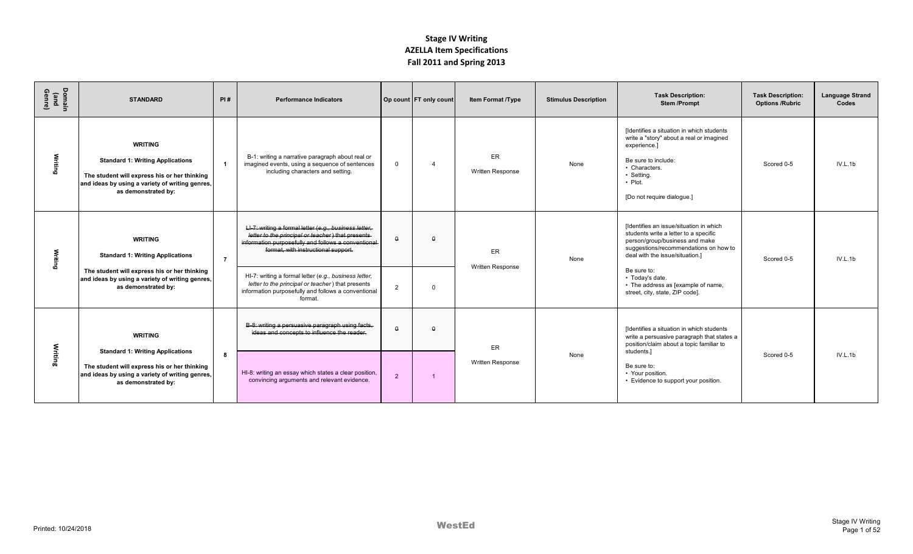# Stage IV Writing
## AZELLA Item Specifications
## Fall 2011 and Spring 2013

| Domain (and Genre) | STANDARD | PI # | Performance Indicators | Op count | FT only count | Item Format /Type | Stimulus Description | Task Description: Stem /Prompt | Task Description: Options /Rubric | Language Strand Codes |
|---|---|---|---|---|---|---|---|---|---|---|
| Writing | **WRITING** **Standard 1: Writing Applications** **The student will express his or her thinking and ideas by using a variety of writing genres, as demonstrated by:** | 1 | B-1: writing a narrative paragraph about real or imagined events, using a sequence of sentences including characters and setting. | 0 | 4 | ER Written Response | None | [Identifies a situation in which students write a "story" about a real or imagined experience.] Be sure to include: • Characters. • Setting. • Plot. [Do not require dialogue.] | Scored 0-5 | IV.L.1b |
| Writing | **WRITING** **Standard 1: Writing Applications** **The student will express his or her thinking and ideas by using a variety of writing genres, as demonstrated by:** | 7 | ~~LI-7: writing a formal letter (*e.g., business letter, letter to the principal or teacher*) that presents information purposefully and follows a conventional format, with instructional support.~~ | ~~0~~ | ~~0~~ | ER Written Response | None | [Identifies an issue/situation in which students write a letter to a specific person/group/business and make suggestions/recommendations on how to deal with the issue/situation.] Be sure to: • Today's date. • The address as [example of name, street, city, state, ZIP code]. | Scored 0-5 | IV.L.1b |
| | | | HI-7: writing a formal letter (*e.g., business letter, letter to the principal or teacher*) that presents information purposefully and follows a conventional format. | 2 | 0 | | | | | |
| Writing | **WRITING** **Standard 1: Writing Applications** **The student will express his or her thinking and ideas by using a variety of writing genres, as demonstrated by:** | 8 | ~~B-8: writing a persuasive paragraph using facts, ideas and concepts to influence the reader.~~ | ~~0~~ | ~~0~~ | ER Written Response | None | [Identifies a situation in which students write a persuasive paragraph that states a position/claim about a topic familiar to students.] Be sure to: • Your position. • Evidence to support your position. | Scored 0-5 | IV.L.1b |
| | | | HI-8: writing an essay which states a clear position, convincing arguments and relevant evidence. | 2 | 1 | | | | | |

Printed: 10/24/2018

WestEd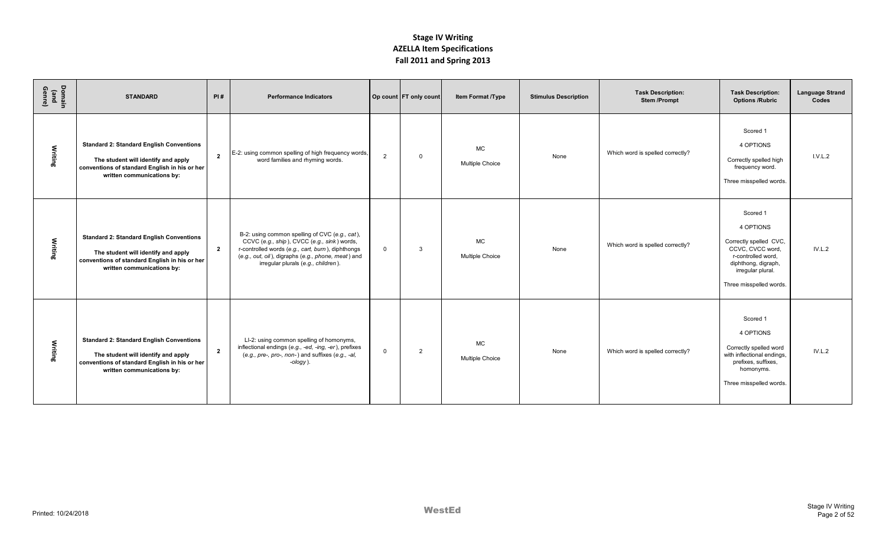# Stage IV Writing
# AZELLA Item Specifications
# Fall 2011 and Spring 2013

| Domain (and Genre) | STANDARD | PI # | Performance Indicators | Op count | FT only count | Item Format /Type | Stimulus Description | Task Description: Stem /Prompt | Task Description: Options /Rubric | Language Strand Codes |
|---|---|---|---|---|---|---|---|---|---|---|
| Writing | **Standard 2: Standard English Conventions** **The student will identify and apply conventions of standard English in his or her written communications by:** | 2 | E-2: using common spelling of high frequency words, word families and rhyming words. | 2 | 0 | MC Multiple Choice | None | Which word is spelled correctly? | Scored 1 4 OPTIONS Correctly spelled high frequency word. Three misspelled words. | I.V.L.2 |
| Writing | **Standard 2: Standard English Conventions** **The student will identify and apply conventions of standard English in his or her written communications by:** | 2 | B-2: using common spelling of CVC (*e.g., cat*), CCVC (*e.g., ship*), CVCC (*e.g., sink*) words, r-controlled words (*e.g., cart, burn*), diphthongs (*e.g., out, oil*), digraphs (*e.g., phone, meat*) and irregular plurals (*e.g., children*). | 0 | 3 | MC Multiple Choice | None | Which word is spelled correctly? | Scored 1 4 OPTIONS Correctly spelled CVC, CCVC, CVCC word, r-controlled word, diphthong, digraph, irregular plural. Three misspelled words. | IV.L.2 |
| Writing | **Standard 2: Standard English Conventions** **The student will identify and apply conventions of standard English in his or her written communications by:** | 2 | LI-2: using common spelling of homonyms, inflectional endings (*e.g., -ed, -ing, -er*), prefixes (*e.g., pre-, pro-, non-*) and suffixes (*e.g., -al, -ology*). | 0 | 2 | MC Multiple Choice | None | Which word is spelled correctly? | Scored 1 4 OPTIONS Correctly spelled word with inflectional endings, prefixes, suffixes, homonyms. Three misspelled words. | IV.L.2 |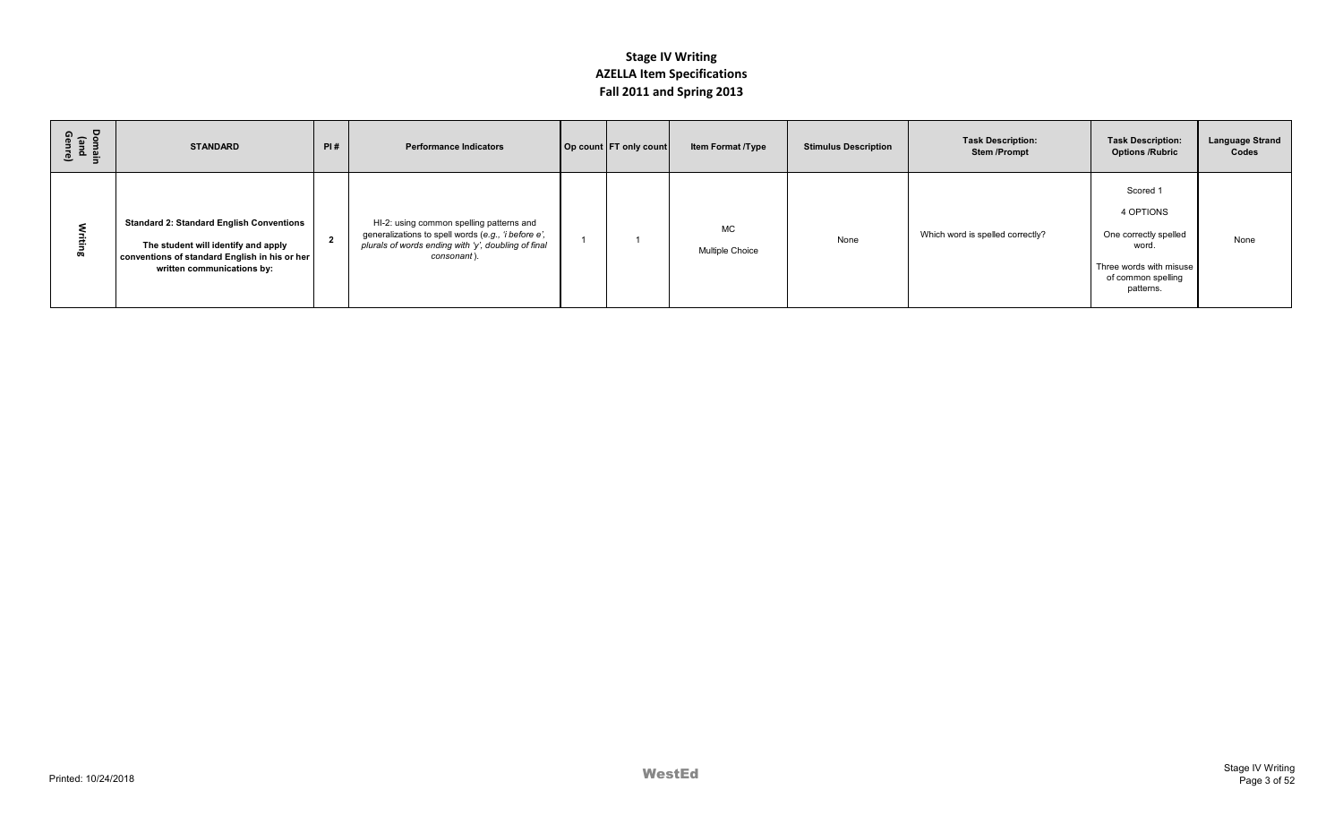# Stage IV Writing
## AZELLA Item Specifications
## Fall 2011 and Spring 2013

| Domain (and Genre) | STANDARD | PI # | Performance Indicators | Op count | FT only count | Item Format /Type | Stimulus Description | Task Description: Stem /Prompt | Task Description: Options /Rubric | Language Strand Codes |
|---|---|---|---|---|---|---|---|---|---|---|
| Writing | **Standard 2: Standard English Conventions** **The student will identify and apply conventions of standard English in his or her written communications by:** | 2 | HI-2: using common spelling patterns and generalizations to spell words (*e.g., 'i before e', plurals of words ending with 'y', doubling of final consonant*). | 1 | 1 | MC Multiple Choice | None | Which word is spelled correctly? | Scored 1<br>4 OPTIONS<br>One correctly spelled word.<br>Three words with misuse of common spelling patterns. | None |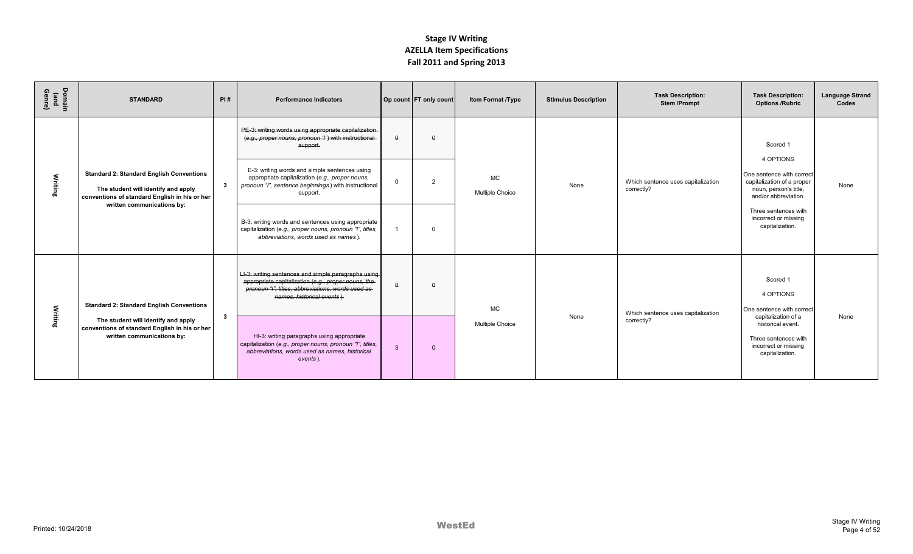# Stage IV Writing
## AZELLA Item Specifications
## Fall 2011 and Spring 2013

| Domain (and Genre) | STANDARD | PI # | Performance Indicators | Op count | FT only count | Item Format /Type | Stimulus Description | Task Description: Stem /Prompt | Task Description: Options /Rubric | Language Strand Codes |
|---|---|---|---|---|---|---|---|---|---|---|
| Writing | **Standard 2: Standard English Conventions** **The student will identify and apply conventions of standard English in his or her written communications by:** | 3 | ~~PE-3: writing words using appropriate capitalization (*e.g., proper nouns, pronoun "I"*) with instructional support.~~ | ~~0~~ | ~~0~~ | MC Multiple Choice | None | Which sentence uses capitalization correctly? | Scored 1<br>4 OPTIONS<br>One sentence with correct capitalization of a proper noun, person's title, and/or abbreviation.<br>Three sentences with incorrect or missing capitalization. | None |
| | | | E-3: writing words and simple sentences using appropriate capitalization (*e.g., proper nouns, pronoun "I", sentence beginnings*) with instructional support. | 0 | 2 | | | | | |
| | | | B-3: writing words and sentences using appropriate capitalization (*e.g., proper nouns, pronoun "I", titles, abbreviations, words used as names*). | 1 | 0 | | | | | |
| Writing | **Standard 2: Standard English Conventions** **The student will identify and apply conventions of standard English in his or her written communications by:** | 3 | ~~LI-3: writing sentences and simple paragraphs using appropriate capitalization (*e.g., proper nouns, the pronoun "I", titles, abbreviations, words used as names, historical events*).~~ | ~~0~~ | ~~0~~ | MC Multiple Choice | None | Which sentence uses capitalization correctly? | Scored 1<br>4 OPTIONS<br>One sentence with correct capitalization of a historical event.<br>Three sentences with incorrect or missing capitalization. | None |
| | | | HI-3: writing paragraphs using appropriate capitalization (*e.g., proper nouns, pronoun "I", titles, abbreviations, words used as names, historical events*). | 3 | 0 | | | | | |

Printed: 10/24/2018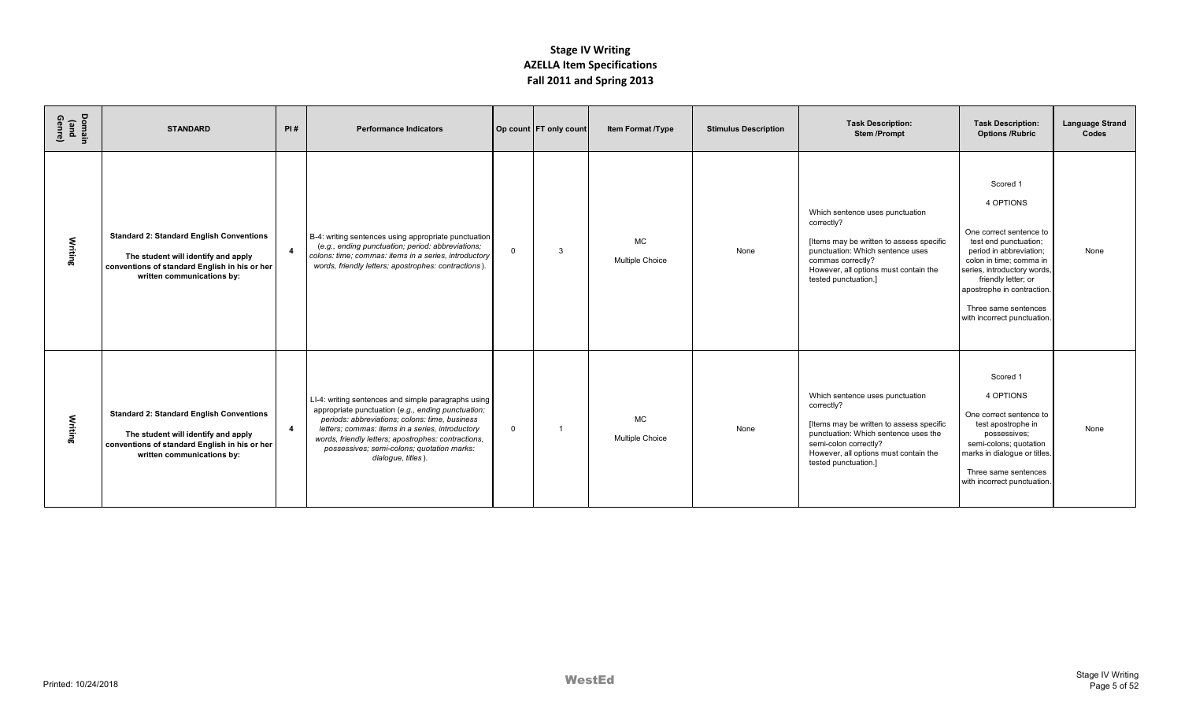# Stage IV Writing
## AZELLA Item Specifications
## Fall 2011 and Spring 2013

| Domain (and Genre) | STANDARD | PI # | Performance Indicators | Op count | FT only count | Item Format /Type | Stimulus Description | Task Description: Stem /Prompt | Task Description: Options /Rubric | Language Strand Codes |
|---|---|---|---|---|---|---|---|---|---|---|
| Writing | **Standard 2: Standard English Conventions** **The student will identify and apply conventions of standard English in his or her written communications by:** | **4** | B-4: writing sentences using appropriate punctuation (*e.g., ending punctuation; period: abbreviations; colons: time; commas: items in a series, introductory words, friendly letters; apostrophes: contractions*). | 0 | 3 | MC Multiple Choice | None | Which sentence uses punctuation correctly? [Items may be written to assess specific punctuation: Which sentence uses commas correctly? However, all options must contain the tested punctuation.] | Scored 1 4 OPTIONS One correct sentence to test end punctuation; period in abbreviation; colon in time; comma in series, introductory words, friendly letter; or apostrophe in contraction. Three same sentences with incorrect punctuation. | None |
| Writing | **Standard 2: Standard English Conventions** **The student will identify and apply conventions of standard English in his or her written communications by:** | **4** | LI-4: writing sentences and simple paragraphs using appropriate punctuation (*e.g., ending punctuation; periods: abbreviations; colons: time, business letters; commas: items in a series, introductory words, friendly letters; apostrophes: contractions, possessives; semi-colons; quotation marks: dialogue, titles*). | 0 | 1 | MC Multiple Choice | None | Which sentence uses punctuation correctly? [Items may be written to assess specific punctuation: Which sentence uses the semi-colon correctly? However, all options must contain the tested punctuation.] | Scored 1 4 OPTIONS One correct sentence to test apostrophe in possessives; semi-colons; quotation marks in dialogue or titles. Three same sentences with incorrect punctuation. | None |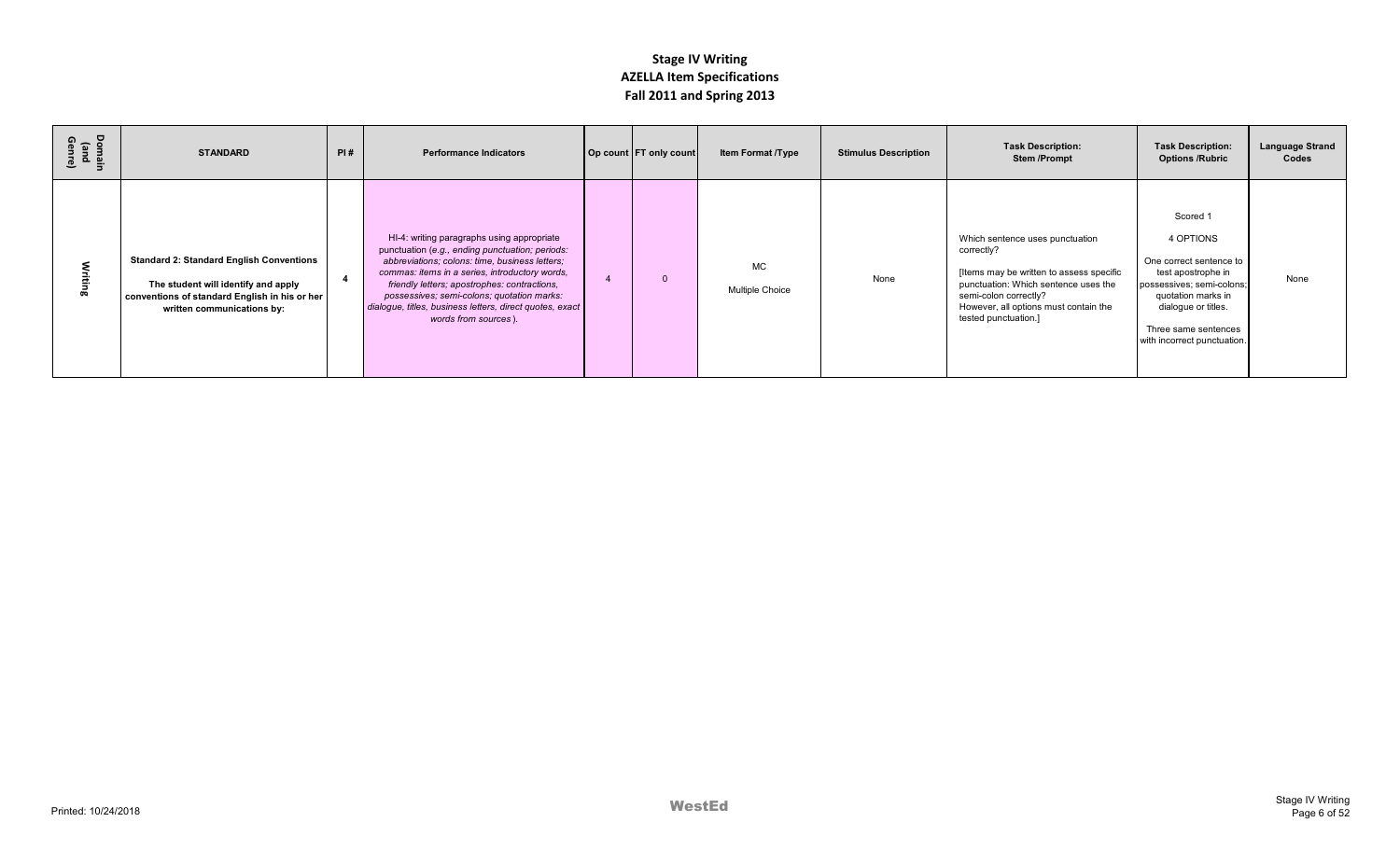# Stage IV Writing
## AZELLA Item Specifications
## Fall 2011 and Spring 2013

| Domain (and Genre) | STANDARD | PI # | Performance Indicators | Op count | FT only count | Item Format /Type | Stimulus Description | Task Description: Stem /Prompt | Task Description: Options /Rubric | Language Strand Codes |
|---|---|---|---|---|---|---|---|---|---|---|
| Writing | **Standard 2: Standard English Conventions** **The student will identify and apply conventions of standard English in his or her written communications by:** | 4 | HI-4: writing paragraphs using appropriate punctuation (*e.g., ending punctuation; periods: abbreviations; colons: time, business letters; commas: items in a series, introductory words, friendly letters; apostrophes: contractions, possessives; semi-colons; quotation marks: dialogue, titles, business letters, direct quotes, exact words from sources*). | 4 | 0 | MC Multiple Choice | None | Which sentence uses punctuation correctly? [Items may be written to assess specific punctuation: Which sentence uses the semi-colon correctly? However, all options must contain the tested punctuation.] | Scored 1 4 OPTIONS One correct sentence to test apostrophe in possessives; semi-colons; quotation marks in dialogue or titles. Three same sentences with incorrect punctuation. | None |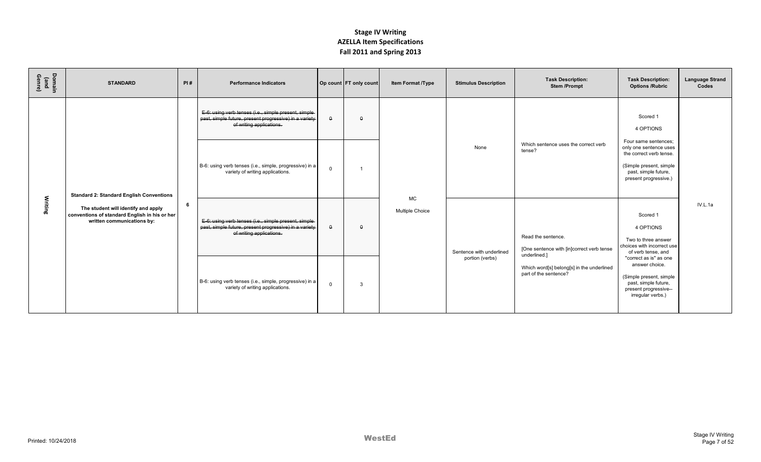# Stage IV Writing
## AZELLA Item Specifications
## Fall 2011 and Spring 2013

| Domain (and Genre) | STANDARD | PI # | Performance Indicators | Op count | FT only count | Item Format /Type | Stimulus Description | Task Description: Stem /Prompt | Task Description: Options /Rubric | Language Strand Codes |
|---|---|---|---|---|---|---|---|---|---|---|
| Writing | **Standard 2: Standard English Conventions** **The student will identify and apply conventions of standard English in his or her written communications by:** | 6 | ~~E-6: using verb tenses (i.e., simple present, simple past, simple future, present progressive) in a variety of writing applications.~~ | ~~0~~ | ~~0~~ | MC Multiple Choice | None | Which sentence uses the correct verb tense? | Scored 1<br>4 OPTIONS<br>Four same sentences; only one sentence uses the correct verb tense.<br>(Simple present, simple past, simple future, present progressive.) | IV.L.1a |
| | | | B-6: using verb tenses (i.e., simple, progressive) in a variety of writing applications. | 0 | 1 | | | | | |
| | | | ~~E-6: using verb tenses (i.e., simple present, simple past, simple future, present progressive) in a variety of writing applications.~~ | ~~0~~ | ~~0~~ | | Sentence with underlined portion (verbs) | Read the sentence.<br>[One sentence with [in]correct verb tense underlined.]<br>Which word[s] belong[s] in the underlined part of the sentence? | Scored 1<br>4 OPTIONS<br>Two to three answer choices with incorrect use of verb tense, and "correct as is" as one answer choice.<br>(Simple present, simple past, simple future, present progressive--irregular verbs.) | |
| | | | B-6: using verb tenses (i.e., simple, progressive) in a variety of writing applications. | 0 | 3 | | | | | |

Printed: 10/24/2018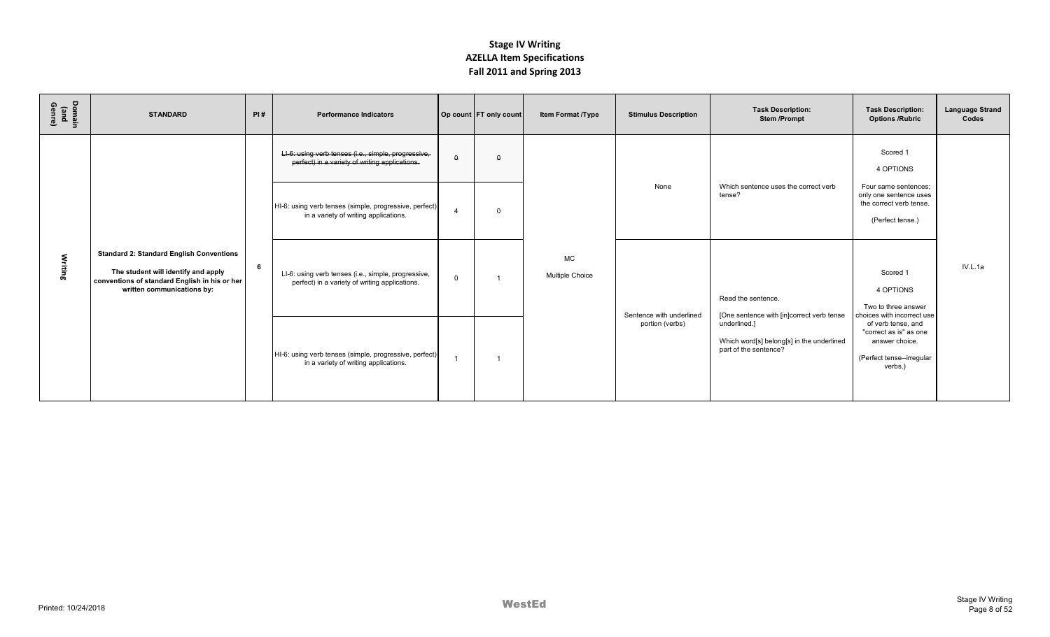# Stage IV Writing
# AZELLA Item Specifications
# Fall 2011 and Spring 2013

| Domain (and Genre) | STANDARD | PI # | Performance Indicators | Op count | FT only count | Item Format /Type | Stimulus Description | Task Description: Stem /Prompt | Task Description: Options /Rubric | Language Strand Codes |
|---|---|---|---|---|---|---|---|---|---|---|
| Writing | **Standard 2: Standard English Conventions** The student will identify and apply conventions of standard English in his or her written communications by: | 6 | ~~LI-6: using verb tenses (i.e., simple, progressive, perfect) in a variety of writing applications.~~ | ~~0~~ | ~~0~~ | MC Multiple Choice | None | Which sentence uses the correct verb tense? | Scored 1 4 OPTIONS Four same sentences; only one sentence uses the correct verb tense. (Perfect tense.) | IV.L.1a |
| | | | HI-6: using verb tenses (simple, progressive, perfect) in a variety of writing applications. | 4 | 0 | | | | | |
| | | | LI-6: using verb tenses (i.e., simple, progressive, perfect) in a variety of writing applications. | 0 | 1 | | Sentence with underlined portion (verbs) | Read the sentence. [One sentence with [in]correct verb tense underlined.] Which word[s] belong[s] in the underlined part of the sentence? | Scored 1 4 OPTIONS Two to three answer choices with incorrect use of verb tense, and "correct as is" as one answer choice. (Perfect tense--irregular verbs.) | |
| | | | HI-6: using verb tenses (simple, progressive, perfect) in a variety of writing applications. | 1 | 1 | | | | | |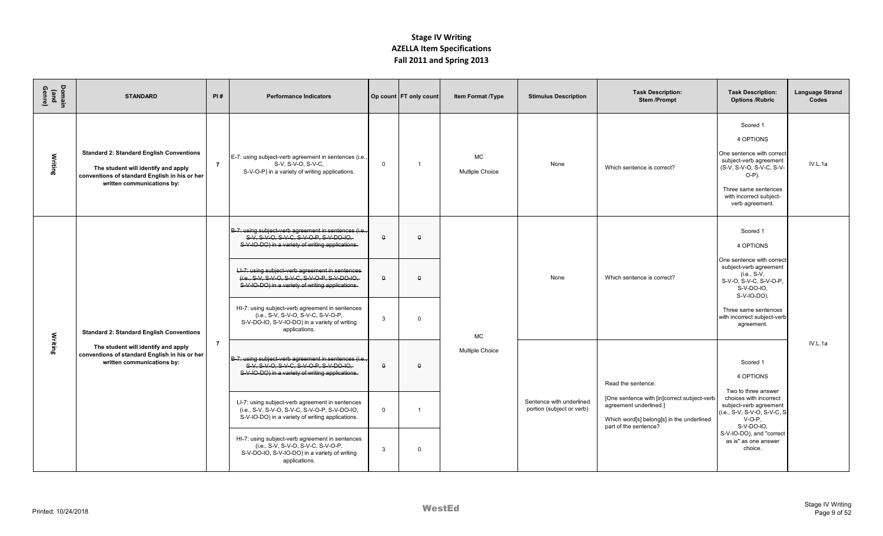# Stage IV Writing
## AZELLA Item Specifications
## Fall 2011 and Spring 2013

| Domain (and Genre) | STANDARD | PI # | Performance Indicators | Op count | FT only count | Item Format /Type | Stimulus Description | Task Description: Stem /Prompt | Task Description: Options /Rubric | Language Strand Codes |
|---|---|---|---|---|---|---|---|---|---|---|
| Writing | **Standard 2: Standard English Conventions** **The student will identify and apply conventions of standard English in his or her written communications by:** | 7 | E-7: using subject-verb agreement in sentences (i.e., S-V, S-V-O, S-V-C, S-V-O-P) in a variety of writing applications. | 0 | 1 | MC Multiple Choice | None | Which sentence is correct? | Scored 1<br>4 OPTIONS<br>One sentence with correct subject-verb agreement (S-V, S-V-O, S-V-C, S-V-O-P).<br>Three same sentences with incorrect subject-verb agreement. | IV.L.1a |
| Writing | **Standard 2: Standard English Conventions** **The student will identify and apply conventions of standard English in his or her written communications by:** | 7 | ~~B-7: using subject-verb agreement in sentences (i.e., S-V, S-V-O, S-V-C, S-V-O-P, S-V-DO-IO, S-V-IO-DO) in a variety of writing applications.~~ | ~~0~~ | ~~0~~ | MC Multiple Choice | None | Which sentence is correct? | Scored 1<br>4 OPTIONS<br>One sentence with correct subject-verb agreement (i.e., S-V, S-V-O, S-V-C, S-V-O-P, S-V-DO-IO, S-V-IO-DO).<br>Three same sentences with incorrect subject-verb agreement. | IV.L.1a |
| | | | ~~LI-7: using subject-verb agreement in sentences (i.e., S-V, S-V-O, S-V-C, S-V-O-P, S-V-DO-IO, S-V-IO-DO) in a variety of writing applications.~~ | ~~0~~ | ~~0~~ | | | | | |
| | | | HI-7: using subject-verb agreement in sentences (i.e., S-V, S-V-O, S-V-C, S-V-O-P, S-V-DO-IO, S-V-IO-DO) in a variety of writing applications. | 3 | 0 | | | | | |
| | | | ~~B-7: using subject-verb agreement in sentences (i.e., S-V, S-V-O, S-V-C, S-V-O-P, S-V-DO-IO, S-V-IO-DO) in a variety of writing applications.~~ | ~~0~~ | ~~0~~ | | Sentence with underlined portion (subject or verb) | Read the sentence.<br>[One sentence with [in]correct subject-verb agreement underlined.]<br>Which word[s] belong[s] in the underlined part of the sentence? | Scored 1<br>4 OPTIONS<br>Two to three answer choices with incorrect subject-verb agreement (i.e., S-V, S-V-O, S-V-C, S-V-O-P, S-V-DO-IO, S-V-IO-DO), and "correct as is" as one answer choice. | |
| | | | LI-7: using subject-verb agreement in sentences (i.e., S-V, S-V-O, S-V-C, S-V-O-P, S-V-DO-IO, S-V-IO-DO) in a variety of writing applications. | 0 | 1 | | | | | |
| | | | HI-7: using subject-verb agreement in sentences (i.e., S-V, S-V-O, S-V-C, S-V-O-P, S-V-DO-IO, S-V-IO-DO) in a variety of writing applications. | 3 | 0 | | | | | |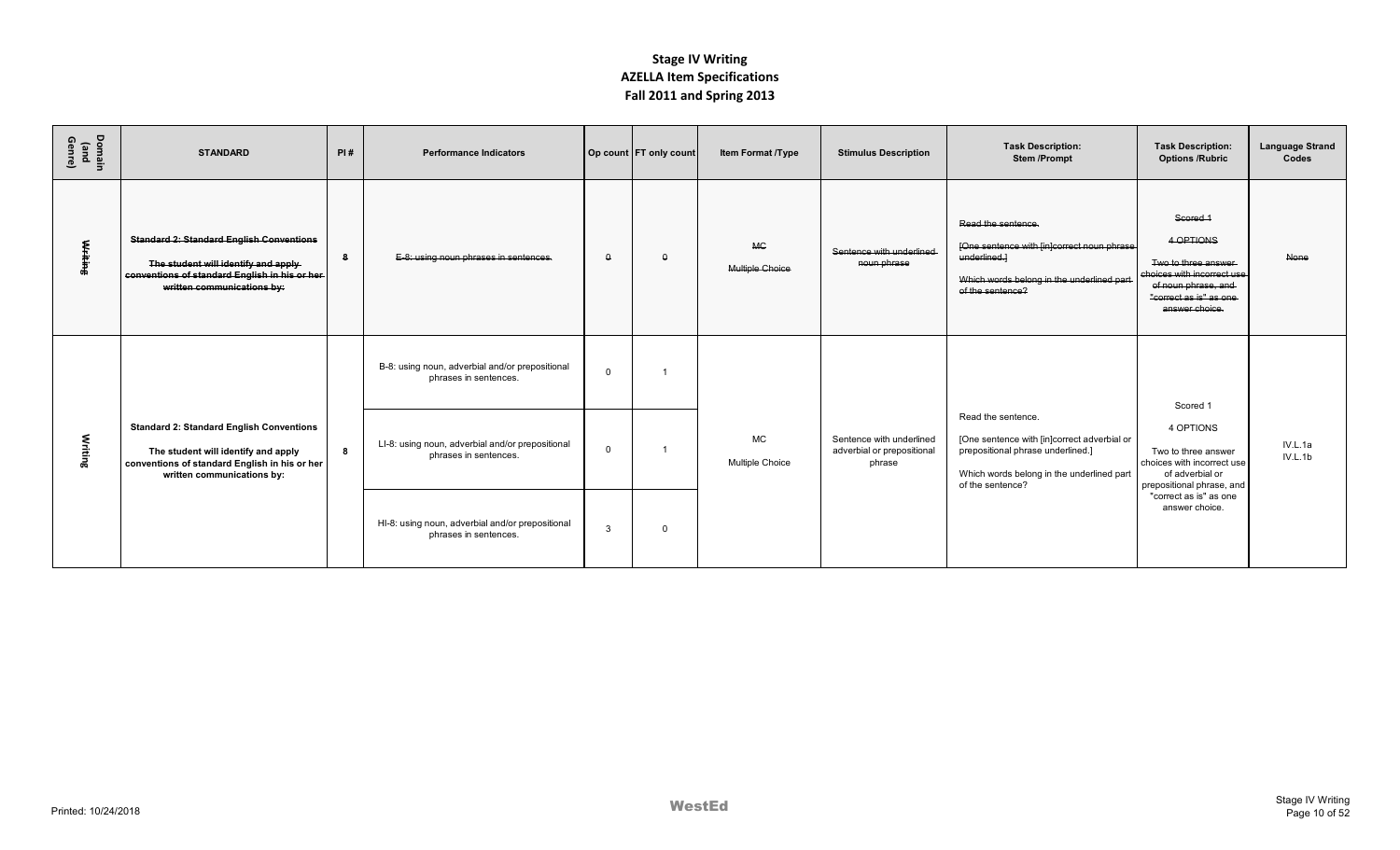# Stage IV Writing
## AZELLA Item Specifications
## Fall 2011 and Spring 2013

| Domain (and Genre) | STANDARD | PI # | Performance Indicators | Op count | FT only count | Item Format /Type | Stimulus Description | Task Description: Stem /Prompt | Task Description: Options /Rubric | Language Strand Codes |
|---|---|---|---|---|---|---|---|---|---|---|
| ~~Writing~~ | ~~**Standard 2: Standard English Conventions** The student will identify and apply conventions of standard English in his or her written communications by:~~ | ~~8~~ | ~~E-8: using noun phrases in sentences.~~ | ~~0~~ | ~~0~~ | ~~MC Multiple Choice~~ | ~~Sentence with underlined noun phrase~~ | ~~Read the sentence. [One sentence with [in]correct noun phrase underlined.] Which words belong in the underlined part of the sentence?~~ | ~~Scored 1 4 OPTIONS Two to three answer choices with incorrect use of noun phrase, and "correct as is" as one answer choice.~~ | ~~None~~ |
| Writing | **Standard 2: Standard English Conventions** The student will identify and apply conventions of standard English in his or her written communications by: | 8 | B-8: using noun, adverbial and/or prepositional phrases in sentences. | 0 | 1 | MC Multiple Choice | Sentence with underlined adverbial or prepositional phrase | Read the sentence. [One sentence with [in]correct adverbial or prepositional phrase underlined.] Which words belong in the underlined part of the sentence? | Scored 1 4 OPTIONS Two to three answer choices with incorrect use of adverbial or prepositional phrase, and "correct as is" as one answer choice. | IV.L.1a IV.L.1b |
| | | | LI-8: using noun, adverbial and/or prepositional phrases in sentences. | 0 | 1 | | | | | |
| | | | HI-8: using noun, adverbial and/or prepositional phrases in sentences. | 3 | 0 | | | | | |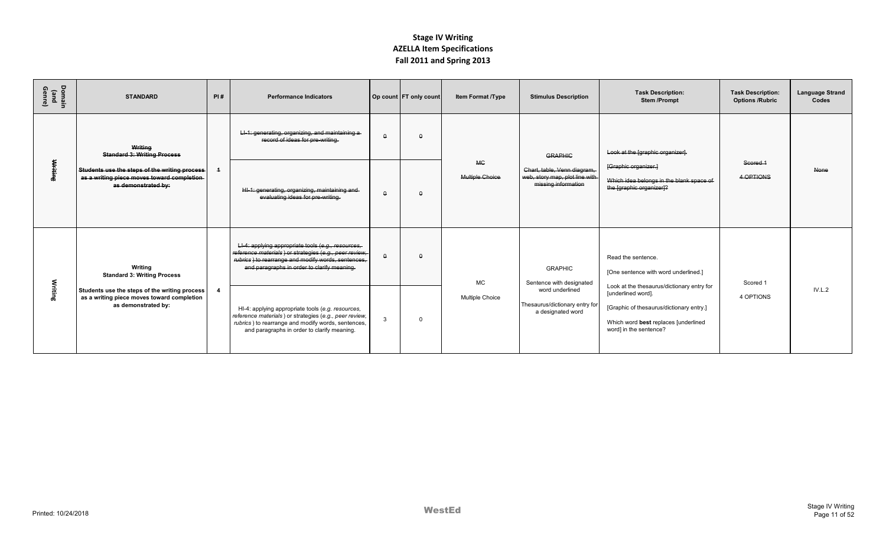# Stage IV Writing
## AZELLA Item Specifications
## Fall 2011 and Spring 2013

| Domain (and Genre) | STANDARD | PI # | Performance Indicators | Op count | FT only count | Item Format /Type | Stimulus Description | Task Description: Stem /Prompt | Task Description: Options /Rubric | Language Strand Codes |
|---|---|---|---|---|---|---|---|---|---|---|
| ~~Writing~~ | ~~**Writing**~~ ~~**Standard 3: Writing Process**~~ ~~**Students use the steps of the writing process as a writing piece moves toward completion as demonstrated by:**~~ | ~~1~~ | ~~LI-1: generating, organizing, and maintaining a record of ideas for pre-writing.~~ | ~~0~~ | ~~0~~ | ~~MC~~ ~~Multiple Choice~~ | ~~GRAPHIC~~ ~~Chart, table, Venn diagram, web, story map, plot line with missing information~~ | ~~Look at the [graphic organizer].~~ ~~[Graphic organizer.]~~ ~~Which idea belongs in the blank space of the [graphic organizer]?~~ | ~~Scored 1~~ ~~4 OPTIONS~~ | ~~None~~ |
| | | | ~~HI-1: generating, organizing, maintaining and evaluating ideas for pre-writing.~~ | ~~0~~ | ~~0~~ | | | | | |
| Writing | **Writing** **Standard 3: Writing Process** **Students use the steps of the writing process as a writing piece moves toward completion as demonstrated by:** | **4** | ~~LI-4: applying appropriate tools (*e.g., resources, reference materials*) or strategies (*e.g., peer review, rubrics*) to rearrange and modify words, sentences, and paragraphs in order to clarify meaning.~~ | ~~0~~ | ~~0~~ | MC Multiple Choice | GRAPHIC Sentence with designated word underlined Thesaurus/dictionary entry for a designated word | Read the sentence. [One sentence with word underlined.] Look at the thesaurus/dictionary entry for [underlined word]. [Graphic of thesaurus/dictionary entry.] Which word **best** replaces [underlined word] in the sentence? | Scored 1 4 OPTIONS | IV.L.2 |
| | | | HI-4: applying appropriate tools (*e.g. resources, reference materials*) or strategies (*e.g., peer review, rubrics*) to rearrange and modify words, sentences, and paragraphs in order to clarify meaning. | 3 | 0 | | | | | |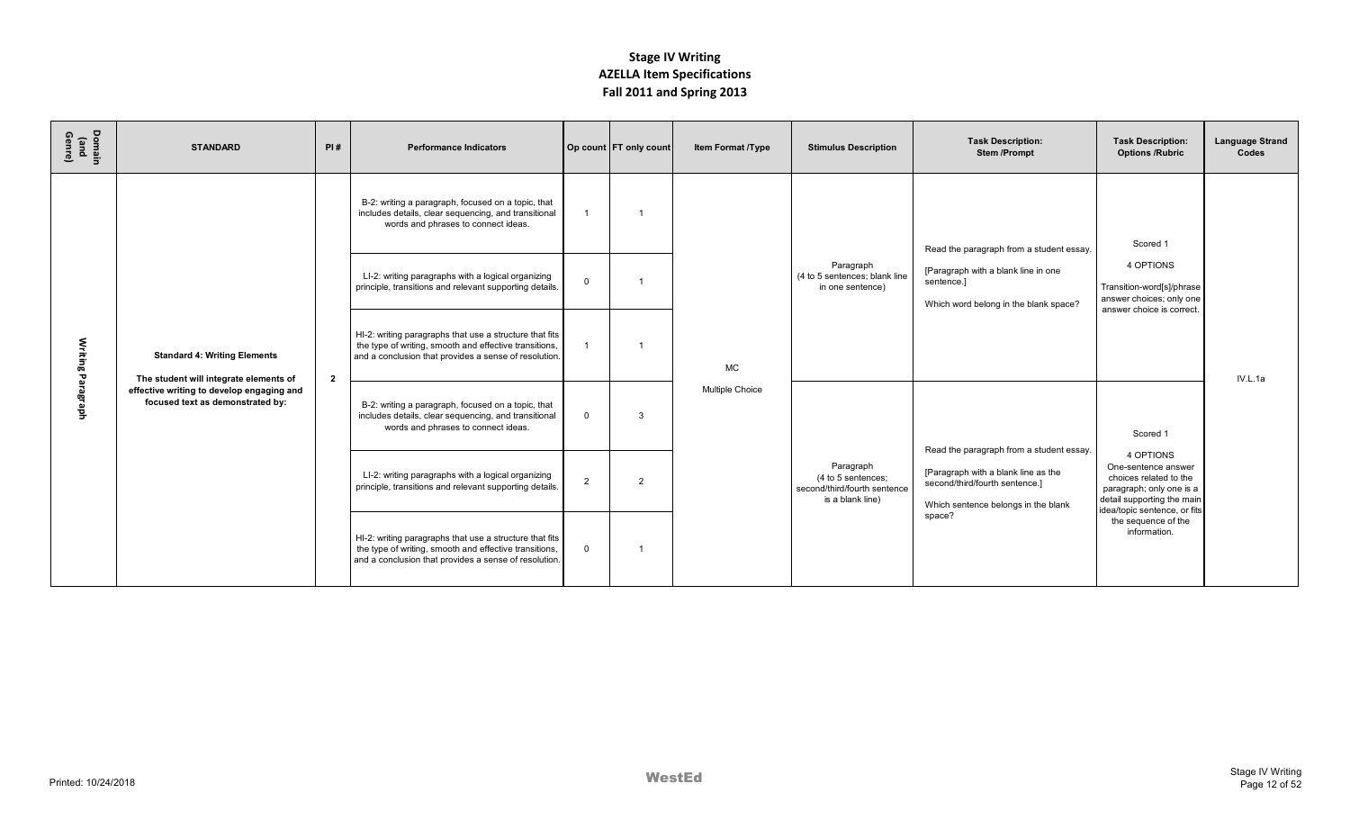# Stage IV Writing
## AZELLA Item Specifications
## Fall 2011 and Spring 2013

| Domain (and Genre) | STANDARD | PI # | Performance Indicators | Op count | FT only count | Item Format /Type | Stimulus Description | Task Description: Stem /Prompt | Task Description: Options /Rubric | Language Strand Codes |
|---|---|---|---|---|---|---|---|---|---|---|
| Writing Paragraph | **Standard 4: Writing Elements** The student will integrate elements of effective writing to develop engaging and focused text as demonstrated by: | 2 | B-2: writing a paragraph, focused on a topic, that includes details, clear sequencing, and transitional words and phrases to connect ideas. | 1 | 1 | MC Multiple Choice | Paragraph (4 to 5 sentences; blank line in one sentence) | Read the paragraph from a student essay. [Paragraph with a blank line in one sentence.] Which word belong in the blank space? | Scored 1 4 OPTIONS Transition-word[s]/phrase answer choices; only one answer choice is correct. | IV.L.1a |
| | | | LI-2: writing paragraphs with a logical organizing principle, transitions and relevant supporting details. | 0 | 1 | | | | | |
| | | | HI-2: writing paragraphs that use a structure that fits the type of writing, smooth and effective transitions, and a conclusion that provides a sense of resolution. | 1 | 1 | | | | | |
| | | | B-2: writing a paragraph, focused on a topic, that includes details, clear sequencing, and transitional words and phrases to connect ideas. | 0 | 3 | | Paragraph (4 to 5 sentences; second/third/fourth sentence is a blank line) | Read the paragraph from a student essay. [Paragraph with a blank line as the second/third/fourth sentence.] Which sentence belongs in the blank space? | Scored 1 4 OPTIONS One-sentence answer choices related to the paragraph; only one is a detail supporting the main idea/topic sentence, or fits the sequence of the information. | |
| | | | LI-2: writing paragraphs with a logical organizing principle, transitions and relevant supporting details. | 2 | 2 | | | | | |
| | | | HI-2: writing paragraphs that use a structure that fits the type of writing, smooth and effective transitions, and a conclusion that provides a sense of resolution. | 0 | 1 | | | | | |

Printed: 10/24/2018 WestEd Stage IV Writing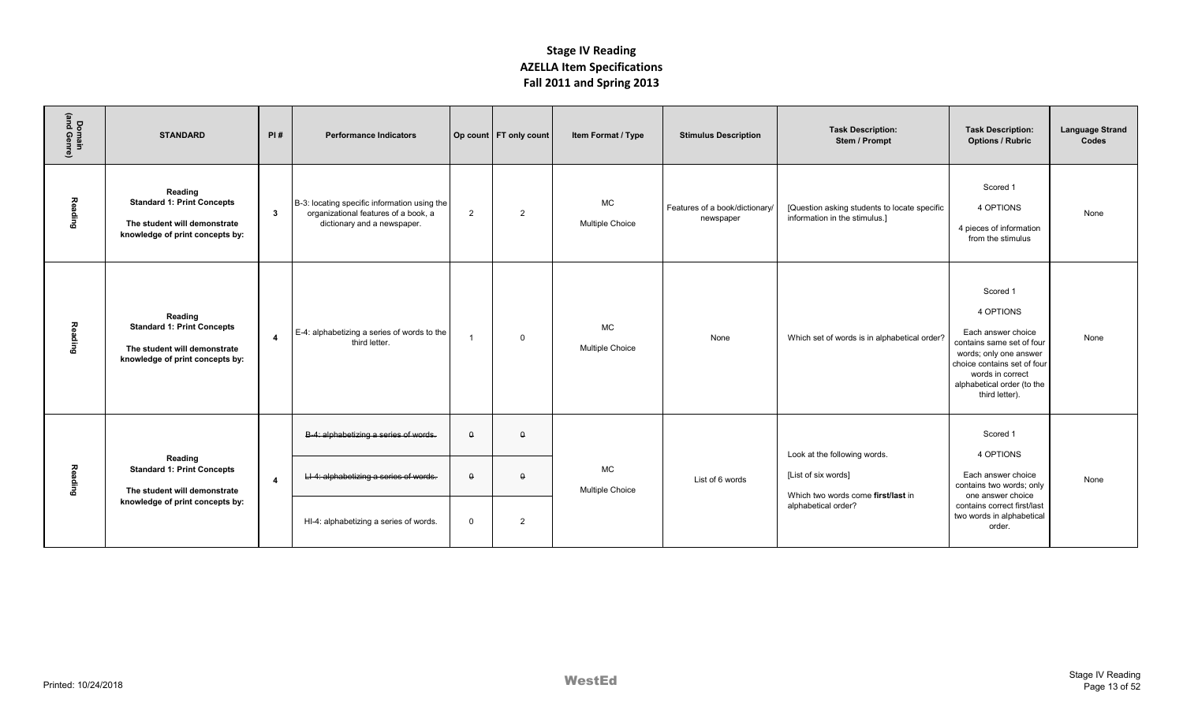# Stage IV Reading
# AZELLA Item Specifications
# Fall 2011 and Spring 2013

| Domain (and Genre) | STANDARD | PI # | Performance Indicators | Op count | FT only count | Item Format / Type | Stimulus Description | Task Description: Stem / Prompt | Task Description: Options / Rubric | Language Strand Codes |
|---|---|---|---|---|---|---|---|---|---|---|
| Reading | **Reading** **Standard 1: Print Concepts** **The student will demonstrate knowledge of print concepts by:** | **3** | B-3: locating specific information using the organizational features of a book, a dictionary and a newspaper. | 2 | 2 | MC Multiple Choice | Features of a book/dictionary/ newspaper | [Question asking students to locate specific information in the stimulus.] | Scored 1 4 OPTIONS 4 pieces of information from the stimulus | None |
| Reading | **Reading** **Standard 1: Print Concepts** **The student will demonstrate knowledge of print concepts by:** | **4** | E-4: alphabetizing a series of words to the third letter. | 1 | 0 | MC Multiple Choice | None | Which set of words is in alphabetical order? | Scored 1 4 OPTIONS Each answer choice contains same set of four words; only one answer choice contains set of four words in correct alphabetical order (to the third letter). | None |
| Reading | **Reading** **Standard 1: Print Concepts** **The student will demonstrate knowledge of print concepts by:** | **4** | ~~B-4: alphabetizing a series of words.~~ | ~~0~~ | ~~0~~ | MC Multiple Choice | List of 6 words | Look at the following words. [List of six words] Which two words come **first/last** in alphabetical order? | Scored 1 4 OPTIONS Each answer choice contains two words; only one answer choice contains correct first/last two words in alphabetical order. | None |
| | | | ~~LI-4: alphabetizing a series of words.~~ | ~~0~~ | ~~0~~ | | | | | |
| | | | HI-4: alphabetizing a series of words. | 0 | 2 | | | | | |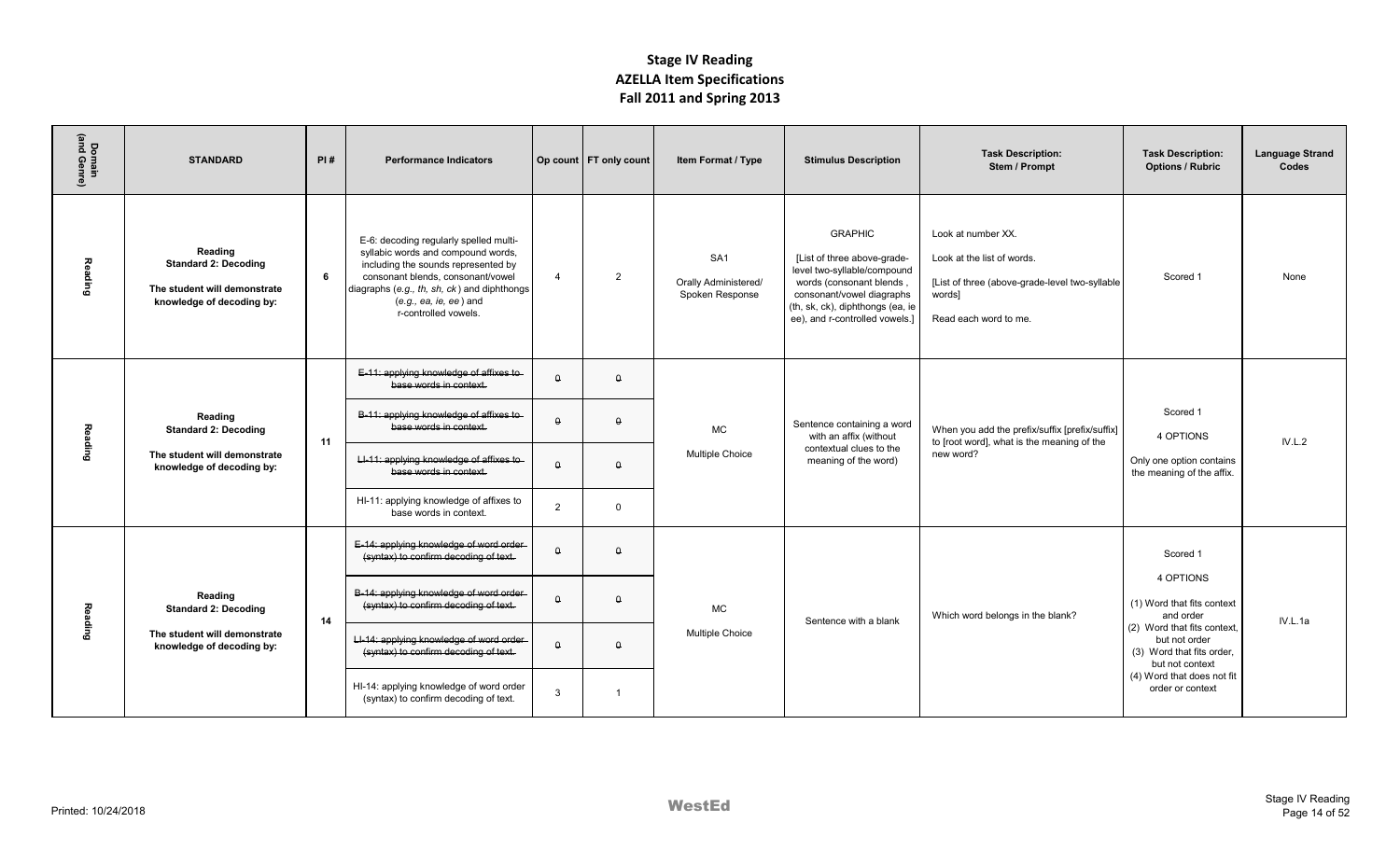# Stage IV Reading
## AZELLA Item Specifications
## Fall 2011 and Spring 2013

| Domain (and Genre) | STANDARD | PI # | Performance Indicators | Op count | FT only count | Item Format / Type | Stimulus Description | Task Description: Stem / Prompt | Task Description: Options / Rubric | Language Strand Codes |
|---|---|---|---|---|---|---|---|---|---|---|
| Reading | **Reading Standard 2: Decoding** **The student will demonstrate knowledge of decoding by:** | 6 | E-6: decoding regularly spelled multi-syllabic words and compound words, including the sounds represented by consonant blends, consonant/vowel diagraphs (*e.g., th, sh, ck*) and diphthongs (*e.g., ea, ie, ee*) and r-controlled vowels. | 4 | 2 | SA1 Orally Administered/ Spoken Response | GRAPHIC [List of three above-grade-level two-syllable/compound words (consonant blends, consonant/vowel diagraphs (th, sk, ck), diphthongs (ea, ie ee), and r-controlled vowels.] | Look at number XX. Look at the list of words. [List of three (above-grade-level two-syllable words] Read each word to me. | Scored 1 | None |
| Reading | **Reading Standard 2: Decoding** **The student will demonstrate knowledge of decoding by:** | 11 | ~~E-11: applying knowledge of affixes to base words in context.~~ | ~~0~~ | ~~0~~ | MC Multiple Choice | Sentence containing a word with an affix (without contextual clues to the meaning of the word) | When you add the prefix/suffix [prefix/suffix] to [root word], what is the meaning of the new word? | Scored 1 4 OPTIONS Only one option contains the meaning of the affix. | IV.L.2 |
| | | | ~~B-11: applying knowledge of affixes to base words in context.~~ | ~~0~~ | ~~0~~ | | | | | |
| | | | ~~LI-11: applying knowledge of affixes to base words in context.~~ | ~~0~~ | ~~0~~ | | | | | |
| | | | HI-11: applying knowledge of affixes to base words in context. | 2 | 0 | | | | | |
| Reading | **Reading Standard 2: Decoding** **The student will demonstrate knowledge of decoding by:** | 14 | ~~E-14: applying knowledge of word order (syntax) to confirm decoding of text.~~ | ~~0~~ | ~~0~~ | MC Multiple Choice | Sentence with a blank | Which word belongs in the blank? | Scored 1 4 OPTIONS (1) Word that fits context and order (2) Word that fits context, but not order (3) Word that fits order, but not context (4) Word that does not fit order or context | IV.L.1a |
| | | | ~~B-14: applying knowledge of word order (syntax) to confirm decoding of text.~~ | ~~0~~ | ~~0~~ | | | | | |
| | | | ~~LI-14: applying knowledge of word order (syntax) to confirm decoding of text.~~ | ~~0~~ | ~~0~~ | | | | | |
| | | | HI-14: applying knowledge of word order (syntax) to confirm decoding of text. | 3 | 1 | | | | | |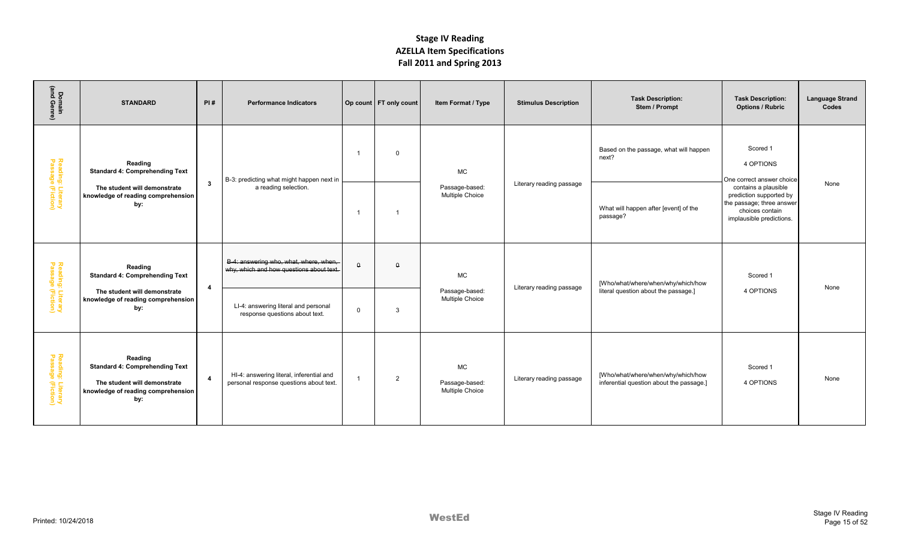# Stage IV Reading
## AZELLA Item Specifications
## Fall 2011 and Spring 2013

| Domain (and Genre) | STANDARD | PI # | Performance Indicators | Op count | FT only count | Item Format / Type | Stimulus Description | Task Description: Stem / Prompt | Task Description: Options / Rubric | Language Strand Codes |
|---|---|---|---|---|---|---|---|---|---|---|
| Reading: Literary Passage (Fiction) | **Reading** **Standard 4: Comprehending Text** **The student will demonstrate knowledge of reading comprehension by:** | 3 | B-3: predicting what might happen next in a reading selection. | 1 | 0 | MC Passage-based: Multiple Choice | Literary reading passage | Based on the passage, what will happen next? | Scored 1 4 OPTIONS One correct answer choice contains a plausible prediction supported by the passage; three answer choices contain implausible predictions. | None |
| | | | | 1 | 1 | | | What will happen after [event] of the passage? | | |
| Reading: Literary Passage (Fiction) | **Reading** **Standard 4: Comprehending Text** **The student will demonstrate knowledge of reading comprehension by:** | 4 | ~~B-4: answering who, what, where, when, why, which and how questions about text.~~ | ~~0~~ | ~~0~~ | MC Passage-based: Multiple Choice | Literary reading passage | [Who/what/where/when/why/which/how literal question about the passage.] | Scored 1 4 OPTIONS | None |
| | | | LI-4: answering literal and personal response questions about text. | 0 | 3 | | | | | |
| Reading: Literary Passage (Fiction) | **Reading** **Standard 4: Comprehending Text** **The student will demonstrate knowledge of reading comprehension by:** | 4 | HI-4: answering literal, inferential and personal response questions about text. | 1 | 2 | MC Passage-based: Multiple Choice | Literary reading passage | [Who/what/where/when/why/which/how inferential question about the passage.] | Scored 1 4 OPTIONS | None |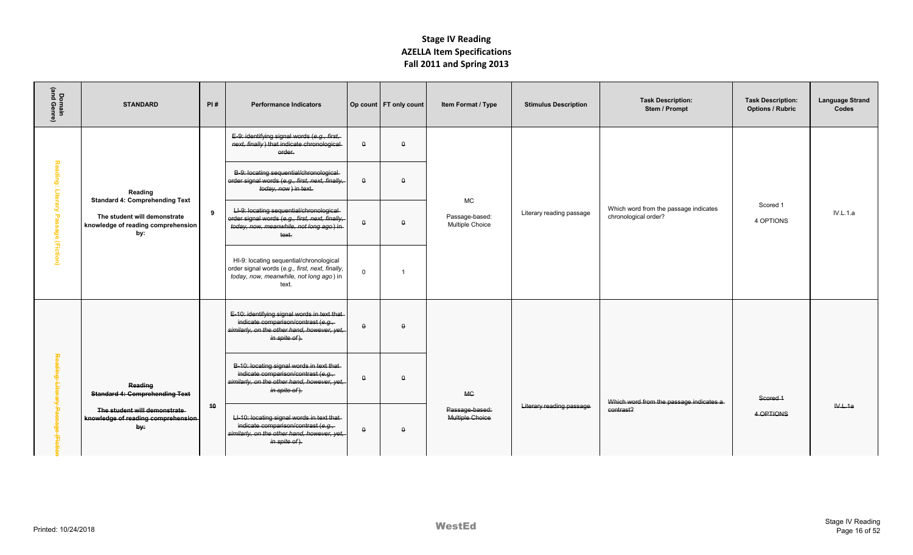# Stage IV Reading
## AZELLA Item Specifications
## Fall 2011 and Spring 2013

| Domain (and Genre) | STANDARD | PI # | Performance Indicators | Op count | FT only count | Item Format / Type | Stimulus Description | Task Description: Stem / Prompt | Task Description: Options / Rubric | Language Strand Codes |
|---|---|---|---|---|---|---|---|---|---|---|
| Reading: Literary Passage (Fiction) | Reading<br>Standard 4: Comprehending Text<br><br>The student will demonstrate knowledge of reading comprehension by: | 9 | ~~E-9: identifying signal words (*e.g., first, next, finally*) that indicate chronological order.~~ | ~~0~~ | ~~0~~ | MC<br><br>Passage-based: Multiple Choice | Literary reading passage | Which word from the passage indicates chronological order? | Scored 1<br>4 OPTIONS | IV.L.1.a |
| | | | ~~B-9: locating sequential/chronological order signal words (*e.g., first, next, finally, today, now*) in text.~~ | ~~0~~ | ~~0~~ | | | | | |
| | | | ~~LI-9: locating sequential/chronological order signal words (*e.g., first, next, finally, today, now, meanwhile, not long ago*) in text.~~ | ~~0~~ | ~~0~~ | | | | | |
| | | | HI-9: locating sequential/chronological order signal words (*e.g., first, next, finally, today, now, meanwhile, not long ago*) in text. | 0 | 1 | | | | | |
| ~~Reading: Literary Passage (Fiction)~~ | ~~Reading~~<br>~~Standard 4: Comprehending Text~~<br><br>~~The student will demonstrate knowledge of reading comprehension by:~~ | ~~10~~ | ~~E-10: identifying signal words in text that indicate comparison/contrast (*e.g., similarly, on the other hand, however, yet, in spite of*).~~ | ~~0~~ | ~~0~~ | ~~MC~~<br><br>~~Passage-based: Multiple Choice~~ | ~~Literary reading passage~~ | ~~Which word from the passage indicates a contrast?~~ | ~~Scored 1~~<br>~~4 OPTIONS~~ | ~~IV.L.1a~~ |
| | | | ~~B-10: locating signal words in text that indicate comparison/contrast (*e.g., similarly, on the other hand, however, yet, in spite of*).~~ | ~~0~~ | ~~0~~ | | | | | |
| | | | ~~LI-10: locating signal words in text that indicate comparison/contrast (*e.g., similarly, on the other hand, however, yet, in spite of*).~~ | ~~0~~ | ~~0~~ | | | | | |

Printed: 10/24/2018

WestEd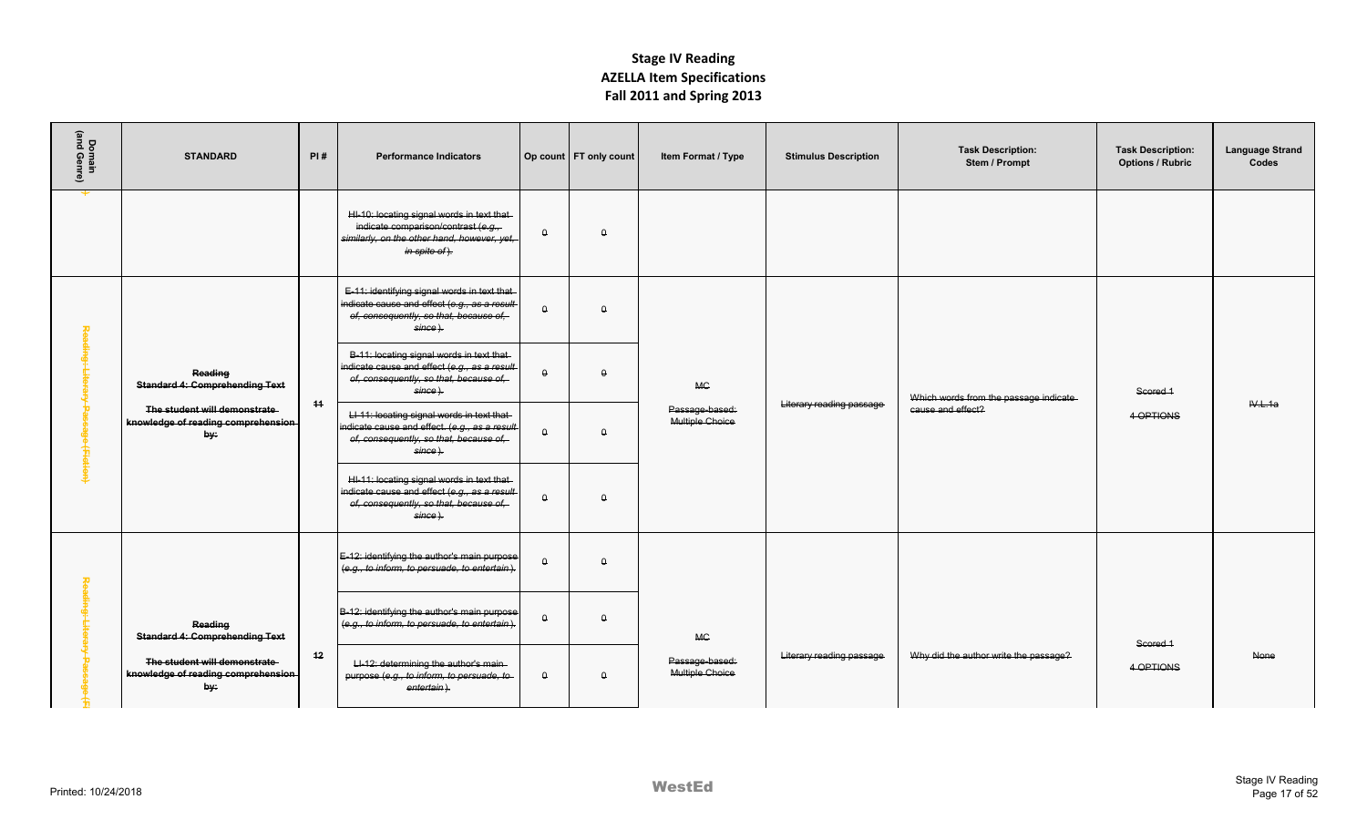# Stage IV Reading
## AZELLA Item Specifications
## Fall 2011 and Spring 2013

| Domain (and Genre) | STANDARD | PI # | Performance Indicators | Op count | FT only count | Item Format / Type | Stimulus Description | Task Description: Stem / Prompt | Task Description: Options / Rubric | Language Strand Codes |
|---|---|---|---|---|---|---|---|---|---|---|
| ) | | | ~~HI-10: locating signal words in text that indicate comparison/contrast (*e.g., similarly, on the other hand, however, yet, in spite of*).~~ | ~~0~~ | ~~0~~ | | | | | |
| ~~Reading: Literary Passage (Fiction)~~ | ~~**Reading Standard 4: Comprehending Text**~~ ~~**The student will demonstrate knowledge of reading comprehension by:**~~ | ~~11~~ | ~~E-11: identifying signal words in text that indicate cause and effect (*e.g., as a result of, consequently, so that, because of, since*).~~ | ~~0~~ | ~~0~~ | ~~MC~~ ~~Passage-based: Multiple Choice~~ | ~~Literary reading passage~~ | ~~Which words from the passage indicate cause and effect?~~ | ~~Scored 1~~ ~~4 OPTIONS~~ | ~~IV.L.1a~~ |
| | | | ~~B-11: locating signal words in text that indicate cause and effect (*e.g., as a result of, consequently, so that, because of, since*).~~ | ~~0~~ | ~~0~~ | | | | | |
| | | | ~~LI-11: locating signal words in text that indicate cause and effect. (*e.g., as a result of, consequently, so that, because of, since*).~~ | ~~0~~ | ~~0~~ | | | | | |
| | | | ~~HI-11: locating signal words in text that indicate cause and effect (*e.g., as a result of, consequently, so that, because of, since*).~~ | ~~0~~ | ~~0~~ | | | | | |
| ~~Reading: Literary Passage (Fi~~ | ~~**Reading Standard 4: Comprehending Text**~~ ~~**The student will demonstrate knowledge of reading comprehension by:**~~ | ~~12~~ | ~~E-12: identifying the author's main purpose (*e.g., to inform, to persuade, to entertain*).~~ | ~~0~~ | ~~0~~ | ~~MC~~ ~~Passage-based: Multiple Choice~~ | ~~Literary reading passage~~ | ~~Why did the author write the passage?~~ | ~~Scored 1~~ ~~4 OPTIONS~~ | ~~None~~ |
| | | | ~~B-12: identifying the author's main purpose (*e.g., to inform, to persuade, to entertain*).~~ | ~~0~~ | ~~0~~ | | | | | |
| | | | ~~LI-12: determining the author's main purpose (*e.g., to inform, to persuade, to entertain*).~~ | ~~0~~ | ~~0~~ | | | | | |

Printed: 10/24/2018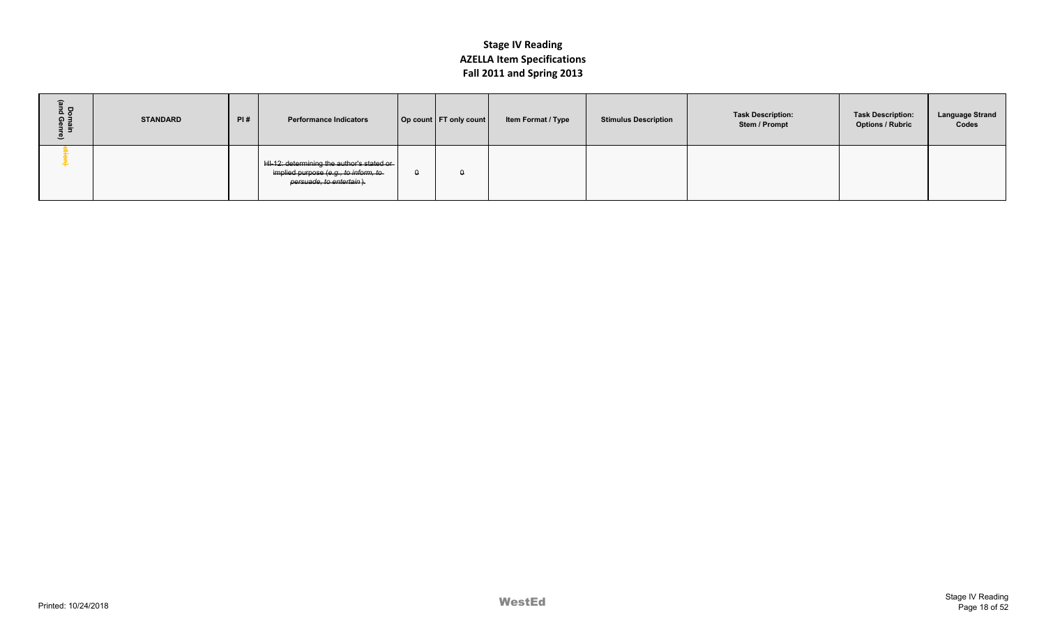# Stage IV Reading
# AZELLA Item Specifications
# Fall 2011 and Spring 2013

| Domain (and Genre) | STANDARD | PI # | Performance Indicators | Op count | FT only count | Item Format / Type | Stimulus Description | Task Description: Stem / Prompt | Task Description: Options / Rubric | Language Strand Codes |
|---|---|---|---|---|---|---|---|---|---|---|
| ~~ction)~~ | | | ~~HI-12: determining the author's stated or implied purpose (*e.g., to inform, to persuade, to entertain*).~~ | ~~0~~ | ~~0~~ | | | | | |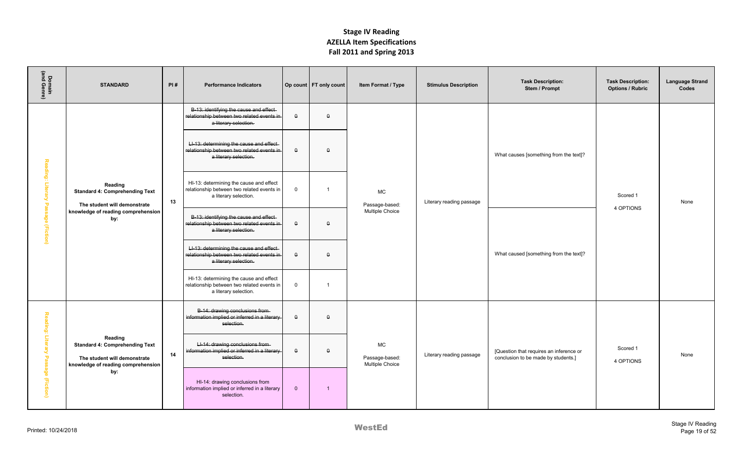# Stage IV Reading
## AZELLA Item Specifications
## Fall 2011 and Spring 2013

| Domain (and Genre) | STANDARD | PI # | Performance Indicators | Op count | FT only count | Item Format / Type | Stimulus Description | Task Description: Stem / Prompt | Task Description: Options / Rubric | Language Strand Codes |
|---|---|---|---|---|---|---|---|---|---|---|
| Reading: Literary Passage (Fiction) | Reading Standard 4: Comprehending Text The student will demonstrate knowledge of reading comprehension by: | 13 | ~~B-13: identifying the cause and effect relationship between two related events in a literary selection.~~ | ~~0~~ | ~~0~~ | MC Passage-based: Multiple Choice | Literary reading passage | What causes [something from the text]? | Scored 1 4 OPTIONS | None |
| | | | ~~LI-13: determining the cause and effect relationship between two related events in a literary selection.~~ | ~~0~~ | ~~0~~ | | | | | |
| | | | HI-13: determining the cause and effect relationship between two related events in a literary selection. | 0 | 1 | | | | | |
| | | | ~~B-13: identifying the cause and effect relationship between two related events in a literary selection.~~ | ~~0~~ | ~~0~~ | | | What caused [something from the text]? | | |
| | | | ~~LI-13: determining the cause and effect relationship between two related events in a literary selection.~~ | ~~0~~ | ~~0~~ | | | | | |
| | | | HI-13: determining the cause and effect relationship between two related events in a literary selection. | 0 | 1 | | | | | |
| Reading: Literary Passage (Fiction) | Reading Standard 4: Comprehending Text The student will demonstrate knowledge of reading comprehension by: | 14 | ~~B-14: drawing conclusions from information implied or inferred in a literary selection.~~ | ~~0~~ | ~~0~~ | MC Passage-based: Multiple Choice | Literary reading passage | [Question that requires an inference or conclusion to be made by students.] | Scored 1 4 OPTIONS | None |
| | | | ~~LI-14: drawing conclusions from information implied or inferred in a literary selection.~~ | ~~0~~ | ~~0~~ | | | | | |
| | | | HI-14: drawing conclusions from information implied or inferred in a literary selection. | 0 | 1 | | | | | |

Printed: 10/24/2018

WestEd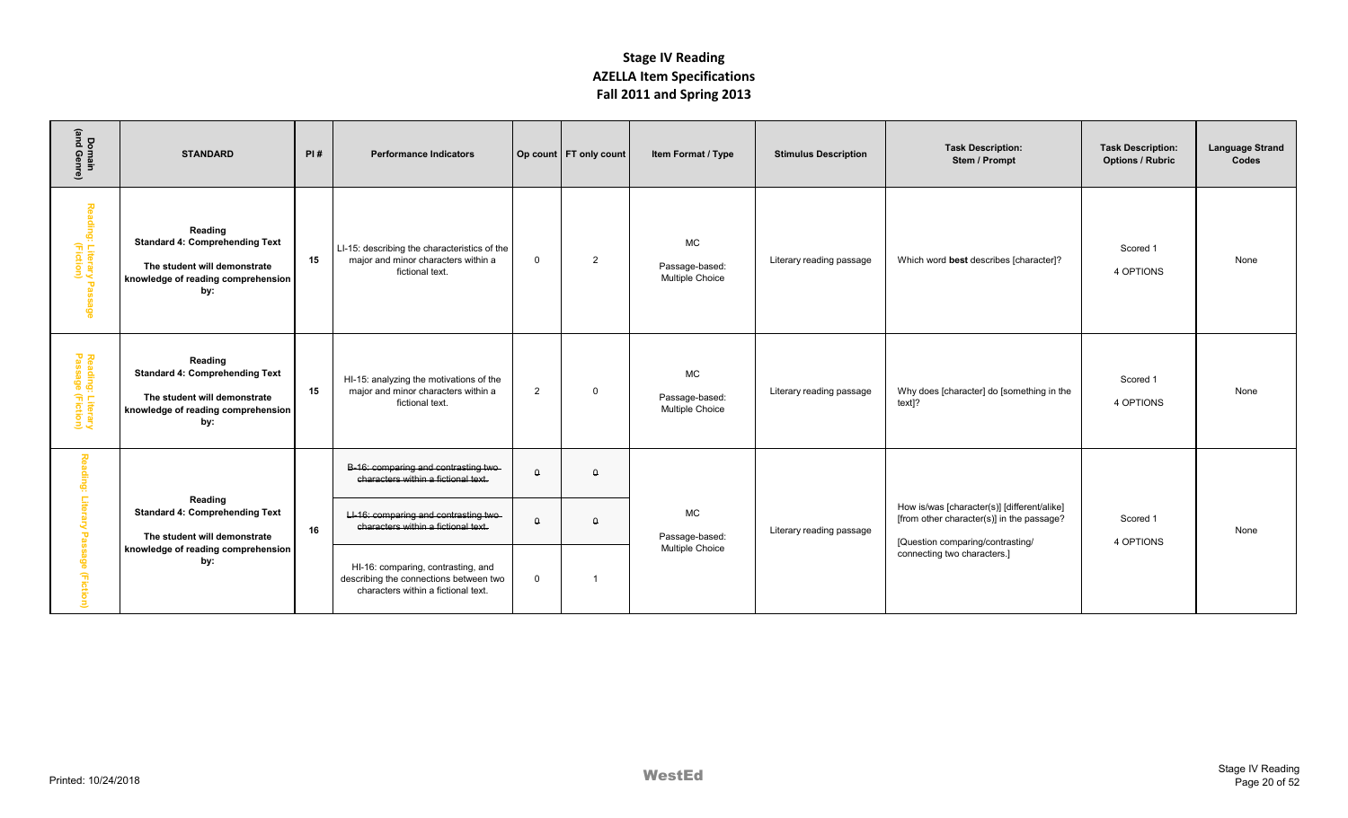# Stage IV Reading
## AZELLA Item Specifications
## Fall 2011 and Spring 2013

| Domain (and Genre) | STANDARD | PI # | Performance Indicators | Op count | FT only count | Item Format / Type | Stimulus Description | Task Description: Stem / Prompt | Task Description: Options / Rubric | Language Strand Codes |
|---|---|---|---|---|---|---|---|---|---|---|
| Reading: Literary Passage (Fiction) | **Reading** **Standard 4: Comprehending Text** **The student will demonstrate knowledge of reading comprehension by:** | 15 | LI-15: describing the characteristics of the major and minor characters within a fictional text. | 0 | 2 | MC Passage-based: Multiple Choice | Literary reading passage | Which word **best** describes [character]? | Scored 1 4 OPTIONS | None |
| Reading: Literary Passage (Fiction) | **Reading** **Standard 4: Comprehending Text** **The student will demonstrate knowledge of reading comprehension by:** | 15 | HI-15: analyzing the motivations of the major and minor characters within a fictional text. | 2 | 0 | MC Passage-based: Multiple Choice | Literary reading passage | Why does [character] do [something in the text]? | Scored 1 4 OPTIONS | None |
| Reading: Literary Passage (Fiction) | **Reading** **Standard 4: Comprehending Text** **The student will demonstrate knowledge of reading comprehension by:** | 16 | ~~B-16: comparing and contrasting two characters within a fictional text.~~ | ~~0~~ | ~~0~~ | MC Passage-based: Multiple Choice | Literary reading passage | How is/was [character(s)] [different/alike] [from other character(s)] in the passage? [Question comparing/contrasting/ connecting two characters.] | Scored 1 4 OPTIONS | None |
| | | | ~~LI-16: comparing and contrasting two characters within a fictional text.~~ | ~~0~~ | ~~0~~ | | | | | |
| | | | HI-16: comparing, contrasting, and describing the connections between two characters within a fictional text. | 0 | 1 | | | | | |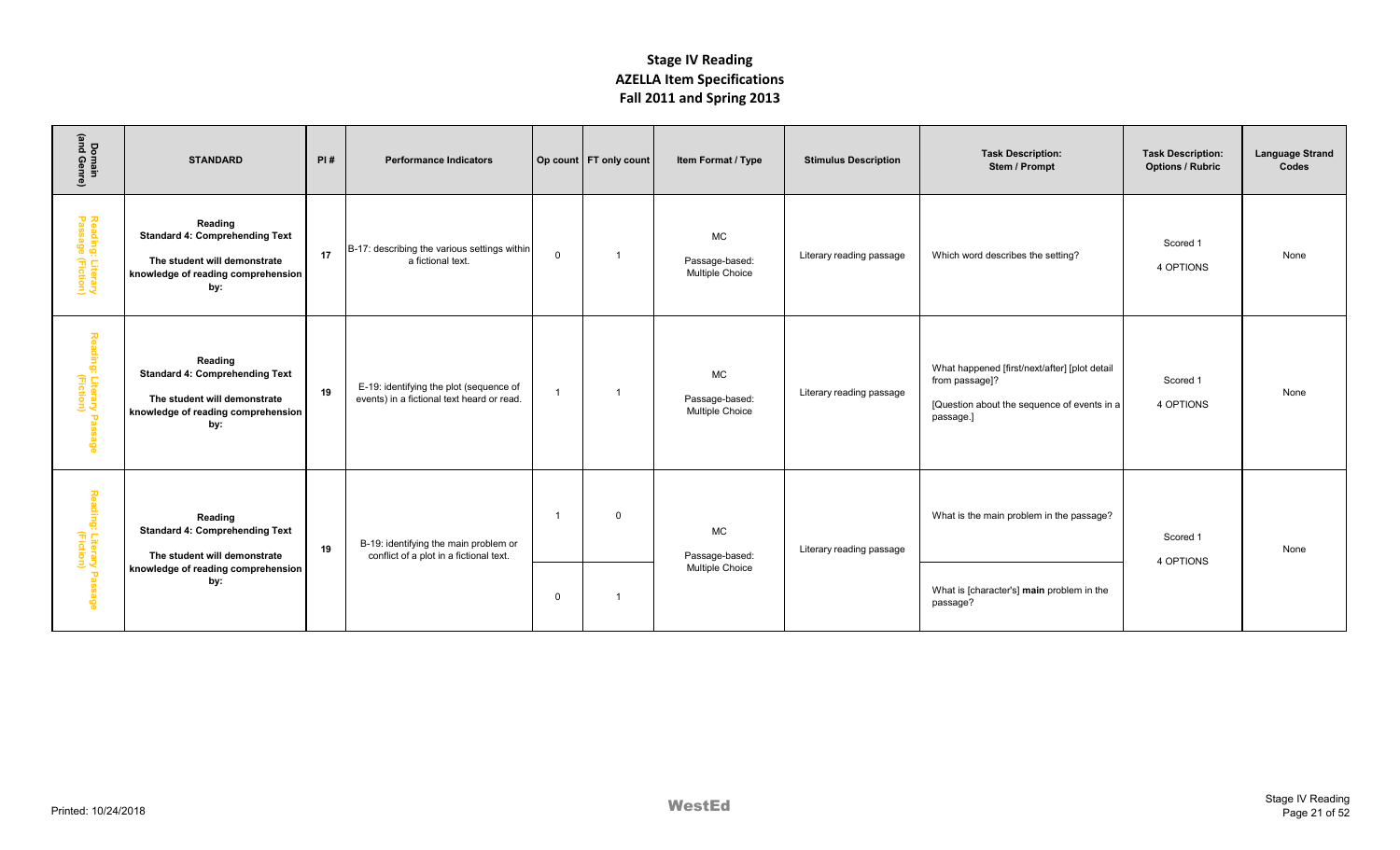# Stage IV Reading
# AZELLA Item Specifications
# Fall 2011 and Spring 2013

| Domain (and Genre) | STANDARD | PI # | Performance Indicators | Op count | FT only count | Item Format / Type | Stimulus Description | Task Description: Stem / Prompt | Task Description: Options / Rubric | Language Strand Codes |
|---|---|---|---|---|---|---|---|---|---|---|
| Reading: Literary Passage (Fiction) | **Reading** **Standard 4: Comprehending Text** **The student will demonstrate knowledge of reading comprehension by:** | 17 | B-17: describing the various settings within a fictional text. | 0 | 1 | MC Passage-based: Multiple Choice | Literary reading passage | Which word describes the setting? | Scored 1 4 OPTIONS | None |
| Reading: Literary Passage (Fiction) | **Reading** **Standard 4: Comprehending Text** **The student will demonstrate knowledge of reading comprehension by:** | 19 | E-19: identifying the plot (sequence of events) in a fictional text heard or read. | 1 | 1 | MC Passage-based: Multiple Choice | Literary reading passage | What happened [first/next/after] [plot detail from passage]? [Question about the sequence of events in a passage.] | Scored 1 4 OPTIONS | None |
| Reading: Literary Passage (Fiction) | **Reading** **Standard 4: Comprehending Text** **The student will demonstrate knowledge of reading comprehension by:** | 19 | B-19: identifying the main problem or conflict of a plot in a fictional text. | 1 | 0 | MC Passage-based: Multiple Choice | Literary reading passage | What is the main problem in the passage? | Scored 1 4 OPTIONS | None |
| | | | | 0 | 1 | | | What is [character's] **main** problem in the passage? | | |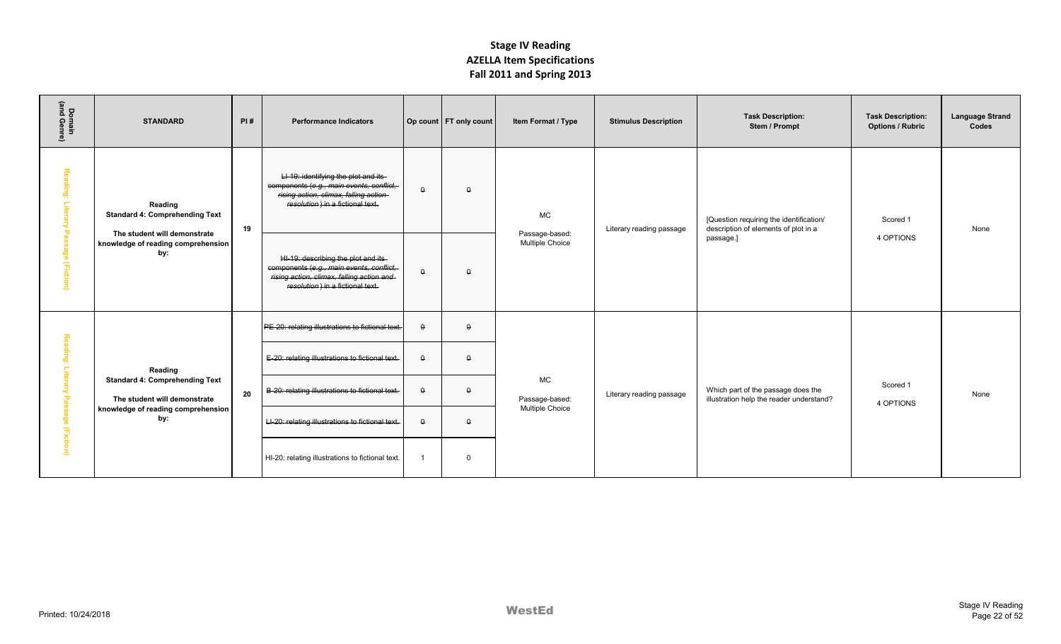# Stage IV Reading
## AZELLA Item Specifications
## Fall 2011 and Spring 2013

| Domain (and Genre) | STANDARD | PI # | Performance Indicators | Op count | FT only count | Item Format / Type | Stimulus Description | Task Description: Stem / Prompt | Task Description: Options / Rubric | Language Strand Codes |
|---|---|---|---|---|---|---|---|---|---|---|
| Reading: Literary Passage (Fiction) | **Reading** **Standard 4: Comprehending Text** **The student will demonstrate knowledge of reading comprehension by:** | **19** | ~~LI-19: identifying the plot and its components (*e.g., main events, conflict, rising action, climax, falling action resolution*) in a fictional text.~~ | ~~0~~ | ~~0~~ | MC Passage-based: Multiple Choice | Literary reading passage | [Question requiring the identification/ description of elements of plot in a passage.] | Scored 1 4 OPTIONS | None |
| | | | ~~HI-19: describing the plot and its components (*e.g., main events, conflict, rising action, climax, falling action and resolution*) in a fictional text.~~ | ~~0~~ | ~~0~~ | | | | | |
| Reading: Literary Passage (Fiction) | **Reading** **Standard 4: Comprehending Text** **The student will demonstrate knowledge of reading comprehension by:** | **20** | ~~PE-20: relating illustrations to fictional text.~~ | ~~0~~ | ~~0~~ | MC Passage-based: Multiple Choice | Literary reading passage | Which part of the passage does the illustration help the reader understand? | Scored 1 4 OPTIONS | None |
| | | | ~~E-20: relating illustrations to fictional text.~~ | ~~0~~ | ~~0~~ | | | | | |
| | | | ~~B-20: relating illustrations to fictional text.~~ | ~~0~~ | ~~0~~ | | | | | |
| | | | ~~LI-20: relating illustrations to fictional text.~~ | ~~0~~ | ~~0~~ | | | | | |
| | | | HI-20: relating illustrations to fictional text. | 1 | 0 | | | | | |

Printed: 10/24/2018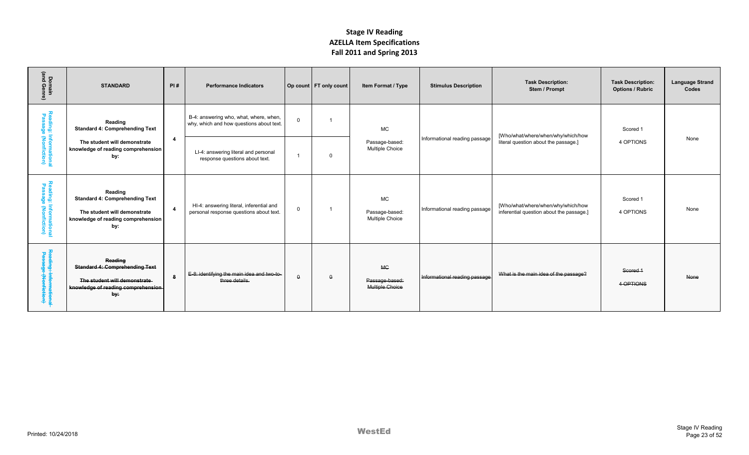# Stage IV Reading
# AZELLA Item Specifications
# Fall 2011 and Spring 2013

| Domain (and Genre) | STANDARD | PI # | Performance Indicators | Op count | FT only count | Item Format / Type | Stimulus Description | Task Description: Stem / Prompt | Task Description: Options / Rubric | Language Strand Codes |
|---|---|---|---|---|---|---|---|---|---|---|
| Reading: Informational Passage (Nonfiction) | **Reading** **Standard 4: Comprehending Text** **The student will demonstrate knowledge of reading comprehension by:** | **4** | B-4: answering who, what, where, when, why, which and how questions about text. | 0 | 1 | MC Passage-based: Multiple Choice | Informational reading passage | [Who/what/where/when/why/which/how literal question about the passage.] | Scored 1 4 OPTIONS | None |
| | | | LI-4: answering literal and personal response questions about text. | 1 | 0 | | | | | |
| Reading: Informational Passage (Nonfiction) | **Reading** **Standard 4: Comprehending Text** **The student will demonstrate knowledge of reading comprehension by:** | **4** | HI-4: answering literal, inferential and personal response questions about text. | 0 | 1 | MC Passage-based: Multiple Choice | Informational reading passage | [Who/what/where/when/why/which/how inferential question about the passage.] | Scored 1 4 OPTIONS | None |
| ~~Reading: Informational Passage (Nonfiction)~~ | ~~**Reading** **Standard 4: Comprehending Text** **The student will demonstrate knowledge of reading comprehension by:**~~ | ~~**8**~~ | ~~E-8: identifying the main idea and two-to-three details.~~ | ~~0~~ | ~~0~~ | ~~MC Passage-based: Multiple Choice~~ | ~~Informational reading passage~~ | ~~What is the main idea of the passage?~~ | ~~Scored 1 4 OPTIONS~~ | ~~None~~ |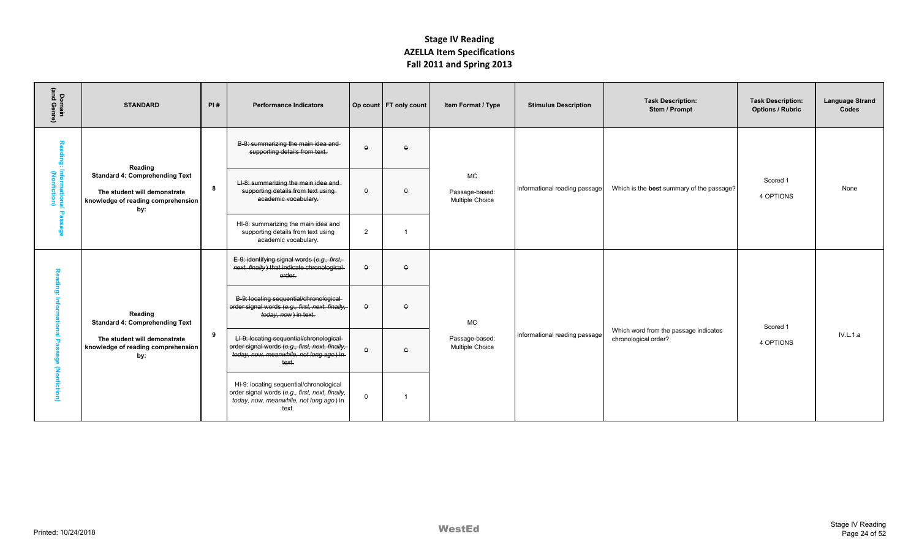# Stage IV Reading
## AZELLA Item Specifications
### Fall 2011 and Spring 2013

| Domain (and Genre) | STANDARD | PI # | Performance Indicators | Op count | FT only count | Item Format / Type | Stimulus Description | Task Description: Stem / Prompt | Task Description: Options / Rubric | Language Strand Codes |
|---|---|---|---|---|---|---|---|---|---|---|
| Reading: Informational Passage (Nonfiction) | **Reading** **Standard 4: Comprehending Text** **The student will demonstrate knowledge of reading comprehension by:** | 8 | ~~B-8: summarizing the main idea and supporting details from text.~~ | ~~0~~ | ~~0~~ | MC Passage-based: Multiple Choice | Informational reading passage | Which is the **best** summary of the passage? | Scored 1 4 OPTIONS | None |
| | | | ~~LI-8: summarizing the main idea and supporting details from text using academic vocabulary.~~ | ~~0~~ | ~~0~~ | | | | | |
| | | | HI-8: summarizing the main idea and supporting details from text using academic vocabulary. | 2 | 1 | | | | | |
| Reading: Informational Passage (Nonfiction) | **Reading** **Standard 4: Comprehending Text** **The student will demonstrate knowledge of reading comprehension by:** | 9 | ~~E-9: identifying signal words (*e.g., first, next, finally*) that indicate chronological order.~~ | ~~0~~ | ~~0~~ | MC Passage-based: Multiple Choice | Informational reading passage | Which word from the passage indicates chronological order? | Scored 1 4 OPTIONS | IV.L.1.a |
| | | | ~~B-9: locating sequential/chronological order signal words (*e.g., first, next, finally, today, now*) in text.~~ | ~~0~~ | ~~0~~ | | | | | |
| | | | ~~LI-9: locating sequential/chronological order signal words (*e.g., first, next, finally, today, now, meanwhile, not long ago*) in text.~~ | ~~0~~ | ~~0~~ | | | | | |
| | | | HI-9: locating sequential/chronological order signal words (*e.g., first, next, finally, today, now, meanwhile, not long ago*) in text. | 0 | 1 | | | | | |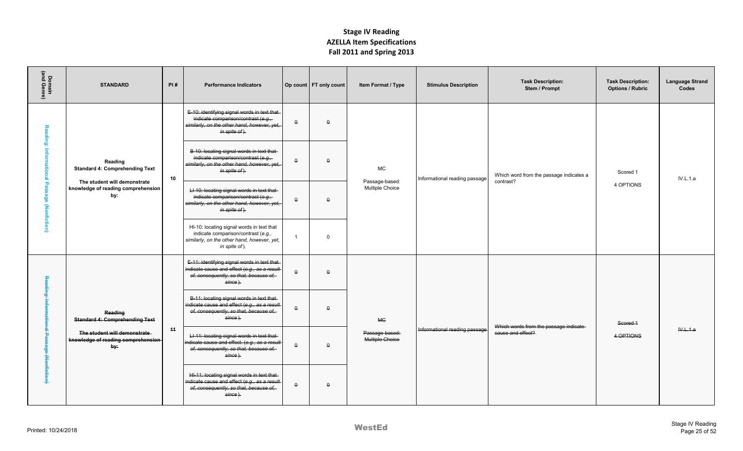# Stage IV Reading
## AZELLA Item Specifications
## Fall 2011 and Spring 2013

| Domain (and Genre) | STANDARD | PI # | Performance Indicators | Op count | FT only count | Item Format / Type | Stimulus Description | Task Description: Stem / Prompt | Task Description: Options / Rubric | Language Strand Codes |
|---|---|---|---|---|---|---|---|---|---|---|
| Reading Informational Passage (Nonfiction) | **Reading** **Standard 4: Comprehending Text** **The student will demonstrate knowledge of reading comprehension by:** | **10** | ~~E-10: identifying signal words in text that indicate comparison/contrast (*e.g., similarly, on the other hand, however, yet, in spite of*).~~ | ~~0~~ | ~~0~~ | MC Passage-based: Multiple Choice | Informational reading passage | Which word from the passage indicates a contrast? | Scored 1 4 OPTIONS | IV.L.1.a |
| | | | ~~B-10: locating signal words in text that indicate comparison/contrast (*e.g., similarly, on the other hand, however, yet, in spite of*).~~ | ~~0~~ | ~~0~~ | | | | | |
| | | | ~~LI-10: locating signal words in text that indicate comparison/contrast (*e.g., similarly, on the other hand, however, yet, in spite of*).~~ | ~~0~~ | ~~0~~ | | | | | |
| | | | HI-10: locating signal words in text that indicate comparison/contrast (*e.g., similarly, on the other hand, however, yet, in spite of*). | 1 | 0 | | | | | |
| ~~Reading Informational Passage (Nonfiction)~~ | ~~**Reading** **Standard 4: Comprehending Text** **The student will demonstrate knowledge of reading comprehension by:**~~ | ~~**11**~~ | ~~E-11: identifying signal words in text that indicate cause and effect (*e.g., as a result of, consequently, so that, because of, since*).~~ | ~~0~~ | ~~0~~ | ~~MC Passage-based: Multiple Choice~~ | ~~Informational reading passage~~ | ~~Which words from the passage indicate cause and effect?~~ | ~~Scored 1 4 OPTIONS~~ | ~~IV.L.1.a~~ |
| | | | ~~B-11: locating signal words in text that indicate cause and effect (*e.g., as a result of, consequently, so that, because of, since*).~~ | ~~0~~ | ~~0~~ | | | | | |
| | | | ~~LI-11: locating signal words in text that indicate cause and effect. (*e.g., as a result of, consequently, so that, because of, since*).~~ | ~~0~~ | ~~0~~ | | | | | |
| | | | ~~HI-11: locating signal words in text that indicate cause and effect (*e.g., as a result of, consequently, so that, because of, since*).~~ | ~~0~~ | ~~0~~ | | | | | |

Printed: 10/24/2018

WestEd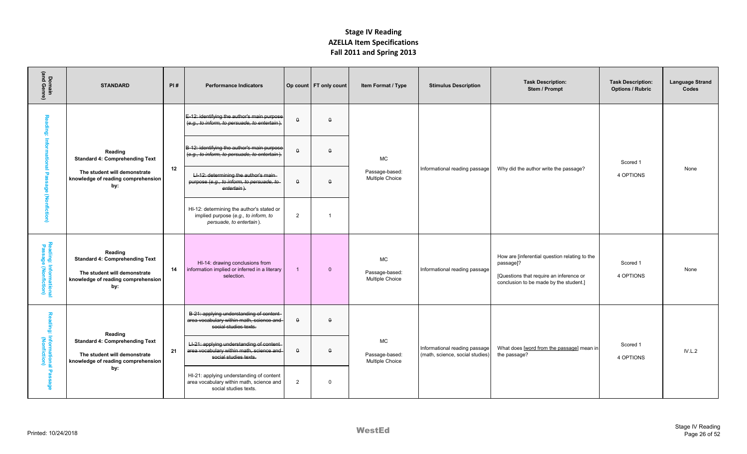# Stage IV Reading
## AZELLA Item Specifications
## Fall 2011 and Spring 2013

| Domain (and Genre) | STANDARD | PI # | Performance Indicators | Op count | FT only count | Item Format / Type | Stimulus Description | Task Description: Stem / Prompt | Task Description: Options / Rubric | Language Strand Codes |
|---|---|---|---|---|---|---|---|---|---|---|
| Reading: Informational Passage (Nonfiction) | **Reading** **Standard 4: Comprehending Text** **The student will demonstrate knowledge of reading comprehension by:** | 12 | ~~E-12: identifying the author's main purpose (*e.g., to inform, to persuade, to entertain*).~~ | ~~0~~ | ~~0~~ | MC Passage-based: Multiple Choice | Informational reading passage | Why did the author write the passage? | Scored 1 4 OPTIONS | None |
| | | | ~~B-12: identifying the author's main purpose (*e.g., to inform, to persuade, to entertain*).~~ | ~~0~~ | ~~0~~ | | | | | |
| | | | ~~LI-12: determining the author's main purpose (*e.g., to inform, to persuade, to entertain*).~~ | ~~0~~ | ~~0~~ | | | | | |
| | | | HI-12: determining the author's stated or implied purpose (*e.g., to inform, to persuade, to entertain*). | 2 | 1 | | | | | |
| Reading: Informational Passage (Nonfiction) | **Reading** **Standard 4: Comprehending Text** **The student will demonstrate knowledge of reading comprehension by:** | 14 | HI-14: drawing conclusions from information implied or inferred in a literary selection. | 1 | 0 | MC Passage-based: Multiple Choice | Informational reading passage | How are [inferential question relating to the passage]? [Questions that require an inference or conclusion to be made by the student.] | Scored 1 4 OPTIONS | None |
| Reading: Informational Passage (Nonfiction) | **Reading** **Standard 4: Comprehending Text** **The student will demonstrate knowledge of reading comprehension by:** | 21 | ~~B-21: applying understanding of content area vocabulary within math, science and social studies texts.~~ | ~~0~~ | ~~0~~ | MC Passage-based: Multiple Choice | Informational reading passage (math, science, social studies) | What does [word from the passage] mean in the passage? | Scored 1 4 OPTIONS | IV.L.2 |
| | | | ~~LI-21: applying understanding of content area vocabulary within math, science and social studies texts.~~ | ~~0~~ | ~~0~~ | | | | | |
| | | | HI-21: applying understanding of content area vocabulary within math, science and social studies texts. | 2 | 0 | | | | | |

Printed: 10/24/2018

WestEd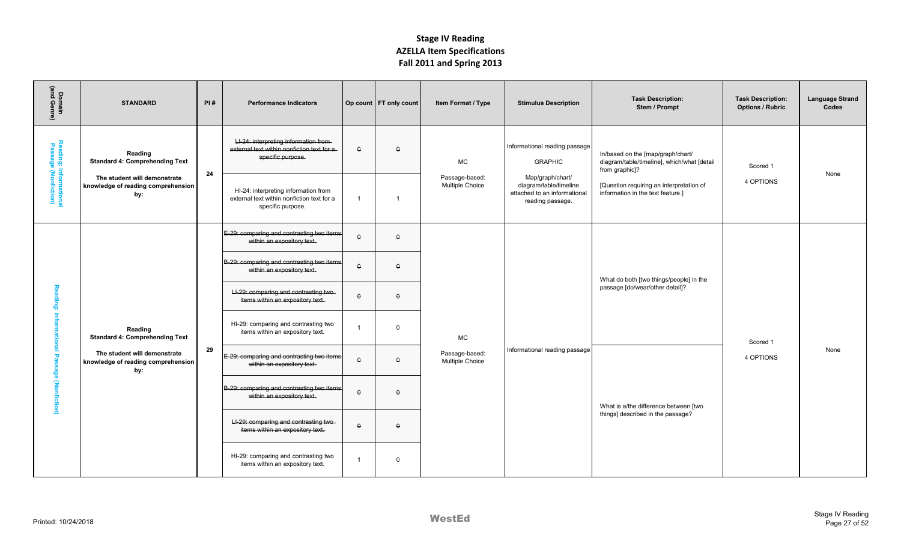# Stage IV Reading
## AZELLA Item Specifications
## Fall 2011 and Spring 2013

| Domain (and Genre) | STANDARD | PI # | Performance Indicators | Op count | FT only count | Item Format / Type | Stimulus Description | Task Description: Stem / Prompt | Task Description: Options / Rubric | Language Strand Codes |
|---|---|---|---|---|---|---|---|---|---|---|
| Reading: Informational Passage (Nonfiction) | Reading<br>Standard 4: Comprehending Text<br><br>The student will demonstrate knowledge of reading comprehension by: | 24 | ~~LI-24: interpreting information from external text within nonfiction text for a specific purpose.~~ | ~~0~~ | ~~0~~ | MC<br><br>Passage-based: Multiple Choice | Informational reading passage<br><br>GRAPHIC<br><br>Map/graph/chart/ diagram/table/timeline attached to an informational reading passage. | In/based on the [map/graph/chart/ diagram/table/timeline], which/what [detail from graphic]?<br><br>[Question requiring an interpretation of information in the text feature.] | Scored 1<br><br>4 OPTIONS | None |
| | | | HI-24: interpreting information from external text within nonfiction text for a specific purpose. | 1 | 1 | | | | | |
| Reading: Informational Passage (Nonfiction) | Reading<br>Standard 4: Comprehending Text<br><br>The student will demonstrate knowledge of reading comprehension by: | 29 | ~~E-29: comparing and contrasting two items within an expository text.~~ | ~~0~~ | ~~0~~ | MC<br><br>Passage-based: Multiple Choice | Informational reading passage | What do both [two things/people] in the passage [do/wear/other detail]? | Scored 1<br><br>4 OPTIONS | None |
| | | | ~~B-29: comparing and contrasting two items within an expository text.~~ | ~~0~~ | ~~0~~ | | | | | |
| | | | ~~LI-29: comparing and contrasting two items within an expository text.~~ | ~~0~~ | ~~0~~ | | | | | |
| | | | HI-29: comparing and contrasting two items within an expository text. | 1 | 0 | | | | | |
| | | | ~~E-29: comparing and contrasting two items within an expository text.~~ | ~~0~~ | ~~0~~ | | | What is a/the difference between [two things] described in the passage? | | |
| | | | ~~B-29: comparing and contrasting two items within an expository text.~~ | ~~0~~ | ~~0~~ | | | | | |
| | | | ~~LI-29: comparing and contrasting two items within an expository text.~~ | ~~0~~ | ~~0~~ | | | | | |
| | | | HI-29: comparing and contrasting two items within an expository text. | 1 | 0 | | | | | |

Printed: 10/24/2018

WestEd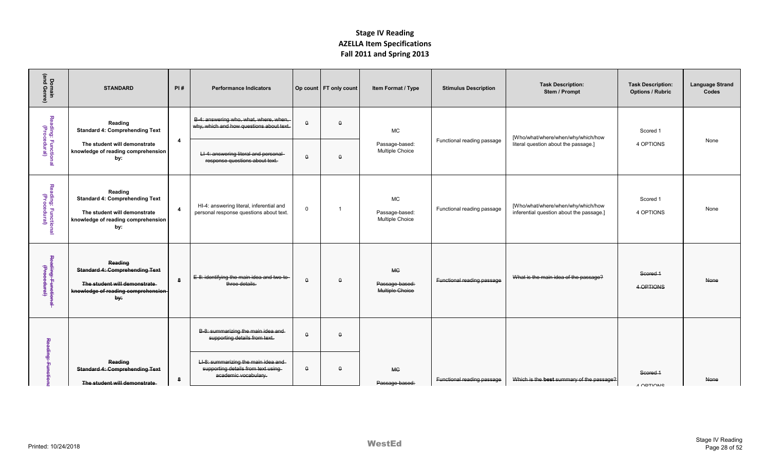# Stage IV Reading
## AZELLA Item Specifications
## Fall 2011 and Spring 2013

| Domain (and Genre) | STANDARD | PI # | Performance Indicators | Op count | FT only count | Item Format / Type | Stimulus Description | Task Description: Stem / Prompt | Task Description: Options / Rubric | Language Strand Codes |
|---|---|---|---|---|---|---|---|---|---|---|
| Reading: Functional (Procedural) | **Reading** **Standard 4: Comprehending Text** **The student will demonstrate knowledge of reading comprehension by:** | 4 | ~~B-4: answering who, what, where, when, why, which and how questions about text.~~ | ~~0~~ | ~~0~~ | MC Passage-based: Multiple Choice | Functional reading passage | [Who/what/where/when/why/which/how literal question about the passage.] | Scored 1 4 OPTIONS | None |
| | | | ~~LI-4: answering literal and personal response questions about text.~~ | ~~0~~ | ~~0~~ | | | | | |
| Reading: Functional (Procedural) | **Reading** **Standard 4: Comprehending Text** **The student will demonstrate knowledge of reading comprehension by:** | 4 | HI-4: answering literal, inferential and personal response questions about text. | 0 | 1 | MC Passage-based: Multiple Choice | Functional reading passage | [Who/what/where/when/why/which/how inferential question about the passage.] | Scored 1 4 OPTIONS | None |
| ~~Reading: Functional (Procedural)~~ | ~~**Reading** **Standard 4: Comprehending Text** **The student will demonstrate knowledge of reading comprehension by:**~~ | ~~8~~ | ~~E-8: identifying the main idea and two-to-three details.~~ | ~~0~~ | ~~0~~ | ~~MC Passage-based: Multiple Choice~~ | ~~Functional reading passage~~ | ~~What is the main idea of the passage?~~ | ~~Scored 1 4 OPTIONS~~ | ~~None~~ |
| ~~Reading: Functional~~ | ~~**Reading** **Standard 4: Comprehending Text** The student will demonstrate~~ | ~~8~~ | ~~B-8: summarizing the main idea and supporting details from text.~~ | ~~0~~ | ~~0~~ | ~~MC Passage-based:~~ | ~~Functional reading passage~~ | ~~Which is the **best** summary of the passage?~~ | ~~Scored 1 4 OPTIONS~~ | ~~None~~ |
| | | | ~~LI-8: summarizing the main idea and supporting details from text using academic vocabulary.~~ | ~~0~~ | ~~0~~ | | | | | |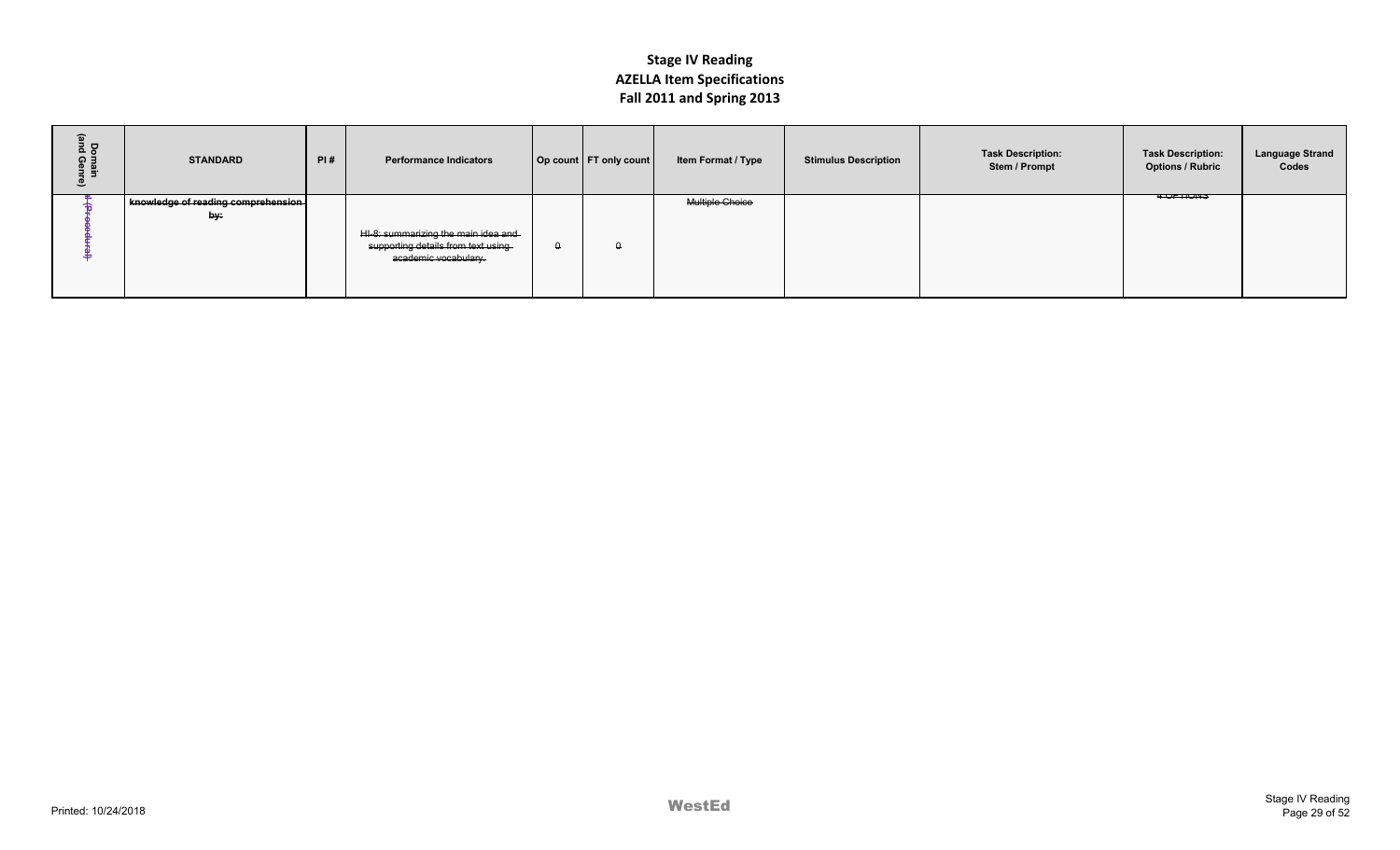# Stage IV Reading
## AZELLA Item Specifications
## Fall 2011 and Spring 2013

| Domain (and Genre) | STANDARD | PI # | Performance Indicators | Op count | FT only count | Item Format / Type | Stimulus Description | Task Description: Stem / Prompt | Task Description: Options / Rubric | Language Strand Codes |
|---|---|---|---|---|---|---|---|---|---|---|
| ~~II (Procedural)~~ | ~~knowledge of reading comprehension by:~~ | | ~~HI-8: summarizing the main idea and supporting details from text using academic vocabulary.~~ | ~~0~~ | ~~0~~ | ~~Multiple Choice~~ | | | ~~4 OPTIONS~~ | |

Printed: 10/24/2018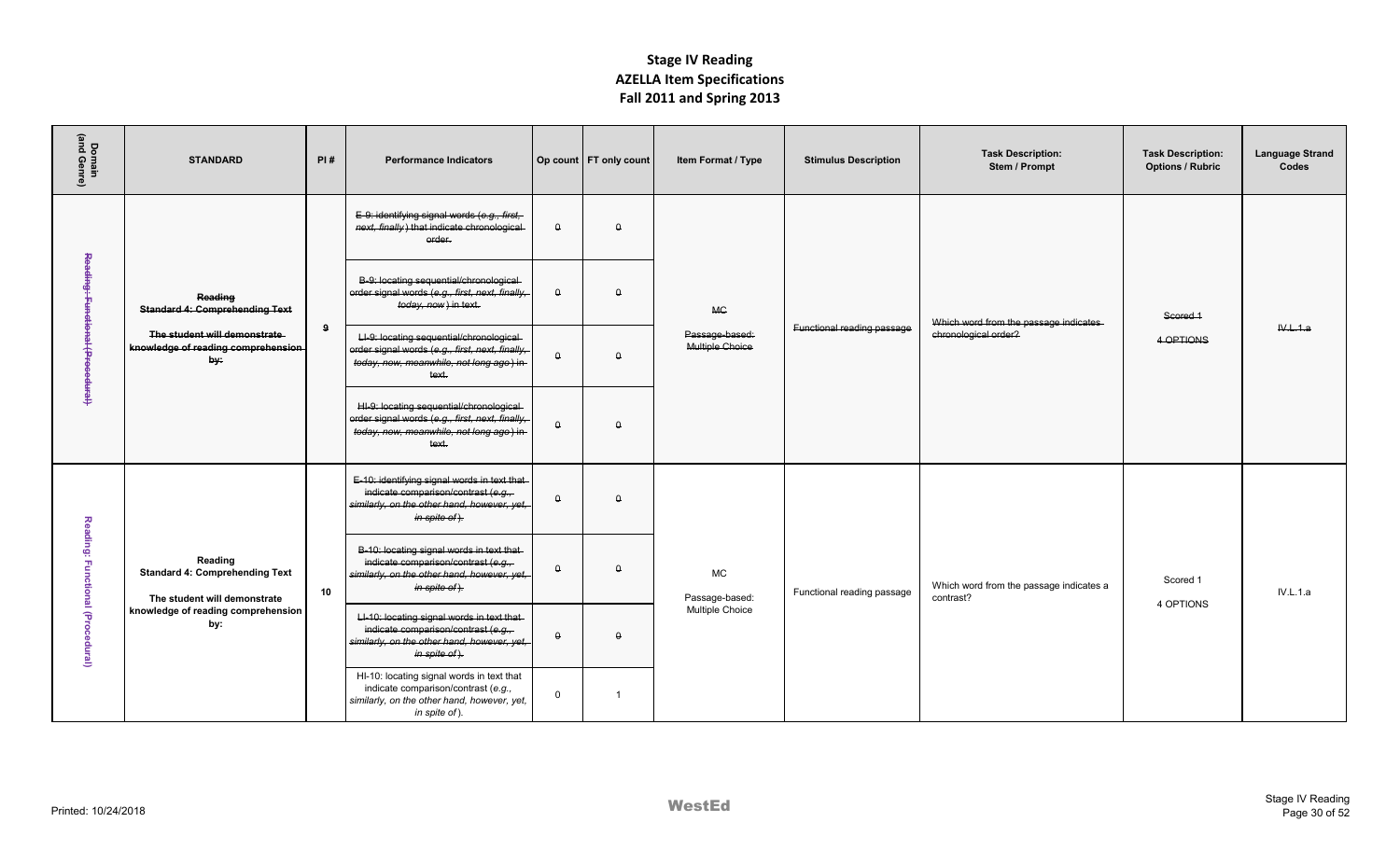# Stage IV Reading
## AZELLA Item Specifications
## Fall 2011 and Spring 2013

| Domain (and Genre) | STANDARD | PI # | Performance Indicators | Op count | FT only count | Item Format / Type | Stimulus Description | Task Description: Stem / Prompt | Task Description: Options / Rubric | Language Strand Codes |
|---|---|---|---|---|---|---|---|---|---|---|
| ~~Reading: Functional (Procedural)~~ | ~~**Reading** **Standard 4: Comprehending Text** **The student will demonstrate knowledge of reading comprehension by:**~~ | ~~9~~ | ~~E-9: identifying signal words (*e.g., first, next, finally*) that indicate chronological order.~~ | ~~0~~ | ~~0~~ | ~~MC Passage-based: Multiple Choice~~ | ~~Functional reading passage~~ | ~~Which word from the passage indicates chronological order?~~ | ~~Scored 1 4 OPTIONS~~ | ~~IV.L.1.a~~ |
| | | | ~~B-9: locating sequential/chronological order signal words (*e.g., first, next, finally, today, now*) in text.~~ | ~~0~~ | ~~0~~ | | | | | |
| | | | ~~LI-9: locating sequential/chronological order signal words (*e.g., first, next, finally, today, now, meanwhile, not long ago*) in text.~~ | ~~0~~ | ~~0~~ | | | | | |
| | | | ~~HI-9: locating sequential/chronological order signal words (*e.g., first, next, finally, today, now, meanwhile, not long ago*) in text.~~ | ~~0~~ | ~~0~~ | | | | | |
| Reading: Functional (Procedural) | **Reading** **Standard 4: Comprehending Text** **The student will demonstrate knowledge of reading comprehension by:** | 10 | ~~E-10: identifying signal words in text that indicate comparison/contrast (*e.g., similarly, on the other hand, however, yet, in spite of*).~~ | ~~0~~ | ~~0~~ | MC Passage-based: Multiple Choice | Functional reading passage | Which word from the passage indicates a contrast? | Scored 1 4 OPTIONS | IV.L.1.a |
| | | | ~~B-10: locating signal words in text that indicate comparison/contrast (*e.g., similarly, on the other hand, however, yet, in spite of*).~~ | ~~0~~ | ~~0~~ | | | | | |
| | | | ~~LI-10: locating signal words in text that indicate comparison/contrast (*e.g., similarly, on the other hand, however, yet, in spite of*).~~ | ~~0~~ | ~~0~~ | | | | | |
| | | | HI-10: locating signal words in text that indicate comparison/contrast (*e.g., similarly, on the other hand, however, yet, in spite of*). | 0 | 1 | | | | | |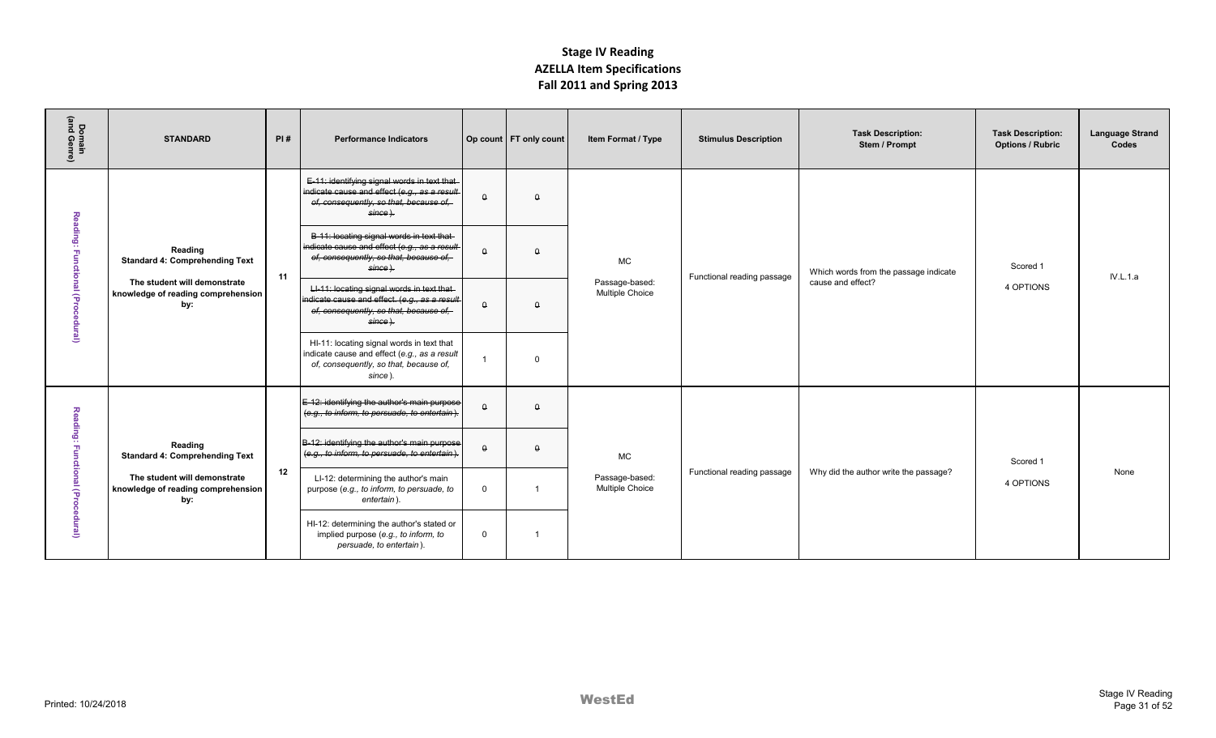# Stage IV Reading
## AZELLA Item Specifications
## Fall 2011 and Spring 2013

| Domain (and Genre) | STANDARD | PI # | Performance Indicators | Op count | FT only count | Item Format / Type | Stimulus Description | Task Description: Stem / Prompt | Task Description: Options / Rubric | Language Strand Codes |
|---|---|---|---|---|---|---|---|---|---|---|
| Reading: Functional (Procedural) | Reading Standard 4: Comprehending Text<br><br>The student will demonstrate knowledge of reading comprehension by: | 11 | ~~E-11: identifying signal words in text that indicate cause and effect (*e.g., as a result of, consequently, so that, because of, since*).~~ | ~~0~~ | ~~0~~ | MC<br><br>Passage-based: Multiple Choice | Functional reading passage | Which words from the passage indicate cause and effect? | Scored 1<br><br>4 OPTIONS | IV.L.1.a |
| | | | ~~B-11: locating signal words in text that indicate cause and effect (*e.g., as a result of, consequently, so that, because of, since*).~~ | ~~0~~ | ~~0~~ | | | | | |
| | | | ~~LI-11: locating signal words in text that indicate cause and effect. (*e.g., as a result of, consequently, so that, because of, since*).~~ | ~~0~~ | ~~0~~ | | | | | |
| | | | HI-11: locating signal words in text that indicate cause and effect (*e.g., as a result of, consequently, so that, because of, since*). | 1 | 0 | | | | | |
| Reading: Functional (Procedural) | Reading Standard 4: Comprehending Text<br><br>The student will demonstrate knowledge of reading comprehension by: | 12 | ~~E-12: identifying the author's main purpose (*e.g., to inform, to persuade, to entertain*).~~ | ~~0~~ | ~~0~~ | MC<br><br>Passage-based: Multiple Choice | Functional reading passage | Why did the author write the passage? | Scored 1<br><br>4 OPTIONS | None |
| | | | ~~B-12: identifying the author's main purpose (*e.g., to inform, to persuade, to entertain*).~~ | ~~0~~ | ~~0~~ | | | | | |
| | | | LI-12: determining the author's main purpose (*e.g., to inform, to persuade, to entertain*). | 0 | 1 | | | | | |
| | | | HI-12: determining the author's stated or implied purpose (*e.g., to inform, to persuade, to entertain*). | 0 | 1 | | | | | |

Printed: 10/24/2018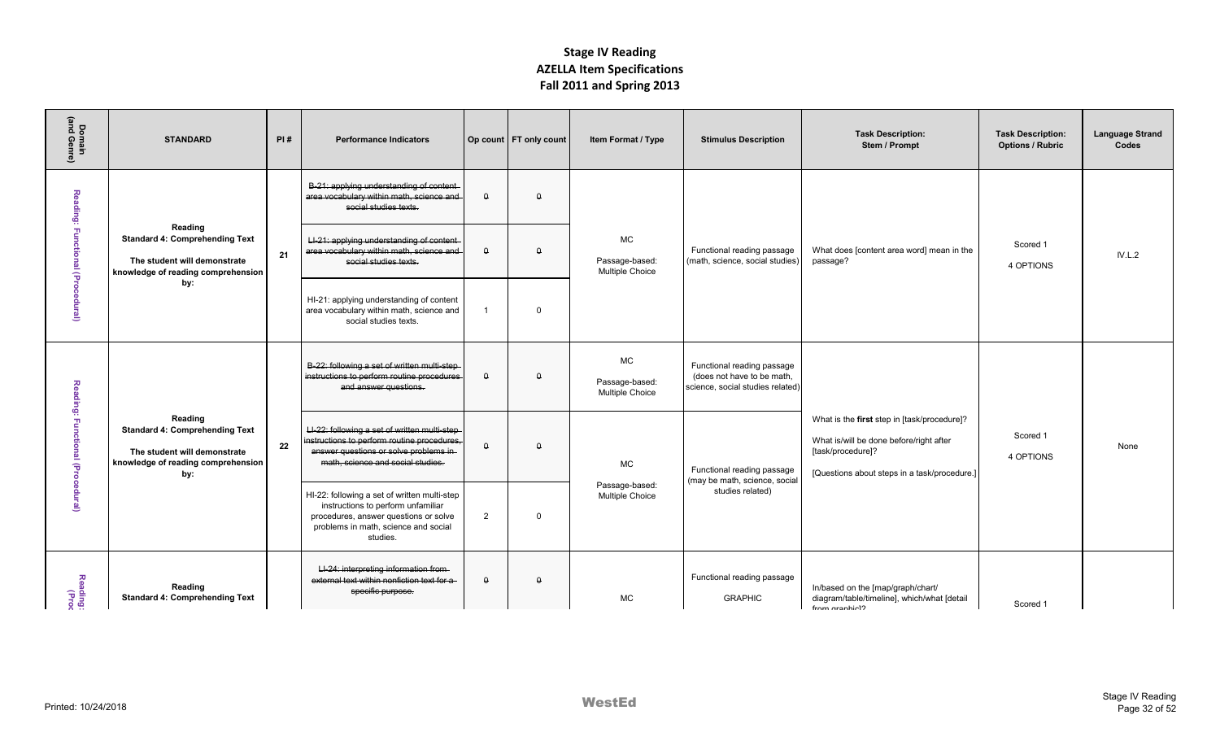# Stage IV Reading
## AZELLA Item Specifications
## Fall 2011 and Spring 2013

| Domain (and Genre) | STANDARD | PI # | Performance Indicators | Op count | FT only count | Item Format / Type | Stimulus Description | Task Description: Stem / Prompt | Task Description: Options / Rubric | Language Strand Codes |
|---|---|---|---|---|---|---|---|---|---|---|
| Reading: Functional (Procedural) | **Reading** **Standard 4: Comprehending Text** **The student will demonstrate knowledge of reading comprehension by:** | 21 | ~~B-21: applying understanding of content area vocabulary within math, science and social studies texts.~~ | ~~0~~ | ~~0~~ | MC Passage-based: Multiple Choice | Functional reading passage (math, science, social studies) | What does [content area word] mean in the passage? | Scored 1 4 OPTIONS | IV.L.2 |
| | | | ~~LI-21: applying understanding of content area vocabulary within math, science and social studies texts.~~ | ~~0~~ | ~~0~~ | | | | | |
| | | | HI-21: applying understanding of content area vocabulary within math, science and social studies texts. | 1 | 0 | | | | | |
| Reading: Functional (Procedural) | **Reading** **Standard 4: Comprehending Text** **The student will demonstrate knowledge of reading comprehension by:** | 22 | ~~B-22: following a set of written multi-step instructions to perform routine procedures and answer questions.~~ | ~~0~~ | ~~0~~ | MC Passage-based: Multiple Choice | Functional reading passage (does not have to be math, science, social studies related) | What is the **first** step in [task/procedure]? What is/will be done before/right after [task/procedure]? [Questions about steps in a task/procedure.] | Scored 1 4 OPTIONS | None |
| | | | ~~LI-22: following a set of written multi-step instructions to perform routine procedures, answer questions or solve problems in math, science and social studies.~~ | ~~0~~ | ~~0~~ | MC Passage-based: Multiple Choice | Functional reading passage (may be math, science, social studies related) | | | |
| | | | HI-22: following a set of written multi-step instructions to perform unfamiliar procedures, answer questions or solve problems in math, science and social studies. | 2 | 0 | | | | | |
| Reading: (Proc | **Reading** **Standard 4: Comprehending Text** | | ~~LI-24: interpreting information from external text within nonfiction text for a specific purpose.~~ | ~~0~~ | ~~0~~ | MC | Functional reading passage GRAPHIC | In/based on the [map/graph/chart/diagram/table/timeline], which/what [detail from graphic]? | Scored 1 | |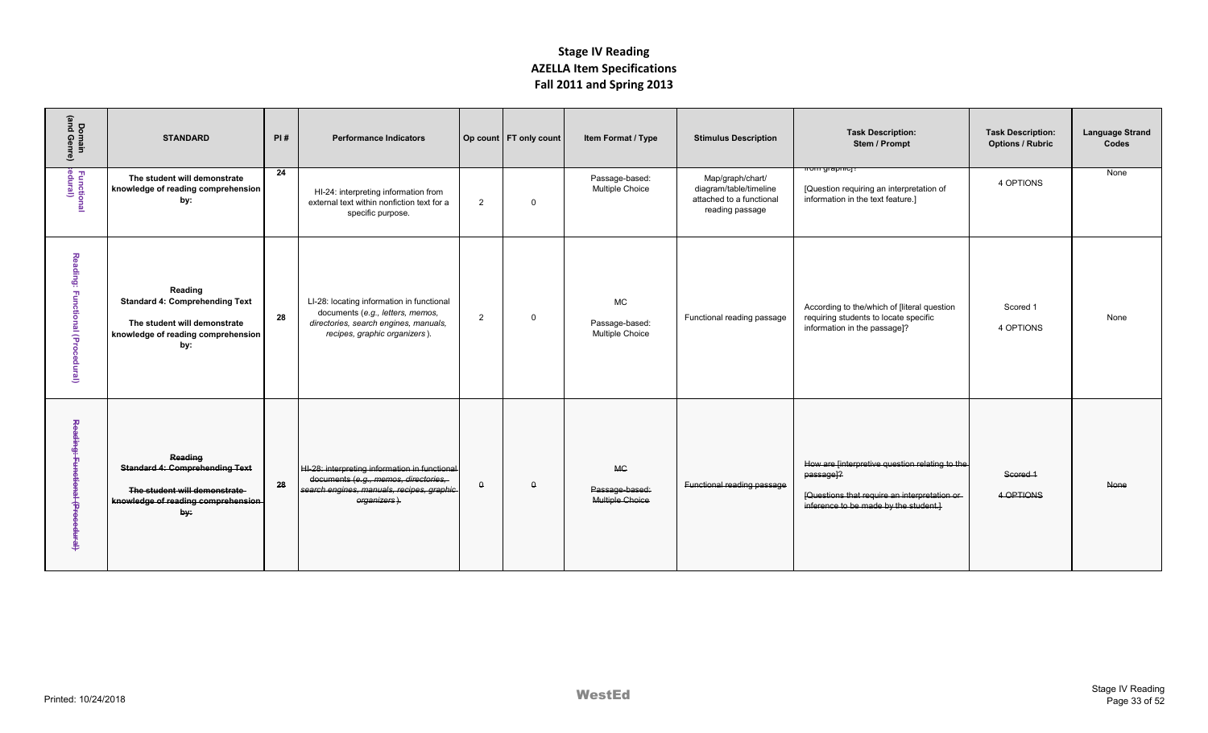# Stage IV Reading
## AZELLA Item Specifications
## Fall 2011 and Spring 2013

| Domain (and Genre) | STANDARD | PI # | Performance Indicators | Op count | FT only count | Item Format / Type | Stimulus Description | Task Description: Stem / Prompt | Task Description: Options / Rubric | Language Strand Codes |
|---|---|---|---|---|---|---|---|---|---|---|
| Functional edural) | The student will demonstrate knowledge of reading comprehension by: | 24 | HI-24: interpreting information from external text within nonfiction text for a specific purpose. | 2 | 0 | Passage-based: Multiple Choice | Map/graph/chart/ diagram/table/timeline attached to a functional reading passage | from graphic]? [Question requiring an interpretation of information in the text feature.] | 4 OPTIONS | None |
| Reading: Functional (Procedural) | Reading Standard 4: Comprehending Text The student will demonstrate knowledge of reading comprehension by: | 28 | LI-28: locating information in functional documents (*e.g., letters, memos, directories, search engines, manuals, recipes, graphic organizers*). | 2 | 0 | MC Passage-based: Multiple Choice | Functional reading passage | According to the/which of [literal question requiring students to locate specific information in the passage]? | Scored 1 4 OPTIONS | None |
| ~~Reading: Functional (Procedural)~~ | ~~Reading Standard 4: Comprehending Text The student will demonstrate knowledge of reading comprehension by:~~ | ~~28~~ | ~~HI-28: interpreting information in functional documents (*e.g., memos, directories, search engines, manuals, recipes, graphic organizers*).~~ | ~~0~~ | ~~0~~ | ~~MC Passage-based: Multiple Choice~~ | ~~Functional reading passage~~ | ~~How are [interpretive question relating to the passage]? [Questions that require an interpretation or inference to be made by the student.]~~ | ~~Scored 1 4 OPTIONS~~ | ~~None~~ |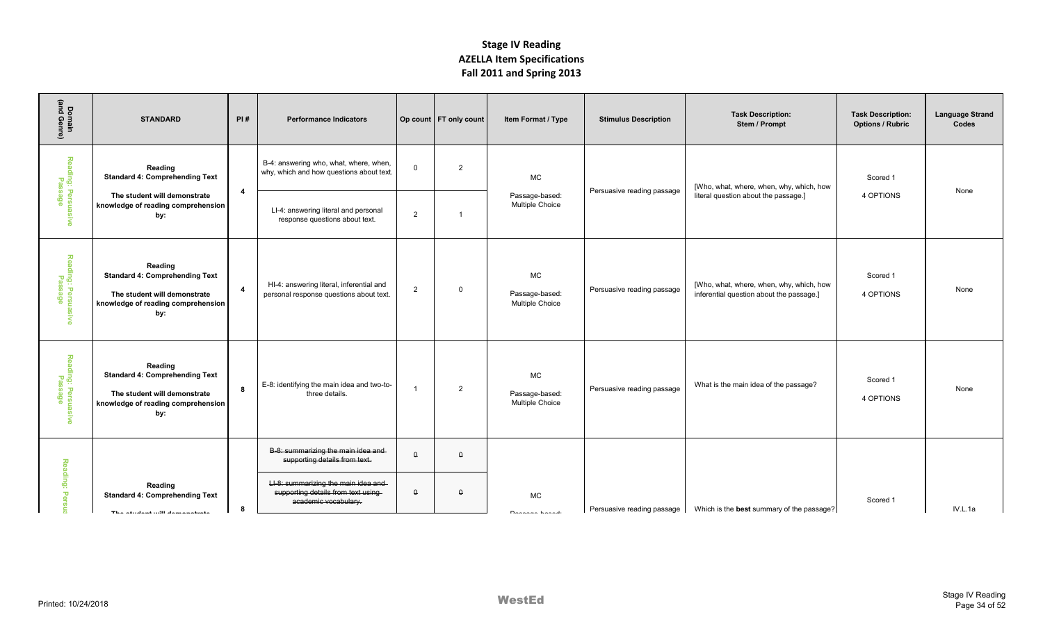# Stage IV Reading
## AZELLA Item Specifications
## Fall 2011 and Spring 2013

| Domain (and Genre) | STANDARD | PI # | Performance Indicators | Op count | FT only count | Item Format / Type | Stimulus Description | Task Description: Stem / Prompt | Task Description: Options / Rubric | Language Strand Codes |
|---|---|---|---|---|---|---|---|---|---|---|
| Reading: Persuasive Passage | **Reading** **Standard 4: Comprehending Text** **The student will demonstrate knowledge of reading comprehension by:** | **4** | B-4: answering who, what, where, when, why, which and how questions about text. | 0 | 2 | MC Passage-based: Multiple Choice | Persuasive reading passage | [Who, what, where, when, why, which, how literal question about the passage.] | Scored 1 4 OPTIONS | None |
| | | | LI-4: answering literal and personal response questions about text. | 2 | 1 | | | | | |
| Reading : Persuasive Passage | **Reading** **Standard 4: Comprehending Text** **The student will demonstrate knowledge of reading comprehension by:** | **4** | HI-4: answering literal, inferential and personal response questions about text. | 2 | 0 | MC Passage-based: Multiple Choice | Persuasive reading passage | [Who, what, where, when, why, which, how inferential question about the passage.] | Scored 1 4 OPTIONS | None |
| Reading: Persuasive Passage | **Reading** **Standard 4: Comprehending Text** **The student will demonstrate knowledge of reading comprehension by:** | **8** | E-8: identifying the main idea and two-to-three details. | 1 | 2 | MC Passage-based: Multiple Choice | Persuasive reading passage | What is the main idea of the passage? | Scored 1 4 OPTIONS | None |
| Reading: Persua | **Reading** **Standard 4: Comprehending Text** **The student will demonstrate** | **8** | ~~B-8: summarizing the main idea and supporting details from text.~~ | ~~0~~ | ~~0~~ | MC Passage-based: | Persuasive reading passage | Which is the **best** summary of the passage? | Scored 1 | IV.L.1a |
| | | | ~~LI-8: summarizing the main idea and supporting details from text using academic vocabulary.~~ | ~~0~~ | ~~0~~ | | | | | |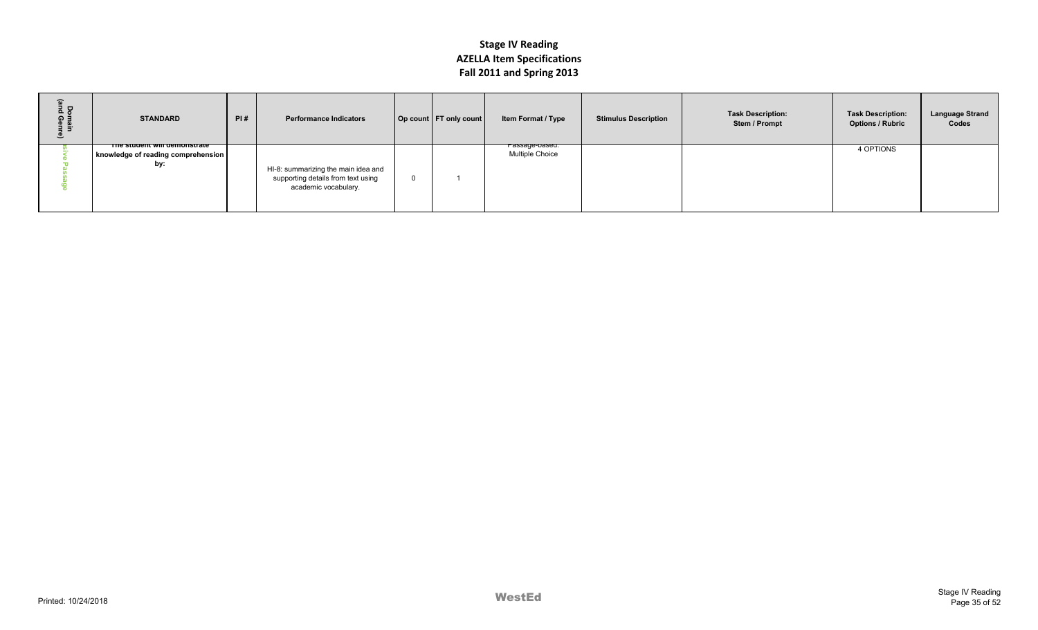# Stage IV Reading
## AZELLA Item Specifications
## Fall 2011 and Spring 2013

| Domain (and Genre) | STANDARD | PI # | Performance Indicators | Op count | FT only count | Item Format / Type | Stimulus Description | Task Description: Stem / Prompt | Task Description: Options / Rubric | Language Strand Codes |
|---|---|---|---|---|---|---|---|---|---|---|
| sive Passage | The student will demonstrate knowledge of reading comprehension by: | | HI-8: summarizing the main idea and supporting details from text using academic vocabulary. | 0 | 1 | Passage-based: Multiple Choice | | | 4 OPTIONS | |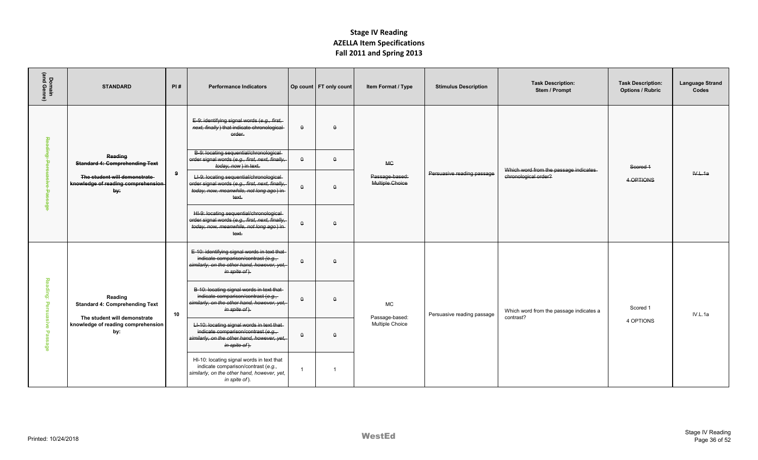# Stage IV Reading
## AZELLA Item Specifications
## Fall 2011 and Spring 2013

| Domain (and Genre) | STANDARD | PI # | Performance Indicators | Op count | FT only count | Item Format / Type | Stimulus Description | Task Description: Stem / Prompt | Task Description: Options / Rubric | Language Strand Codes |
|---|---|---|---|---|---|---|---|---|---|---|
| ~~Reading: Persuasive Passage~~ | ~~**Reading**~~ ~~**Standard 4: Comprehending Text**~~ ~~**The student will demonstrate knowledge of reading comprehension by:**~~ | ~~9~~ | ~~E-9: identifying signal words (*e.g., first, next, finally*) that indicate chronological order.~~ | ~~0~~ | ~~0~~ | ~~MC~~ ~~Passage-based: Multiple Choice~~ | ~~Persuasive reading passage~~ | ~~Which word from the passage indicates chronological order?~~ | ~~Scored 1~~ ~~4 OPTIONS~~ | ~~IV.L.1a~~ |
| | | | ~~B-9: locating sequential/chronological order signal words (*e.g., first, next, finally, today, now*) in text.~~ | ~~0~~ | ~~0~~ | | | | | |
| | | | ~~LI-9: locating sequential/chronological order signal words (*e.g., first, next, finally, today, now, meanwhile, not long ago*) in text.~~ | ~~0~~ | ~~0~~ | | | | | |
| | | | ~~HI-9: locating sequential/chronological order signal words (*e.g., first, next, finally, today, now, meanwhile, not long ago*) in text.~~ | ~~0~~ | ~~0~~ | | | | | |
| Reading: Persuasive Passage | **Reading** **Standard 4: Comprehending Text** **The student will demonstrate knowledge of reading comprehension by:** | 10 | ~~E-10: identifying signal words in text that indicate comparison/contrast (*e.g., similarly, on the other hand, however, yet, in spite of*).~~ | ~~0~~ | ~~0~~ | MC Passage-based: Multiple Choice | Persuasive reading passage | Which word from the passage indicates a contrast? | Scored 1 4 OPTIONS | IV.L.1a |
| | | | ~~B-10: locating signal words in text that indicate comparison/contrast (*e.g., similarly, on the other hand, however, yet, in spite of*).~~ | ~~0~~ | ~~0~~ | | | | | |
| | | | ~~LI-10: locating signal words in text that indicate comparison/contrast (*e.g., similarly, on the other hand, however, yet, in spite of*).~~ | ~~0~~ | ~~0~~ | | | | | |
| | | | HI-10: locating signal words in text that indicate comparison/contrast (*e.g., similarly, on the other hand, however, yet, in spite of*). | 1 | 1 | | | | | |

Printed: 10/24/2018

WestEd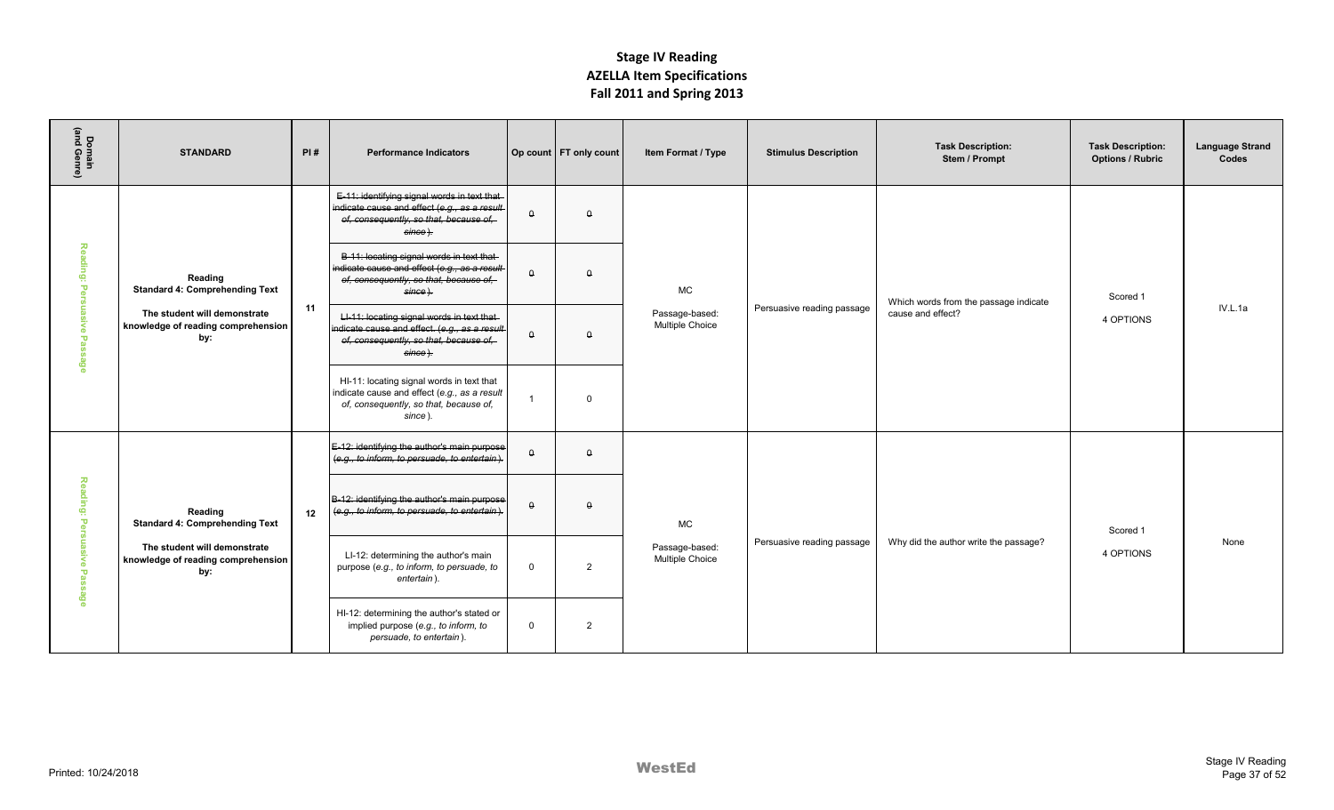# Stage IV Reading
# AZELLA Item Specifications
# Fall 2011 and Spring 2013

| Domain (and Genre) | STANDARD | PI # | Performance Indicators | Op count | FT only count | Item Format / Type | Stimulus Description | Task Description: Stem / Prompt | Task Description: Options / Rubric | Language Strand Codes |
|---|---|---|---|---|---|---|---|---|---|---|
| Reading: Persuasive Passage | **Reading** **Standard 4: Comprehending Text** **The student will demonstrate knowledge of reading comprehension by:** | 11 | ~~E-11: identifying signal words in text that indicate cause and effect (*e.g., as a result of, consequently, so that, because of, since*).~~ | ~~0~~ | ~~0~~ | MC Passage-based: Multiple Choice | Persuasive reading passage | Which words from the passage indicate cause and effect? | Scored 1 4 OPTIONS | IV.L.1a |
| | | | ~~B-11: locating signal words in text that indicate cause and effect (*e.g., as a result of, consequently, so that, because of, since*).~~ | ~~0~~ | ~~0~~ | | | | | |
| | | | ~~LI-11: locating signal words in text that indicate cause and effect. (*e.g., as a result of, consequently, so that, because of, since*).~~ | ~~0~~ | ~~0~~ | | | | | |
| | | | HI-11: locating signal words in text that indicate cause and effect (*e.g., as a result of, consequently, so that, because of, since*). | 1 | 0 | | | | | |
| Reading: Persuasive Passage | **Reading** **Standard 4: Comprehending Text** **The student will demonstrate knowledge of reading comprehension by:** | 12 | ~~E-12: identifying the author's main purpose (*e.g., to inform, to persuade, to entertain*).~~ | ~~0~~ | ~~0~~ | MC Passage-based: Multiple Choice | Persuasive reading passage | Why did the author write the passage? | Scored 1 4 OPTIONS | None |
| | | | ~~B-12: identifying the author's main purpose (*e.g., to inform, to persuade, to entertain*).~~ | ~~0~~ | ~~0~~ | | | | | |
| | | | LI-12: determining the author's main purpose (*e.g., to inform, to persuade, to entertain*). | 0 | 2 | | | | | |
| | | | HI-12: determining the author's stated or implied purpose (*e.g., to inform, to persuade, to entertain*). | 0 | 2 | | | | | |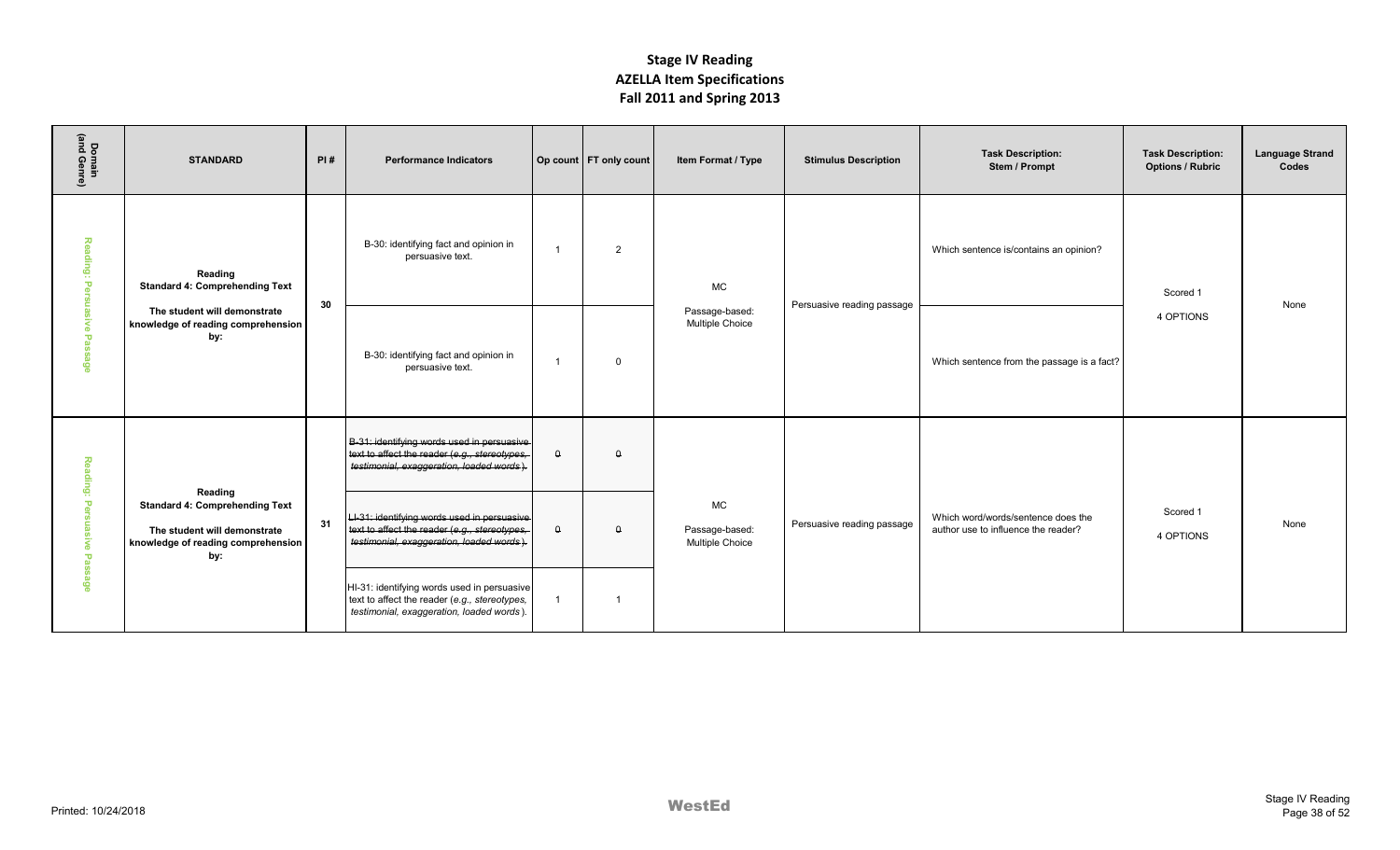# Stage IV Reading
# AZELLA Item Specifications
# Fall 2011 and Spring 2013

| Domain (and Genre) | STANDARD | PI # | Performance Indicators | Op count | FT only count | Item Format / Type | Stimulus Description | Task Description: Stem / Prompt | Task Description: Options / Rubric | Language Strand Codes |
|---|---|---|---|---|---|---|---|---|---|---|
| Reading: Persuasive Passage | **Reading** **Standard 4: Comprehending Text** **The student will demonstrate knowledge of reading comprehension by:** | 30 | B-30: identifying fact and opinion in persuasive text. | 1 | 2 | MC Passage-based: Multiple Choice | Persuasive reading passage | Which sentence is/contains an opinion? | Scored 1 4 OPTIONS | None |
| | | | B-30: identifying fact and opinion in persuasive text. | 1 | 0 | | | Which sentence from the passage is a fact? | | |
| Reading: Persuasive Passage | **Reading** **Standard 4: Comprehending Text** **The student will demonstrate knowledge of reading comprehension by:** | 31 | ~~B-31: identifying words used in persuasive text to affect the reader (*e.g., stereotypes, testimonial, exaggeration, loaded words*).~~ | ~~0~~ | ~~0~~ | MC Passage-based: Multiple Choice | Persuasive reading passage | Which word/words/sentence does the author use to influence the reader? | Scored 1 4 OPTIONS | None |
| | | | ~~LI-31: identifying words used in persuasive text to affect the reader (*e.g., stereotypes, testimonial, exaggeration, loaded words*).~~ | ~~0~~ | ~~0~~ | | | | | |
| | | | HI-31: identifying words used in persuasive text to affect the reader (*e.g., stereotypes, testimonial, exaggeration, loaded words*). | 1 | 1 | | | | | |

Printed: 10/24/2018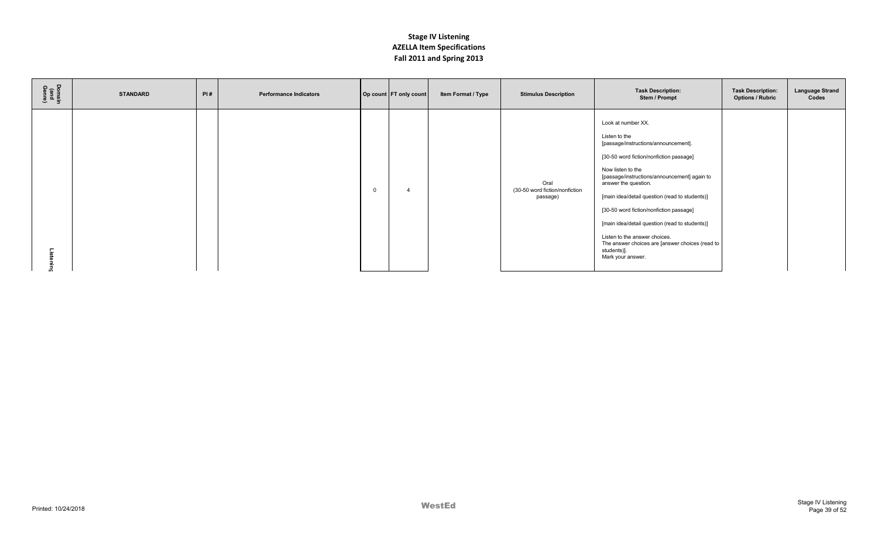# Stage IV Listening
## AZELLA Item Specifications
## Fall 2011 and Spring 2013

| Domain (and Genre) | STANDARD | PI # | Performance Indicators | Op count | FT only count | Item Format / Type | Stimulus Description | Task Description: Stem / Prompt | Task Description: Options / Rubric | Language Strand Codes |
|---|---|---|---|---|---|---|---|---|---|---|
| Listening | | | | 0 | 4 | | Oral (30-50 word fiction/nonfiction passage) | Look at number XX.<br><br>Listen to the [passage/instructions/announcement].<br><br>[30-50 word fiction/nonfiction passage]<br><br>Now listen to the [passage/instructions/announcement] again to answer the question.<br><br>[main idea/detail question (read to students)]<br><br>[30-50 word fiction/nonfiction passage]<br><br>[main idea/detail question (read to students)]<br><br>Listen to the answer choices.<br>The answer choices are [answer choices (read to students)].<br>Mark your answer. | | |

Printed: 10/24/2018

WestEd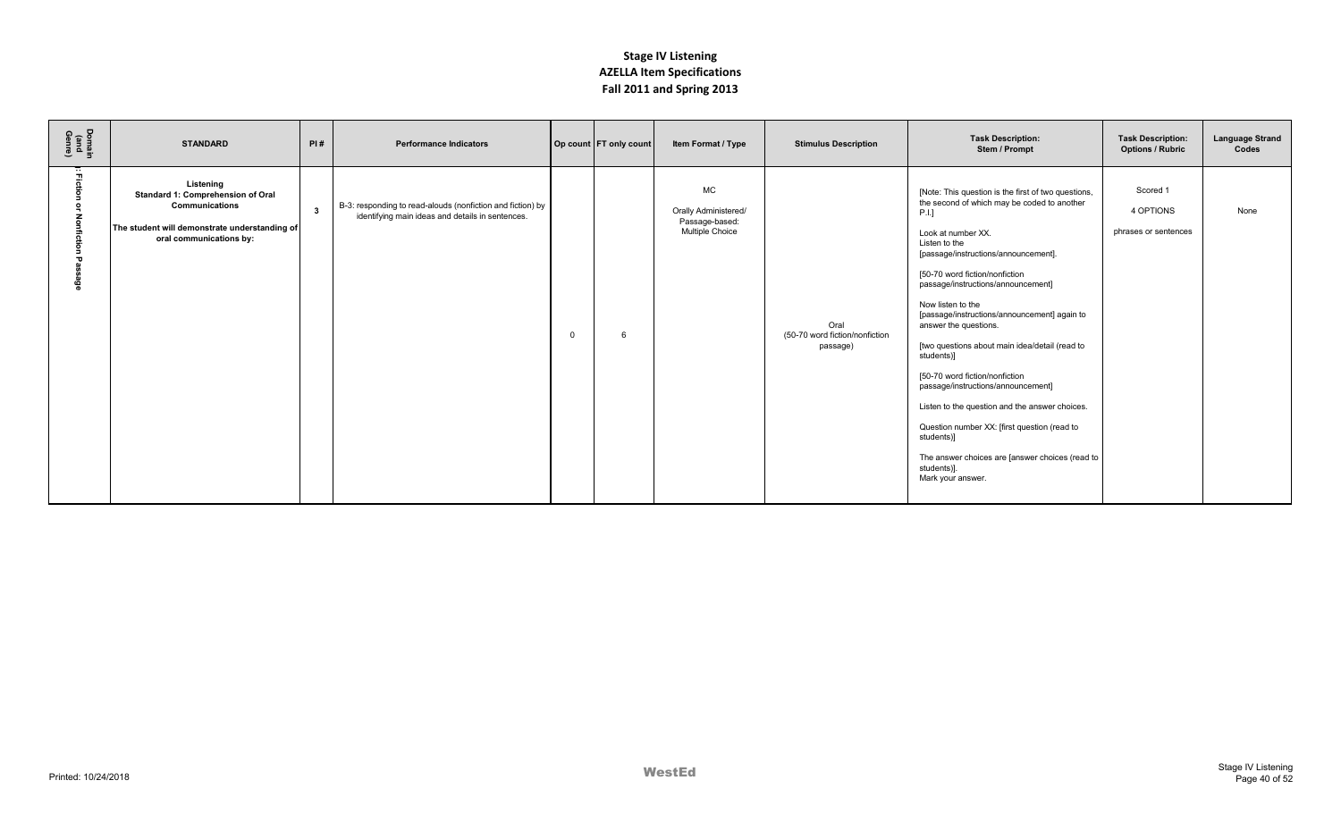# Stage IV Listening
## AZELLA Item Specifications
## Fall 2011 and Spring 2013

| Domain (and Genre) | STANDARD | PI # | Performance Indicators | Op count | FT only count | Item Format / Type | Stimulus Description | Task Description: Stem / Prompt | Task Description: Options / Rubric | Language Strand Codes |
|---|---|---|---|---|---|---|---|---|---|---|
| : Fiction or Nonfiction Passage | **Listening**<br>**Standard 1: Comprehension of Oral Communications**<br>**The student will demonstrate understanding of oral communications by:** | **3** | B-3: responding to read-alouds (nonfiction and fiction) by identifying main ideas and details in sentences. | 0 | 6 | MC<br>Orally Administered/ Passage-based: Multiple Choice | Oral (50-70 word fiction/nonfiction passage) | [Note: This question is the first of two questions, the second of which may be coded to another P.I.]<br><br>Look at number XX.<br>Listen to the [passage/instructions/announcement].<br><br>[50-70 word fiction/nonfiction passage/instructions/announcement]<br><br>Now listen to the [passage/instructions/announcement] again to answer the questions.<br><br>[two questions about main idea/detail (read to students)]<br><br>[50-70 word fiction/nonfiction passage/instructions/announcement]<br><br>Listen to the question and the answer choices.<br><br>Question number XX: [first question (read to students)]<br><br>The answer choices are [answer choices (read to students)].<br>Mark your answer. | Scored 1<br>4 OPTIONS<br>phrases or sentences | None |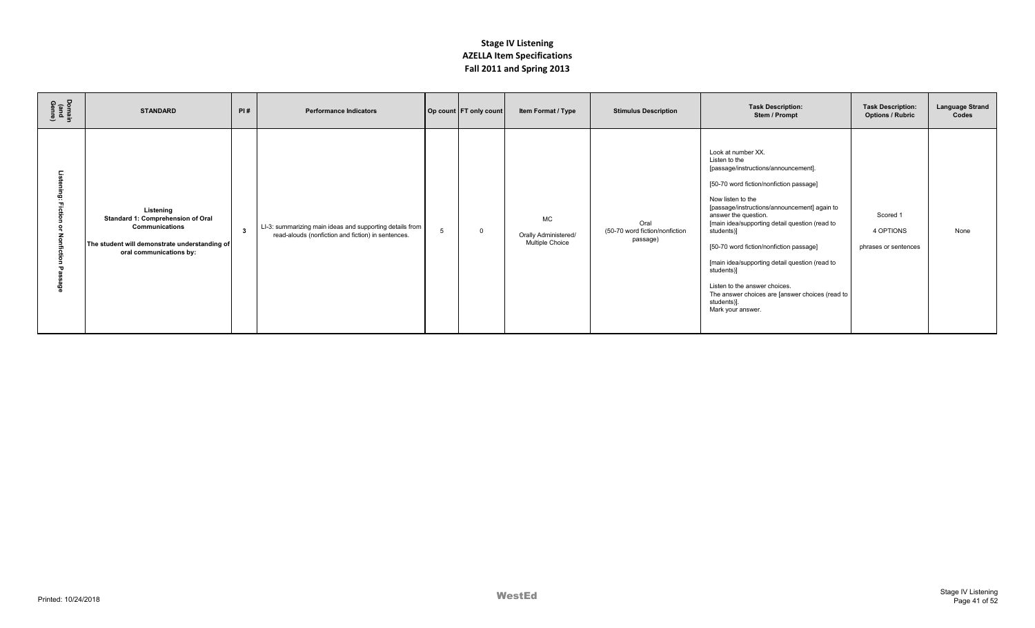# Stage IV Listening
## AZELLA Item Specifications
## Fall 2011 and Spring 2013

| Domain (and Genre) | STANDARD | PI # | Performance Indicators | Op count | FT only count | Item Format / Type | Stimulus Description | Task Description: Stem / Prompt | Task Description: Options / Rubric | Language Strand Codes |
|---|---|---|---|---|---|---|---|---|---|---|
| Listening: Fiction or Nonfiction Passage | **Listening Standard 1: Comprehension of Oral Communications** **The student will demonstrate understanding of oral communications by:** | 3 | LI-3: summarizing main ideas and supporting details from read-alouds (nonfiction and fiction) in sentences. | 5 | 0 | MC Orally Administered/ Multiple Choice | Oral (50-70 word fiction/nonfiction passage) | Look at number XX. Listen to the [passage/instructions/announcement]. [50-70 word fiction/nonfiction passage] Now listen to the [passage/instructions/announcement] again to answer the question. [main idea/supporting detail question (read to students)] [50-70 word fiction/nonfiction passage] [main idea/supporting detail question (read to students)] Listen to the answer choices. The answer choices are [answer choices (read to students)]. Mark your answer. | Scored 1 4 OPTIONS phrases or sentences | None |

Printed: 10/24/2018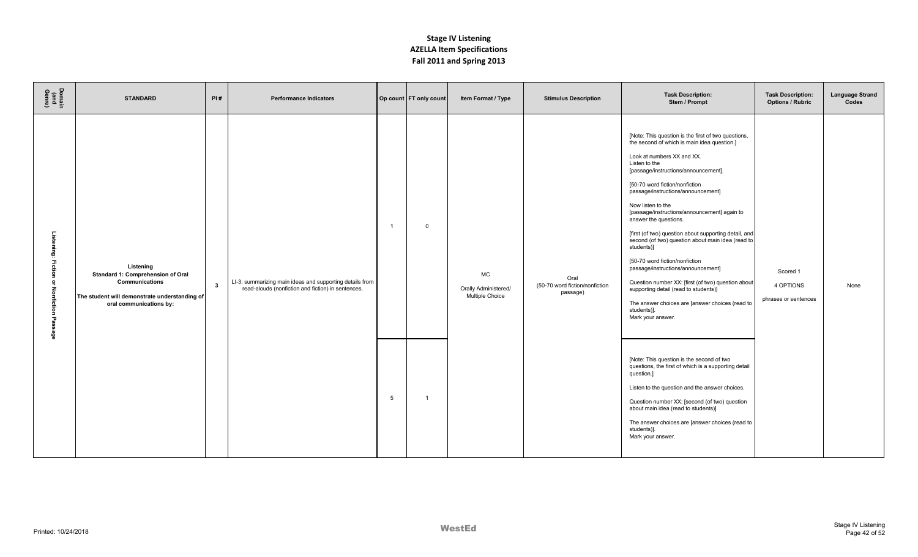# Stage IV Listening
## AZELLA Item Specifications
## Fall 2011 and Spring 2013

| Domain (and Genre) | STANDARD | PI # | Performance Indicators | Op count | FT only count | Item Format / Type | Stimulus Description | Task Description: Stem / Prompt | Task Description: Options / Rubric | Language Strand Codes |
|---|---|---|---|---|---|---|---|---|---|---|
| Listening: Fiction or Nonfiction Passage | **Listening**<br>**Standard 1: Comprehension of Oral Communications**<br>**The student will demonstrate understanding of oral communications by:** | 3 | LI-3: summarizing main ideas and supporting details from read-alouds (nonfiction and fiction) in sentences. | 1 | 0 | MC<br>Orally Administered/ Multiple Choice | Oral<br>(50-70 word fiction/nonfiction passage) | [Note: This question is the first of two questions, the second of which is main idea question.]<br><br>Look at numbers XX and XX.<br>Listen to the [passage/instructions/announcement].<br><br>[50-70 word fiction/nonfiction passage/instructions/announcement]<br><br>Now listen to the [passage/instructions/announcement] again to answer the questions.<br><br>[first (of two) question about supporting detail, and second (of two) question about main idea (read to students)]<br><br>[50-70 word fiction/nonfiction passage/instructions/announcement]<br><br>Question number XX: [first (of two) question about supporting detail (read to students)]<br><br>The answer choices are [answer choices (read to students)].<br>Mark your answer. | Scored 1<br>4 OPTIONS<br>phrases or sentences | None |
| | | | | 5 | 1 | | | [Note: This question is the second of two questions, the first of which is a supporting detail question.]<br><br>Listen to the question and the answer choices.<br><br>Question number XX: [second (of two) question about main idea (read to students)]<br><br>The answer choices are [answer choices (read to students)].<br>Mark your answer. | | |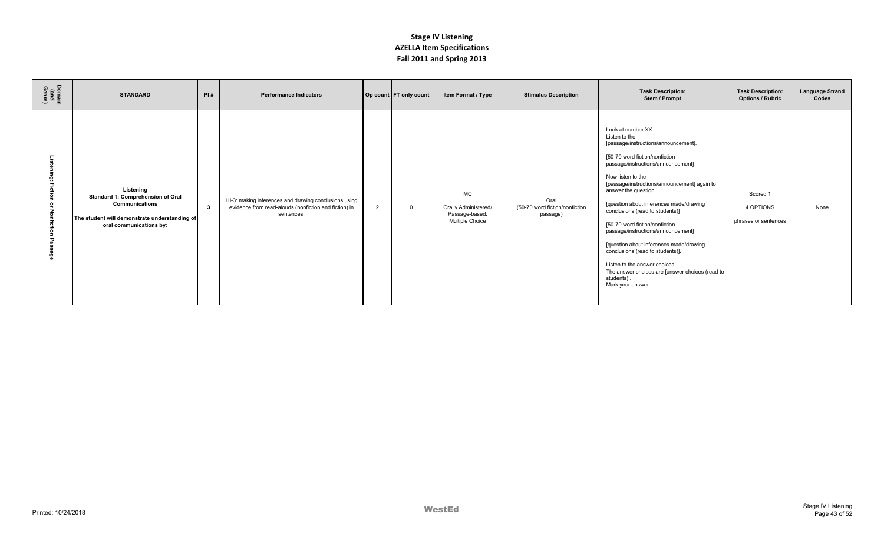# Stage IV Listening
## AZELLA Item Specifications
## Fall 2011 and Spring 2013

| Domain (and Genre) | STANDARD | PI # | Performance Indicators | Op count | FT only count | Item Format / Type | Stimulus Description | Task Description: Stem / Prompt | Task Description: Options / Rubric | Language Strand Codes |
|---|---|---|---|---|---|---|---|---|---|---|
| Listening: Fiction or Nonfiction Passage | **Listening**<br>**Standard 1: Comprehension of Oral Communications**<br><br>**The student will demonstrate understanding of oral communications by:** | **3** | HI-3: making inferences and drawing conclusions using evidence from read-alouds (nonfiction and fiction) in sentences. | 2 | 0 | MC<br><br>Orally Administered/ Passage-based: Multiple Choice | Oral<br>(50-70 word fiction/nonfiction passage) | Look at number XX.<br>Listen to the [passage/instructions/announcement].<br><br>[50-70 word fiction/nonfiction passage/instructions/announcement]<br><br>Now listen to the [passage/instructions/announcement] again to answer the question.<br><br>[question about inferences made/drawing conclusions (read to students)]<br><br>[50-70 word fiction/nonfiction passage/instructions/announcement]<br><br>[question about inferences made/drawing conclusions (read to students)].<br><br>Listen to the answer choices.<br>The answer choices are [answer choices (read to students)].<br>Mark your answer. | Scored 1<br><br>4 OPTIONS<br><br>phrases or sentences | None |

Printed: 10/24/2018

WestEd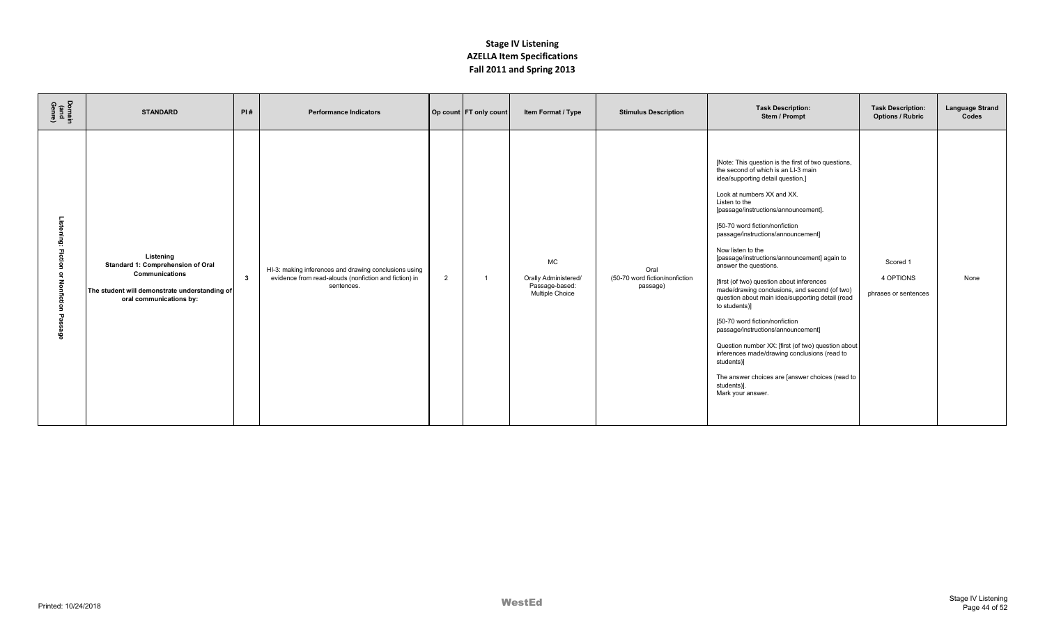# Stage IV Listening
## AZELLA Item Specifications
## Fall 2011 and Spring 2013

| Domain (and Genre) | STANDARD | PI # | Performance Indicators | Op count | FT only count | Item Format / Type | Stimulus Description | Task Description: Stem / Prompt | Task Description: Options / Rubric | Language Strand Codes |
|---|---|---|---|---|---|---|---|---|---|---|
| Listening: Fiction or Nonfiction Passage | **Listening Standard 1: Comprehension of Oral Communications** **The student will demonstrate understanding of oral communications by:** | **3** | HI-3: making inferences and drawing conclusions using evidence from read-alouds (nonfiction and fiction) in sentences. | 2 | 1 | MC Orally Administered/ Passage-based: Multiple Choice | Oral (50-70 word fiction/nonfiction passage) | [Note: This question is the first of two questions, the second of which is an LI-3 main idea/supporting detail question.] Look at numbers XX and XX. Listen to the [passage/instructions/announcement]. [50-70 word fiction/nonfiction passage/instructions/announcement] Now listen to the [passage/instructions/announcement] again to answer the questions. [first (of two) question about inferences made/drawing conclusions, and second (of two) question about main idea/supporting detail (read to students)] [50-70 word fiction/nonfiction passage/instructions/announcement] Question number XX: [first (of two) question about inferences made/drawing conclusions (read to students)] The answer choices are [answer choices (read to students)]. Mark your answer. | Scored 1 4 OPTIONS phrases or sentences | None |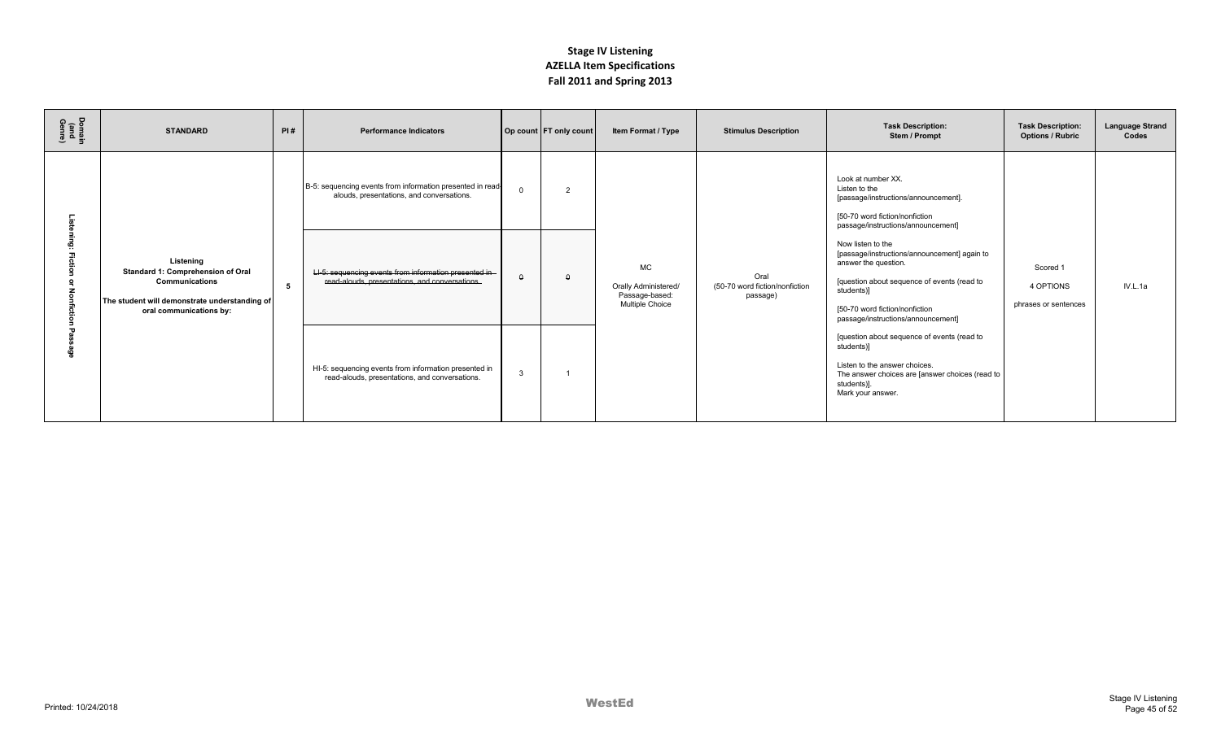# Stage IV Listening
## AZELLA Item Specifications
### Fall 2011 and Spring 2013

| Domain (and Genre) | STANDARD | PI # | Performance Indicators | Op count | FT only count | Item Format / Type | Stimulus Description | Task Description: Stem / Prompt | Task Description: Options / Rubric | Language Strand Codes |
|---|---|---|---|---|---|---|---|---|---|---|
| Listening: Fiction or Nonfiction Passage | **Listening Standard 1: Comprehension of Oral Communications** **The student will demonstrate understanding of oral communications by:** | 5 | B-5: sequencing events from information presented in read-alouds, presentations, and conversations. | 0 | 2 | MC Orally Administered/ Passage-based: Multiple Choice | Oral (50-70 word fiction/nonfiction passage) | Look at number XX. Listen to the [passage/instructions/announcement]. [50-70 word fiction/nonfiction passage/instructions/announcement] Now listen to the [passage/instructions/announcement] again to answer the question. [question about sequence of events (read to students)] [50-70 word fiction/nonfiction passage/instructions/announcement] [question about sequence of events (read to students)] Listen to the answer choices. The answer choices are [answer choices (read to students)]. Mark your answer. | Scored 1 4 OPTIONS phrases or sentences | IV.L.1a |
| | | | ~~LI-5: sequencing events from information presented in read-alouds, presentations, and conversations.~~ | ~~0~~ | ~~0~~ | | | | | |
| | | | HI-5: sequencing events from information presented in read-alouds, presentations, and conversations. | 3 | 1 | | | | | |

Printed: 10/24/2018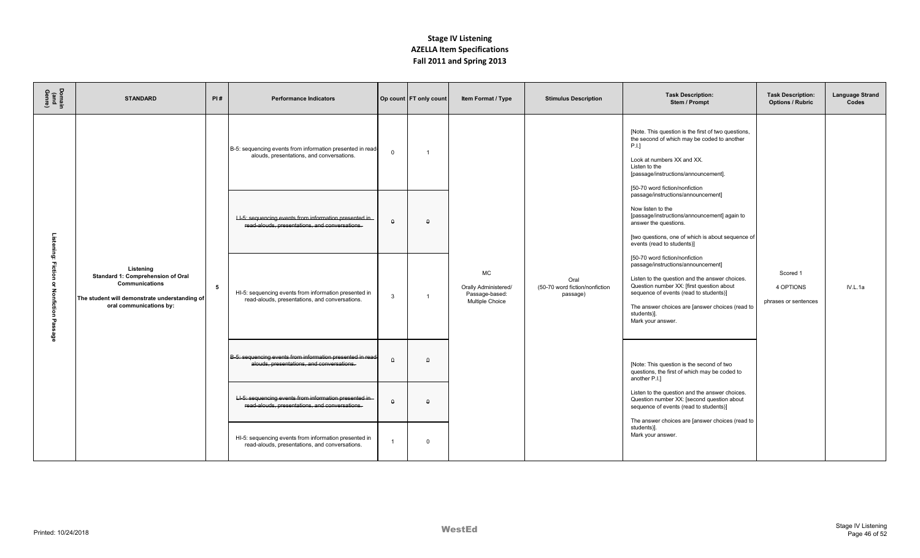# Stage IV Listening
## AZELLA Item Specifications
## Fall 2011 and Spring 2013

| Domain (and Genre) | STANDARD | PI # | Performance Indicators | Op count | FT only count | Item Format / Type | Stimulus Description | Task Description: Stem / Prompt | Task Description: Options / Rubric | Language Strand Codes |
|---|---|---|---|---|---|---|---|---|---|---|
| Listening: Fiction or Nonfiction Passage | Listening Standard 1: Comprehension of Oral Communications The student will demonstrate understanding of oral communications by: | 5 | B-5: sequencing events from information presented in read-alouds, presentations, and conversations. | 0 | 1 | MC Orally Administered/ Passage-based: Multiple Choice | Oral (50-70 word fiction/nonfiction passage) | [Note. This question is the first of two questions, the second of which may be coded to another P.I.] Look at numbers XX and XX. Listen to the [passage/instructions/announcement]. [50-70 word fiction/nonfiction passage/instructions/announcement] Now listen to the [passage/instructions/announcement] again to answer the questions. [two questions, one of which is about sequence of events (read to students)] [50-70 word fiction/nonfiction passage/instructions/announcement] Listen to the question and the answer choices. Question number XX: [first question about sequence of events (read to students)] The answer choices are [answer choices (read to students)]. Mark your answer. | Scored 1 4 OPTIONS phrases or sentences | IV.L.1a |
| | | | ~~LI-5: sequencing events from information presented in read-alouds, presentations, and conversations.~~ | ~~0~~ | ~~0~~ | | | | | |
| | | | HI-5: sequencing events from information presented in read-alouds, presentations, and conversations. | 3 | 1 | | | | | |
| | | | ~~B-5: sequencing events from information presented in read-alouds, presentations, and conversations.~~ | ~~0~~ | ~~0~~ | | | [Note: This question is the second of two questions, the first of which may be coded to another P.I.] Listen to the question and the answer choices. Question number XX: [second question about sequence of events (read to students)] The answer choices are [answer choices (read to students)]. Mark your answer. | | |
| | | | ~~LI-5: sequencing events from information presented in read-alouds, presentations, and conversations.~~ | ~~0~~ | ~~0~~ | | | | | |
| | | | HI-5: sequencing events from information presented in read-alouds, presentations, and conversations. | 1 | 0 | | | | | |

Printed: 10/24/2018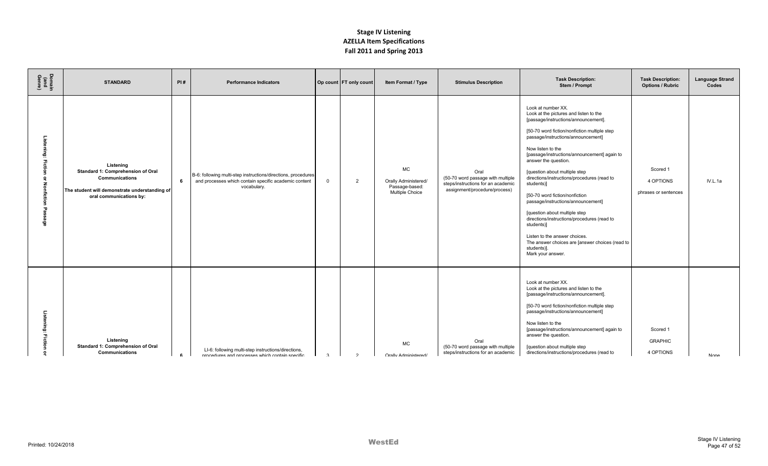# Stage IV Listening
# AZELLA Item Specifications
# Fall 2011 and Spring 2013

| Domain (and Genre) | STANDARD | PI # | Performance Indicators | Op count | FT only count | Item Format / Type | Stimulus Description | Task Description: Stem / Prompt | Task Description: Options / Rubric | Language Strand Codes |
|---|---|---|---|---|---|---|---|---|---|---|
| Listening: Fiction or Nonfiction Passage | **Listening** **Standard 1: Comprehension of Oral Communications** **The student will demonstrate understanding of oral communications by:** | **6** | B-6: following multi-step instructions/directions, procedures and processes which contain specific academic content vocabulary. | 0 | 2 | MC Orally Administered/ Passage-based: Multiple Choice | Oral (50-70 word passage with multiple steps/instructions for an academic assignment/procedure/process) | Look at number XX. Look at the pictures and listen to the [passage/instructions/announcement]. [50-70 word fiction/nonfiction multiple step passage/instructions/announcement] Now listen to the [passage/instructions/announcement] again to answer the question. [question about multiple step directions/instructions/procedures (read to students)] [50-70 word fiction/nonfiction passage/instructions/announcement] [question about multiple step directions/instructions/procedures (read to students)] Listen to the answer choices. The answer choices are [answer choices (read to students)]. Mark your answer. | Scored 1 4 OPTIONS phrases or sentences | IV.L.1a |
| Listening: Fiction or | **Listening** **Standard 1: Comprehension of Oral Communications** | **6** | LI-6: following multi-step instructions/directions, procedures and processes which contain specific | 3 | 2 | MC Orally Administered/ | Oral (50-70 word passage with multiple steps/instructions for an academic | Look at number XX. Look at the pictures and listen to the [passage/instructions/announcement]. [50-70 word fiction/nonfiction multiple step passage/instructions/announcement] Now listen to the [passage/instructions/announcement] again to answer the question. [question about multiple step directions/instructions/procedures (read to | Scored 1 GRAPHIC 4 OPTIONS | None |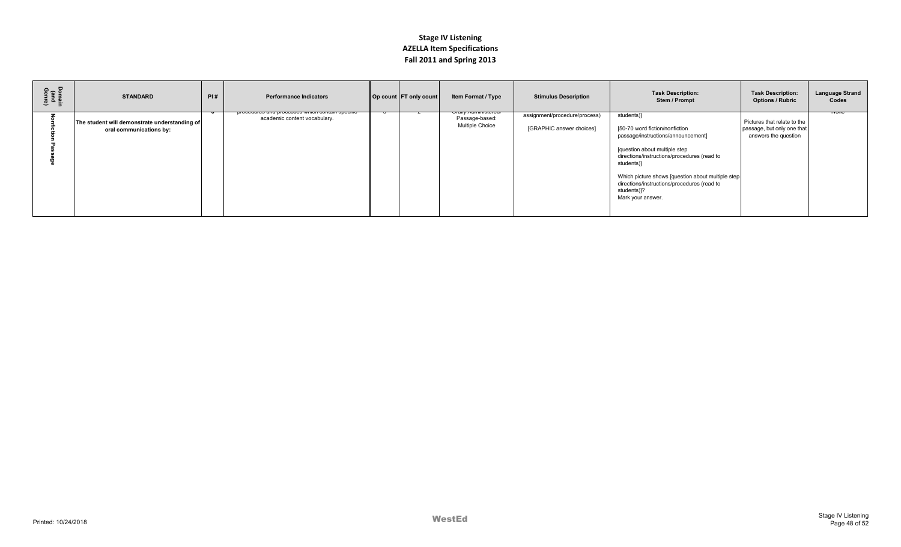# Stage IV Listening
## AZELLA Item Specifications
## Fall 2011 and Spring 2013

| Domain (and Genre) | STANDARD | PI # | Performance Indicators | Op count | FT only count | Item Format / Type | Stimulus Description | Task Description: Stem / Prompt | Task Description: Options / Rubric | Language Strand Codes |
|---|---|---|---|---|---|---|---|---|---|---|
| Nonfiction Passage | The student will demonstrate understanding of oral communications by: | | procedures and processes which contain specific academic content vocabulary. | | | Orally Administered/ Passage-based: Multiple Choice | assignment/procedure/process) [GRAPHIC answer choices] | students)] [50-70 word fiction/nonfiction passage/instructions/announcement] [question about multiple step directions/instructions/procedures (read to students)] Which picture shows [question about multiple step directions/instructions/procedures (read to students)]? Mark your answer. | Pictures that relate to the passage, but only one that answers the question | None |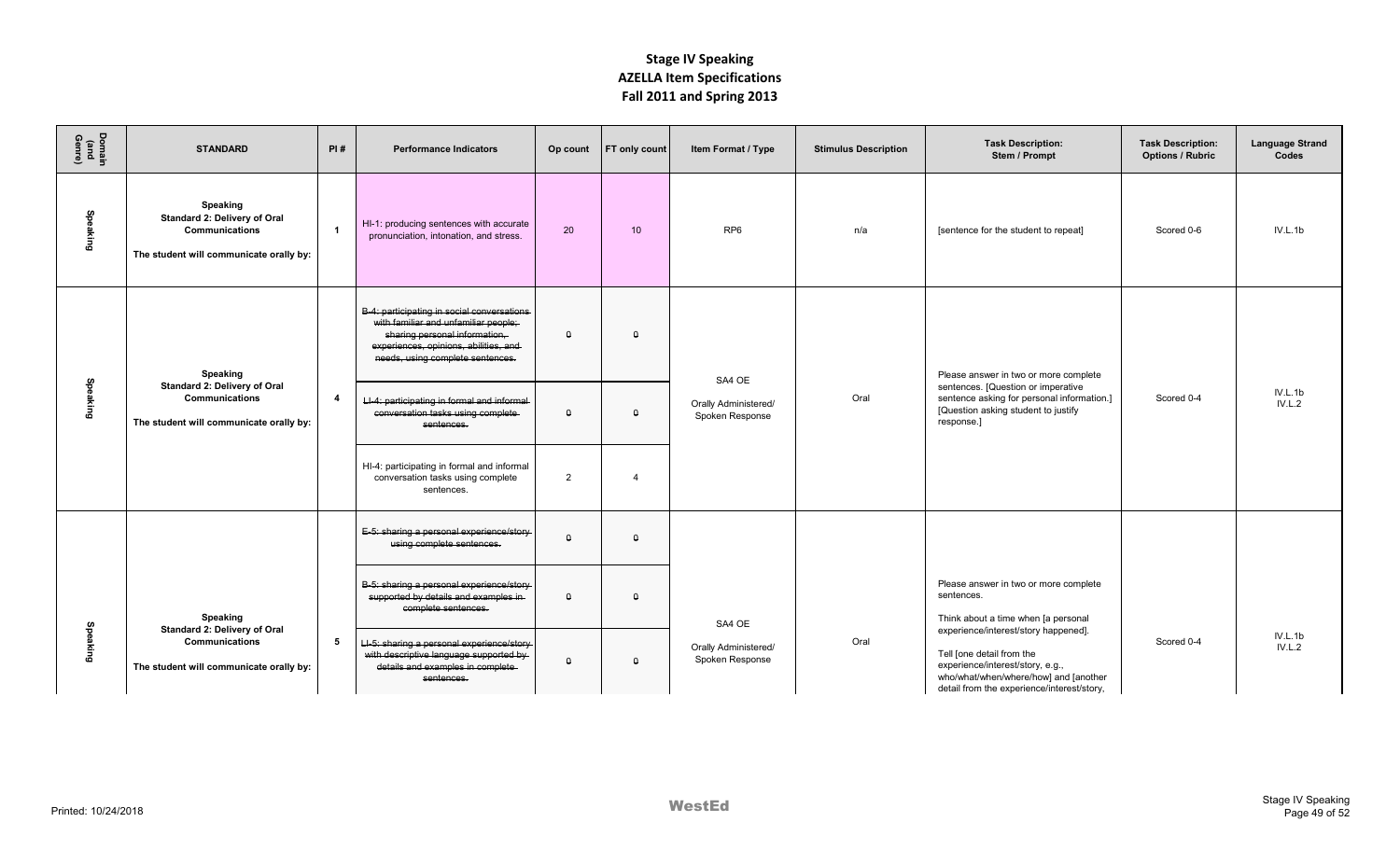# Stage IV Speaking
# AZELLA Item Specifications
# Fall 2011 and Spring 2013

| Domain (and Genre) | STANDARD | PI # | Performance Indicators | Op count | FT only count | Item Format / Type | Stimulus Description | Task Description: Stem / Prompt | Task Description: Options / Rubric | Language Strand Codes |
|---|---|---|---|---|---|---|---|---|---|---|
| Speaking | **Speaking** **Standard 2: Delivery of Oral Communications** **The student will communicate orally by:** | 1 | HI-1: producing sentences with accurate pronunciation, intonation, and stress. | 20 | 10 | RP6 | n/a | [sentence for the student to repeat] | Scored 0-6 | IV.L.1b |
| Speaking | **Speaking** **Standard 2: Delivery of Oral Communications** **The student will communicate orally by:** | 4 | ~~B-4: participating in social conversations with familiar and unfamiliar people; sharing personal information, experiences, opinions, abilities, and needs, using complete sentences.~~ | ~~0~~ | ~~0~~ | SA4 OE Orally Administered/ Spoken Response | Oral | Please answer in two or more complete sentences. [Question or imperative sentence asking for personal information.] [Question asking student to justify response.] | Scored 0-4 | IV.L.1b IV.L.2 |
| | | | ~~LI-4: participating in formal and informal conversation tasks using complete sentences.~~ | ~~0~~ | ~~0~~ | | | | | |
| | | | HI-4: participating in formal and informal conversation tasks using complete sentences. | 2 | 4 | | | | | |
| Speaking | **Speaking** **Standard 2: Delivery of Oral Communications** **The student will communicate orally by:** | 5 | ~~E-5: sharing a personal experience/story using complete sentences.~~ | ~~0~~ | ~~0~~ | SA4 OE Orally Administered/ Spoken Response | Oral | Please answer in two or more complete sentences. Think about a time when [a personal experience/interest/story happened]. Tell [one detail from the experience/interest/story, e.g., who/what/when/where/how] and [another detail from the experience/interest/story, | Scored 0-4 | IV.L.1b IV.L.2 |
| | | | ~~B-5: sharing a personal experience/story supported by details and examples in complete sentences.~~ | ~~0~~ | ~~0~~ | | | | | |
| | | | ~~LI-5: sharing a personal experience/story with descriptive language supported by details and examples in complete sentences.~~ | ~~0~~ | ~~0~~ | | | | | |

Printed: 10/24/2018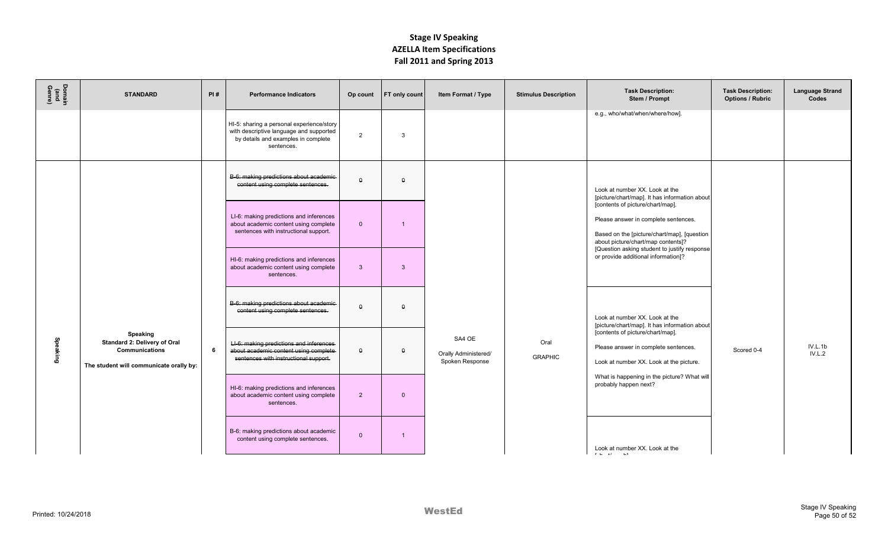# Stage IV Speaking
## AZELLA Item Specifications
## Fall 2011 and Spring 2013

| Domain (and Genre) | STANDARD | PI # | Performance Indicators | Op count | FT only count | Item Format / Type | Stimulus Description | Task Description: Stem / Prompt | Task Description: Options / Rubric | Language Strand Codes |
|---|---|---|---|---|---|---|---|---|---|---|
| | | | HI-5: sharing a personal experience/story with descriptive language and supported by details and examples in complete sentences. | 2 | 3 | | | e.g., who/what/when/where/how]. | | |
| Speaking | **Speaking** **Standard 2: Delivery of Oral Communications** The student will communicate orally by: | 6 | ~~B-6: making predictions about academic content using complete sentences.~~ | ~~0~~ | ~~0~~ | SA4 OE Orally Administered/ Spoken Response | Oral GRAPHIC | Look at number XX. Look at the [picture/chart/map]. It has information about [contents of picture/chart/map]. Please answer in complete sentences. Based on the [picture/chart/map], [question about picture/chart/map contents]? [Question asking student to justify response or provide additional information]? | Scored 0-4 | IV.L.1b IV.L.2 |
| | | | LI-6: making predictions and inferences about academic content using complete sentences with instructional support. | 0 | 1 | | | | | |
| | | | HI-6: making predictions and inferences about academic content using complete sentences. | 3 | 3 | | | | | |
| | | | ~~B-6: making predictions about academic content using complete sentences.~~ | ~~0~~ | ~~0~~ | | | Look at number XX. Look at the [picture/chart/map]. It has information about [contents of picture/chart/map]. Please answer in complete sentences. Look at number XX. Look at the picture. What is happening in the picture? What will probably happen next? | | |
| | | | ~~LI-6: making predictions and inferences about academic content using complete sentences with instructional support.~~ | ~~0~~ | ~~0~~ | | | | | |
| | | | HI-6: making predictions and inferences about academic content using complete sentences. | 2 | 0 | | | | | |
| | | | B-6: making predictions about academic content using complete sentences. | 0 | 1 | | | Look at number XX. Look at the | | |

Printed: 10/24/2018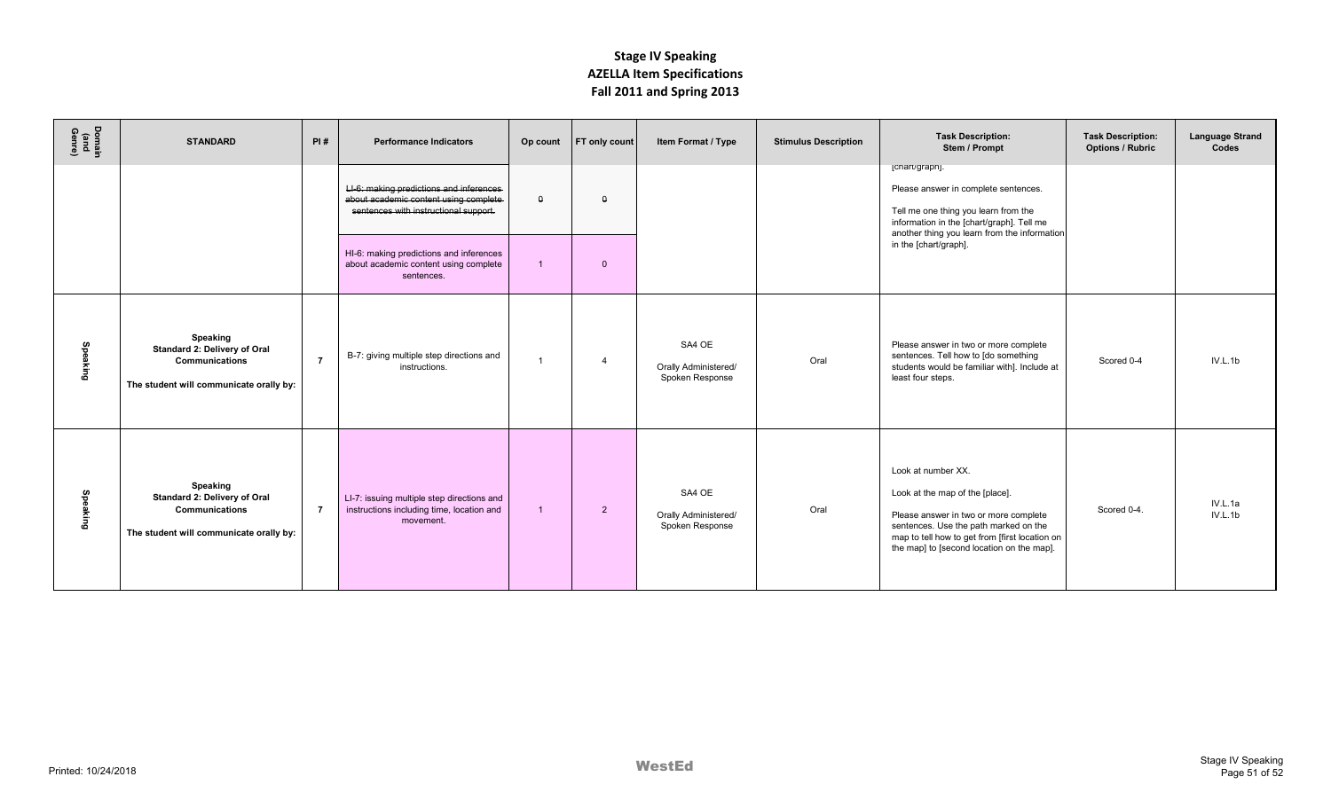# Stage IV Speaking
# AZELLA Item Specifications
# Fall 2011 and Spring 2013

| Domain (and Genre) | STANDARD | PI # | Performance Indicators | Op count | FT only count | Item Format / Type | Stimulus Description | Task Description: Stem / Prompt | Task Description: Options / Rubric | Language Strand Codes |
|---|---|---|---|---|---|---|---|---|---|---|
| | | | ~~LI-6: making predictions and inferences about academic content using complete sentences with instructional support.~~ | ~~0~~ | ~~0~~ | | | [chart/graph]. Please answer in complete sentences. Tell me one thing you learn from the information in the [chart/graph]. Tell me another thing you learn from the information in the [chart/graph]. | | |
| | | | HI-6: making predictions and inferences about academic content using complete sentences. | 1 | 0 | | | | | |
| Speaking | **Speaking Standard 2: Delivery of Oral Communications** **The student will communicate orally by:** | 7 | B-7: giving multiple step directions and instructions. | 1 | 4 | SA4 OE Orally Administered/ Spoken Response | Oral | Please answer in two or more complete sentences. Tell how to [do something students would be familiar with]. Include at least four steps. | Scored 0-4 | IV.L.1b |
| Speaking | **Speaking Standard 2: Delivery of Oral Communications** **The student will communicate orally by:** | 7 | LI-7: issuing multiple step directions and instructions including time, location and movement. | 1 | 2 | SA4 OE Orally Administered/ Spoken Response | Oral | Look at number XX. Look at the map of the [place]. Please answer in two or more complete sentences. Use the path marked on the map to tell how to get from [first location on the map] to [second location on the map]. | Scored 0-4. | IV.L.1a IV.L.1b |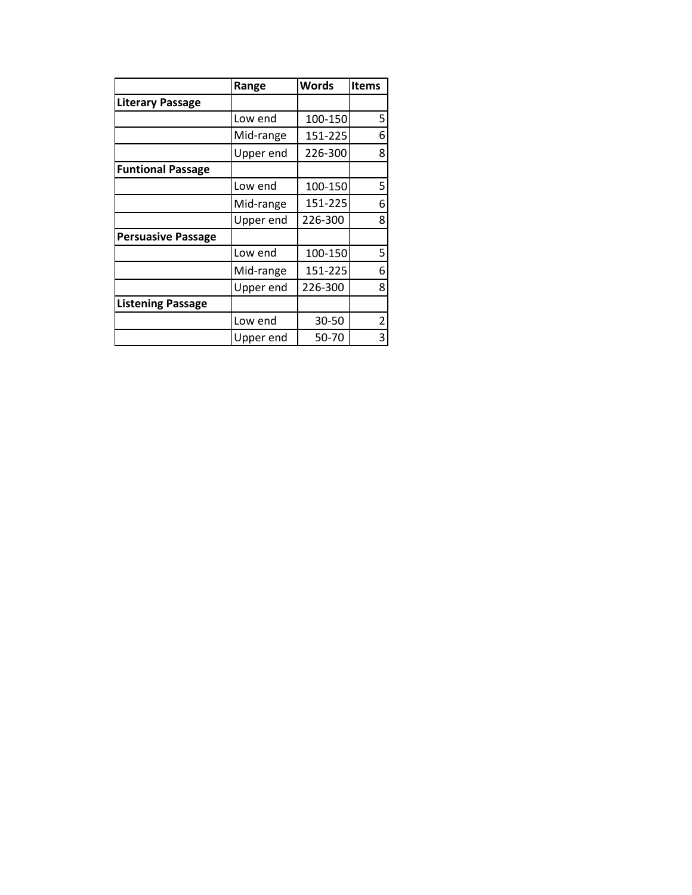| | Range | Words | Items |
|---|---|---|---|
| **Literary Passage** | | | |
| | Low end | 100-150 | 5 |
| | Mid-range | 151-225 | 6 |
| | Upper end | 226-300 | 8 |
| **Funtional Passage** | | | |
| | Low end | 100-150 | 5 |
| | Mid-range | 151-225 | 6 |
| | Upper end | 226-300 | 8 |
| **Persuasive Passage** | | | |
| | Low end | 100-150 | 5 |
| | Mid-range | 151-225 | 6 |
| | Upper end | 226-300 | 8 |
| **Listening Passage** | | | |
| | Low end | 30-50 | 2 |
| | Upper end | 50-70 | 3 |